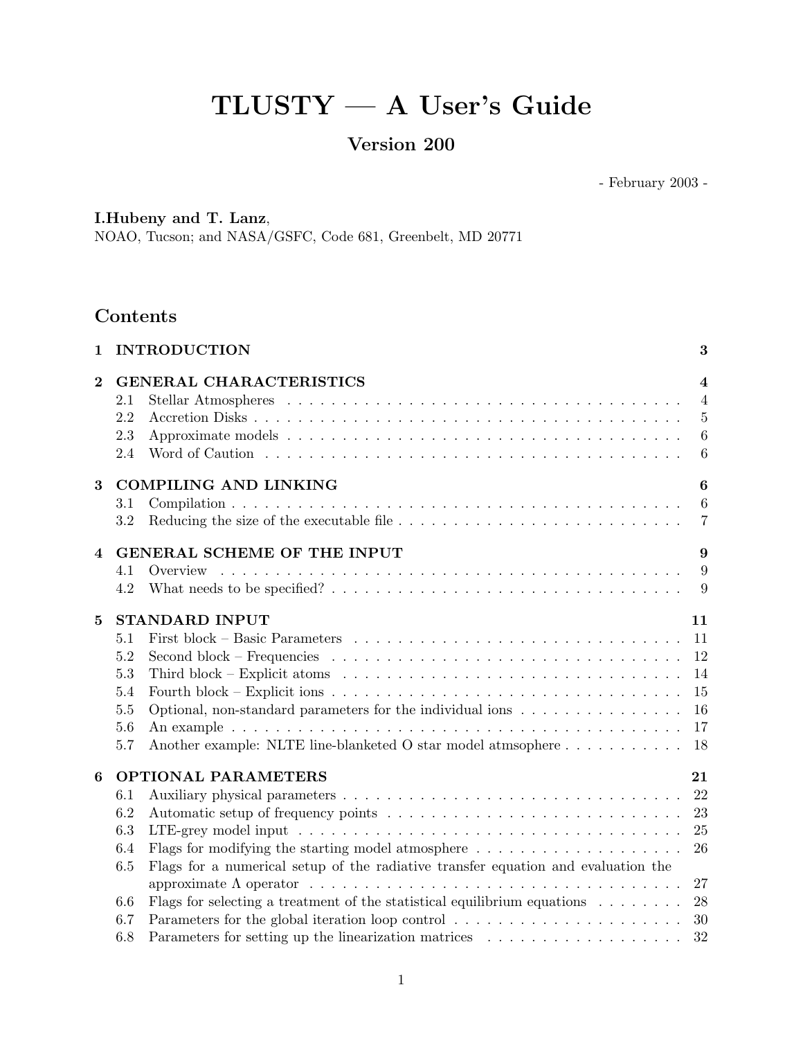# TLUSTY — A User's Guide

## Version 200

- February 2003 -

**I.Hubeny and T. Lanz**,
NOAO, Tucson; and NASA/GSFC, Code 681, Greenbelt, MD 20771

## Contents

**1 INTRODUCTION** 3

**2 GENERAL CHARACTERISTICS** 4
- 2.1 Stellar Atmospheres 4
- 2.2 Accretion Disks 5
- 2.3 Approximate models 6
- 2.4 Word of Caution 6

**3 COMPILING AND LINKING** 6
- 3.1 Compilation 6
- 3.2 Reducing the size of the executable file 7

**4 GENERAL SCHEME OF THE INPUT** 9
- 4.1 Overview 9
- 4.2 What needs to be specified? 9

**5 STANDARD INPUT** 11
- 5.1 First block – Basic Parameters 11
- 5.2 Second block – Frequencies 12
- 5.3 Third block – Explicit atoms 14
- 5.4 Fourth block – Explicit ions 15
- 5.5 Optional, non-standard parameters for the individual ions 16
- 5.6 An example 17
- 5.7 Another example: NLTE line-blanketed O star model atmsophere 18

**6 OPTIONAL PARAMETERS** 21
- 6.1 Auxiliary physical parameters 22
- 6.2 Automatic setup of frequency points 23
- 6.3 LTE-grey model input 25
- 6.4 Flags for modifying the starting model atmosphere 26
- 6.5 Flags for a numerical setup of the radiative transfer equation and evaluation the approximate $\Lambda$ operator 27
- 6.6 Flags for selecting a treatment of the statistical equilibrium equations 28
- 6.7 Parameters for the global iteration loop control 30
- 6.8 Parameters for setting up the linearization matrices 32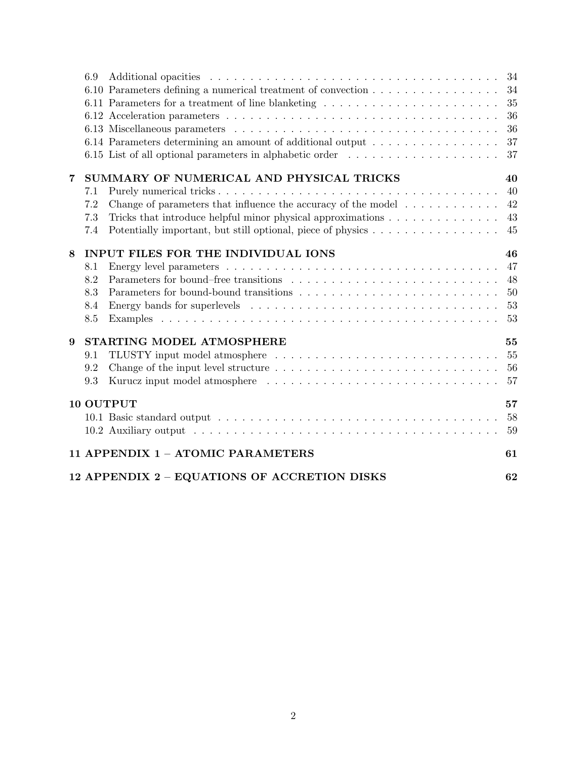6.9 Additional opacities . . . . . . . . . . . . . . . . . . . . . . . . . . . . . . . . . . . . . . . 34
6.10 Parameters defining a numerical treatment of convection . . . . . . . . . . . . . . . . 34
6.11 Parameters for a treatment of line blanketing . . . . . . . . . . . . . . . . . . . . . . . 35
6.12 Acceleration parameters . . . . . . . . . . . . . . . . . . . . . . . . . . . . . . . . . . . 36
6.13 Miscellaneous parameters . . . . . . . . . . . . . . . . . . . . . . . . . . . . . . . . . . 36
6.14 Parameters determining an amount of additional output . . . . . . . . . . . . . . . . 37
6.15 List of all optional parameters in alphabetic order . . . . . . . . . . . . . . . . . . . 37

**7 SUMMARY OF NUMERICAL AND PHYSICAL TRICKS** **40**

7.1 Purely numerical tricks . . . . . . . . . . . . . . . . . . . . . . . . . . . . . . . . . . . . 40
7.2 Change of parameters that influence the accuracy of the model . . . . . . . . . . . . 42
7.3 Tricks that introduce helpful minor physical approximations . . . . . . . . . . . . . . 43
7.4 Potentially important, but still optional, piece of physics . . . . . . . . . . . . . . . . 45

**8 INPUT FILES FOR THE INDIVIDUAL IONS** **46**

8.1 Energy level parameters . . . . . . . . . . . . . . . . . . . . . . . . . . . . . . . . . . . 47
8.2 Parameters for bound–free transitions . . . . . . . . . . . . . . . . . . . . . . . . . . . 48
8.3 Parameters for bound-bound transitions . . . . . . . . . . . . . . . . . . . . . . . . . . 50
8.4 Energy bands for superlevels . . . . . . . . . . . . . . . . . . . . . . . . . . . . . . . . 53
8.5 Examples . . . . . . . . . . . . . . . . . . . . . . . . . . . . . . . . . . . . . . . . . . . 53

**9 STARTING MODEL ATMOSPHERE** **55**

9.1 TLUSTY input model atmosphere . . . . . . . . . . . . . . . . . . . . . . . . . . . . . 55
9.2 Change of the input level structure . . . . . . . . . . . . . . . . . . . . . . . . . . . . . 56
9.3 Kurucz input model atmosphere . . . . . . . . . . . . . . . . . . . . . . . . . . . . . . 57

**10 OUTPUT** **57**

10.1 Basic standard output . . . . . . . . . . . . . . . . . . . . . . . . . . . . . . . . . . . 58
10.2 Auxiliary output . . . . . . . . . . . . . . . . . . . . . . . . . . . . . . . . . . . . . . . 59

**11 APPENDIX 1 – ATOMIC PARAMETERS** **61**

**12 APPENDIX 2 – EQUATIONS OF ACCRETION DISKS** **62**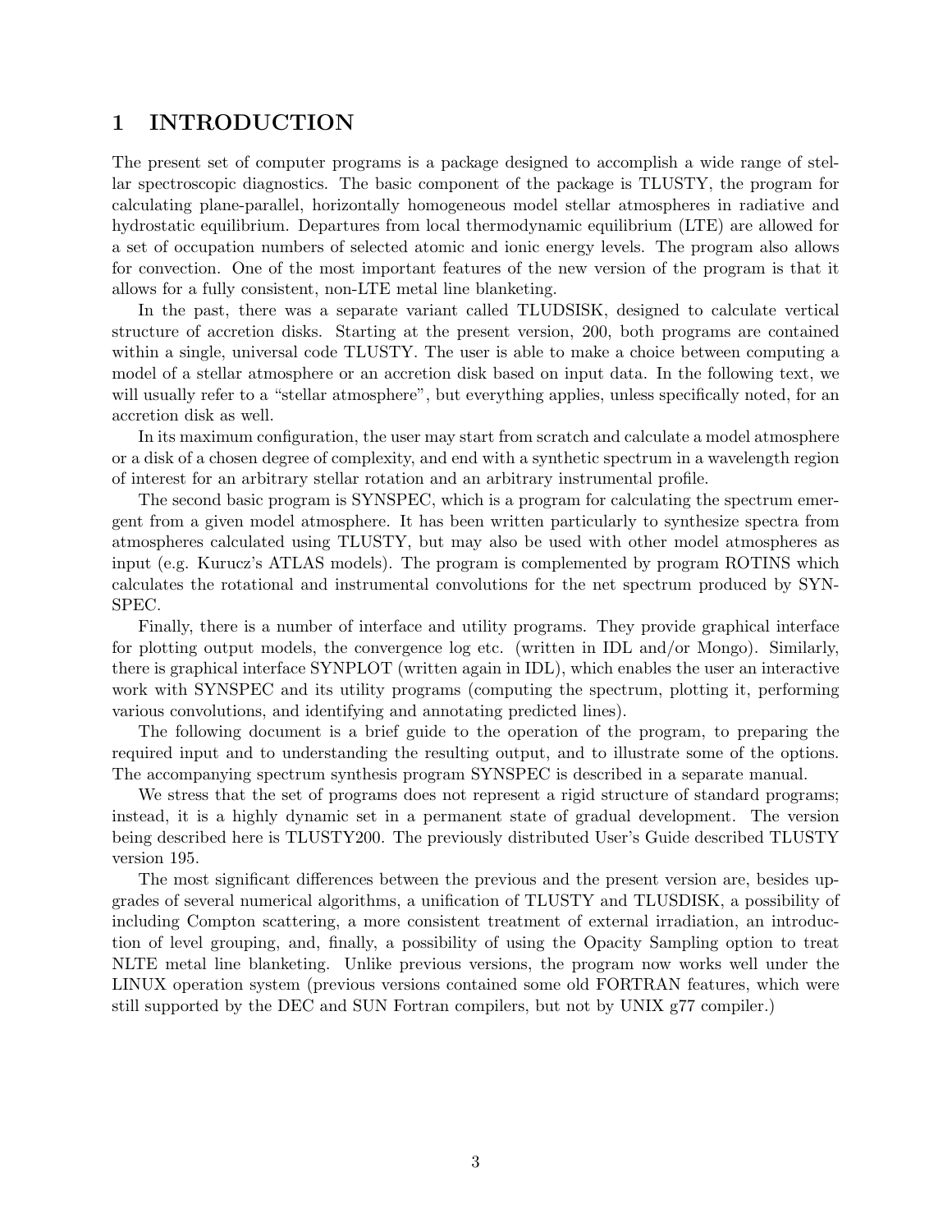# 1 INTRODUCTION

The present set of computer programs is a package designed to accomplish a wide range of stellar spectroscopic diagnostics. The basic component of the package is TLUSTY, the program for calculating plane-parallel, horizontally homogeneous model stellar atmospheres in radiative and hydrostatic equilibrium. Departures from local thermodynamic equilibrium (LTE) are allowed for a set of occupation numbers of selected atomic and ionic energy levels. The program also allows for convection. One of the most important features of the new version of the program is that it allows for a fully consistent, non-LTE metal line blanketing.

In the past, there was a separate variant called TLUDSISK, designed to calculate vertical structure of accretion disks. Starting at the present version, 200, both programs are contained within a single, universal code TLUSTY. The user is able to make a choice between computing a model of a stellar atmosphere or an accretion disk based on input data. In the following text, we will usually refer to a "stellar atmosphere", but everything applies, unless specifically noted, for an accretion disk as well.

In its maximum configuration, the user may start from scratch and calculate a model atmosphere or a disk of a chosen degree of complexity, and end with a synthetic spectrum in a wavelength region of interest for an arbitrary stellar rotation and an arbitrary instrumental profile.

The second basic program is SYNSPEC, which is a program for calculating the spectrum emergent from a given model atmosphere. It has been written particularly to synthesize spectra from atmospheres calculated using TLUSTY, but may also be used with other model atmospheres as input (e.g. Kurucz's ATLAS models). The program is complemented by program ROTINS which calculates the rotational and instrumental convolutions for the net spectrum produced by SYNSPEC.

Finally, there is a number of interface and utility programs. They provide graphical interface for plotting output models, the convergence log etc. (written in IDL and/or Mongo). Similarly, there is graphical interface SYNPLOT (written again in IDL), which enables the user an interactive work with SYNSPEC and its utility programs (computing the spectrum, plotting it, performing various convolutions, and identifying and annotating predicted lines).

The following document is a brief guide to the operation of the program, to preparing the required input and to understanding the resulting output, and to illustrate some of the options. The accompanying spectrum synthesis program SYNSPEC is described in a separate manual.

We stress that the set of programs does not represent a rigid structure of standard programs; instead, it is a highly dynamic set in a permanent state of gradual development. The version being described here is TLUSTY200. The previously distributed User's Guide described TLUSTY version 195.

The most significant differences between the previous and the present version are, besides upgrades of several numerical algorithms, a unification of TLUSTY and TLUSDISK, a possibility of including Compton scattering, a more consistent treatment of external irradiation, an introduction of level grouping, and, finally, a possibility of using the Opacity Sampling option to treat NLTE metal line blanketing. Unlike previous versions, the program now works well under the LINUX operation system (previous versions contained some old FORTRAN features, which were still supported by the DEC and SUN Fortran compilers, but not by UNIX g77 compiler.)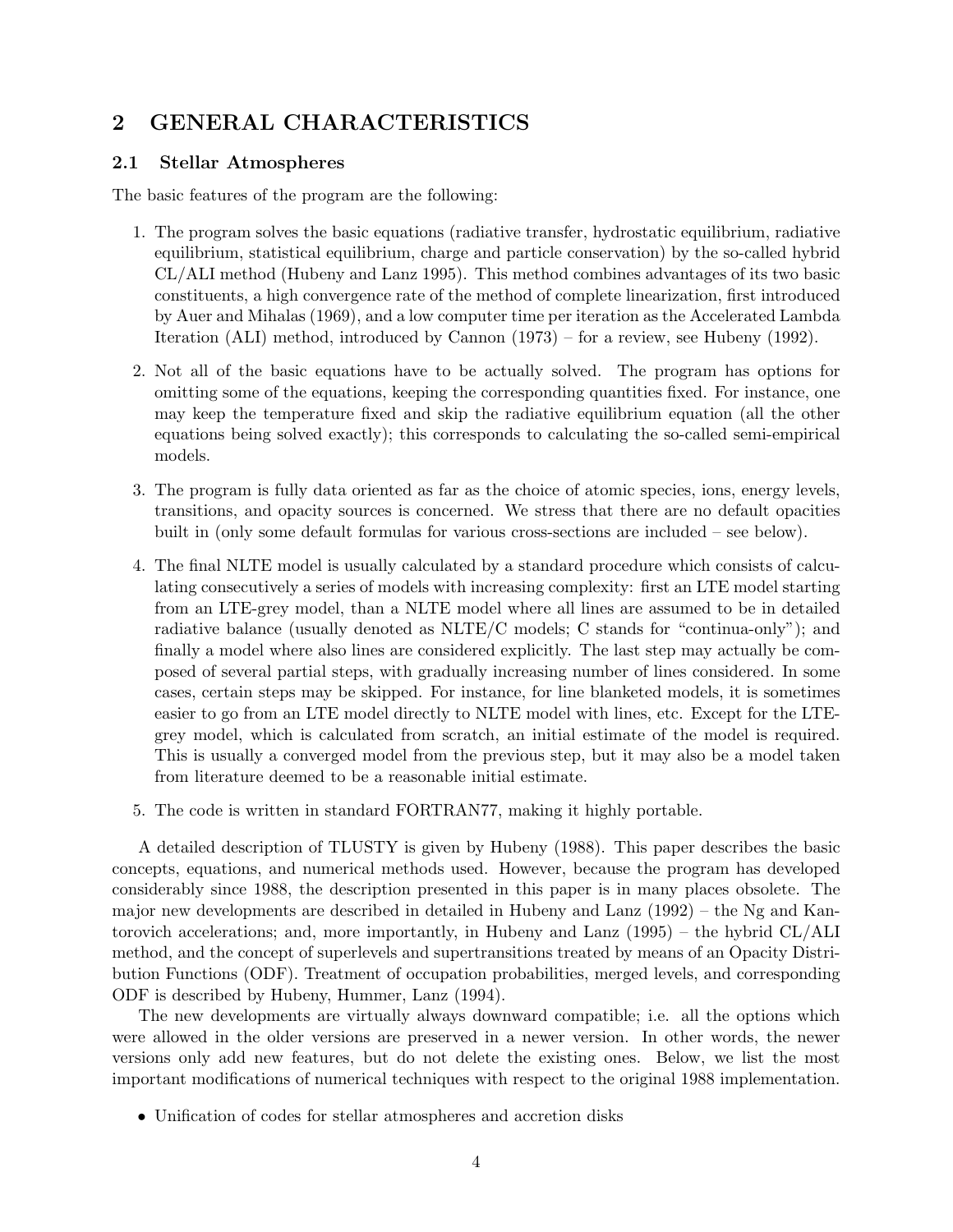# 2 GENERAL CHARACTERISTICS

## 2.1 Stellar Atmospheres

The basic features of the program are the following:

1. The program solves the basic equations (radiative transfer, hydrostatic equilibrium, radiative equilibrium, statistical equilibrium, charge and particle conservation) by the so-called hybrid CL/ALI method (Hubeny and Lanz 1995). This method combines advantages of its two basic constituents, a high convergence rate of the method of complete linearization, first introduced by Auer and Mihalas (1969), and a low computer time per iteration as the Accelerated Lambda Iteration (ALI) method, introduced by Cannon (1973) – for a review, see Hubeny (1992).

2. Not all of the basic equations have to be actually solved. The program has options for omitting some of the equations, keeping the corresponding quantities fixed. For instance, one may keep the temperature fixed and skip the radiative equilibrium equation (all the other equations being solved exactly); this corresponds to calculating the so-called semi-empirical models.

3. The program is fully data oriented as far as the choice of atomic species, ions, energy levels, transitions, and opacity sources is concerned. We stress that there are no default opacities built in (only some default formulas for various cross-sections are included – see below).

4. The final NLTE model is usually calculated by a standard procedure which consists of calculating consecutively a series of models with increasing complexity: first an LTE model starting from an LTE-grey model, than a NLTE model where all lines are assumed to be in detailed radiative balance (usually denoted as NLTE/C models; C stands for "continua-only"); and finally a model where also lines are considered explicitly. The last step may actually be composed of several partial steps, with gradually increasing number of lines considered. In some cases, certain steps may be skipped. For instance, for line blanketed models, it is sometimes easier to go from an LTE model directly to NLTE model with lines, etc. Except for the LTE-grey model, which is calculated from scratch, an initial estimate of the model is required. This is usually a converged model from the previous step, but it may also be a model taken from literature deemed to be a reasonable initial estimate.

5. The code is written in standard FORTRAN77, making it highly portable.

A detailed description of TLUSTY is given by Hubeny (1988). This paper describes the basic concepts, equations, and numerical methods used. However, because the program has developed considerably since 1988, the description presented in this paper is in many places obsolete. The major new developments are described in detailed in Hubeny and Lanz (1992) – the Ng and Kantorovich accelerations; and, more importantly, in Hubeny and Lanz (1995) – the hybrid CL/ALI method, and the concept of superlevels and supertransitions treated by means of an Opacity Distribution Functions (ODF). Treatment of occupation probabilities, merged levels, and corresponding ODF is described by Hubeny, Hummer, Lanz (1994).

The new developments are virtually always downward compatible; i.e. all the options which were allowed in the older versions are preserved in a newer version. In other words, the newer versions only add new features, but do not delete the existing ones. Below, we list the most important modifications of numerical techniques with respect to the original 1988 implementation.

- Unification of codes for stellar atmospheres and accretion disks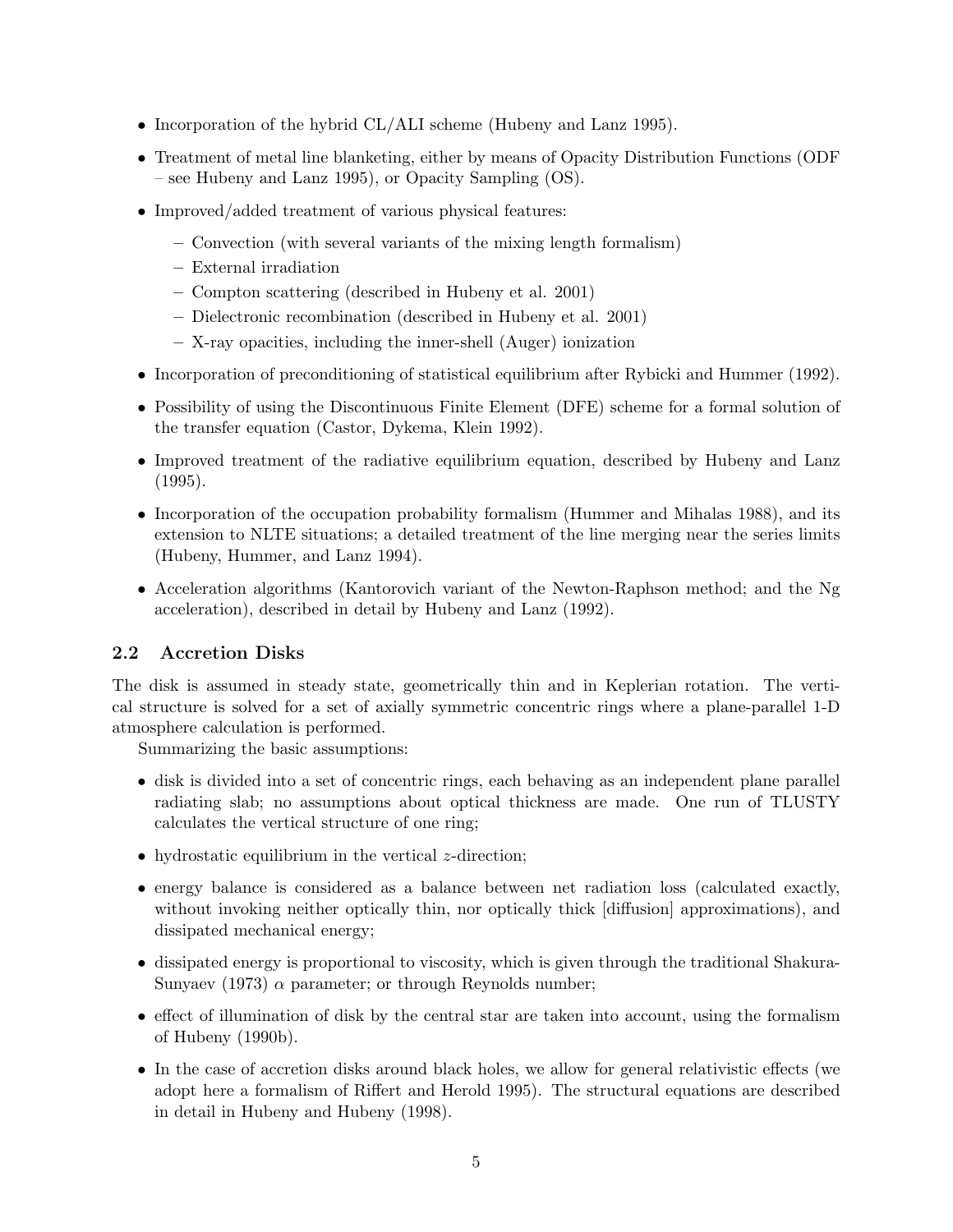- Incorporation of the hybrid CL/ALI scheme (Hubeny and Lanz 1995).
- Treatment of metal line blanketing, either by means of Opacity Distribution Functions (ODF – see Hubeny and Lanz 1995), or Opacity Sampling (OS).
- Improved/added treatment of various physical features:
  - Convection (with several variants of the mixing length formalism)
  - External irradiation
  - Compton scattering (described in Hubeny et al. 2001)
  - Dielectronic recombination (described in Hubeny et al. 2001)
  - X-ray opacities, including the inner-shell (Auger) ionization
- Incorporation of preconditioning of statistical equilibrium after Rybicki and Hummer (1992).
- Possibility of using the Discontinuous Finite Element (DFE) scheme for a formal solution of the transfer equation (Castor, Dykema, Klein 1992).
- Improved treatment of the radiative equilibrium equation, described by Hubeny and Lanz (1995).
- Incorporation of the occupation probability formalism (Hummer and Mihalas 1988), and its extension to NLTE situations; a detailed treatment of the line merging near the series limits (Hubeny, Hummer, and Lanz 1994).
- Acceleration algorithms (Kantorovich variant of the Newton-Raphson method; and the Ng acceleration), described in detail by Hubeny and Lanz (1992).

## 2.2 Accretion Disks

The disk is assumed in steady state, geometrically thin and in Keplerian rotation. The vertical structure is solved for a set of axially symmetric concentric rings where a plane-parallel 1-D atmosphere calculation is performed.

Summarizing the basic assumptions:

- disk is divided into a set of concentric rings, each behaving as an independent plane parallel radiating slab; no assumptions about optical thickness are made. One run of TLUSTY calculates the vertical structure of one ring;
- hydrostatic equilibrium in the vertical $z$-direction;
- energy balance is considered as a balance between net radiation loss (calculated exactly, without invoking neither optically thin, nor optically thick [diffusion] approximations), and dissipated mechanical energy;
- dissipated energy is proportional to viscosity, which is given through the traditional Shakura-Sunyaev (1973) $\alpha$ parameter; or through Reynolds number;
- effect of illumination of disk by the central star are taken into account, using the formalism of Hubeny (1990b).
- In the case of accretion disks around black holes, we allow for general relativistic effects (we adopt here a formalism of Riffert and Herold 1995). The structural equations are described in detail in Hubeny and Hubeny (1998).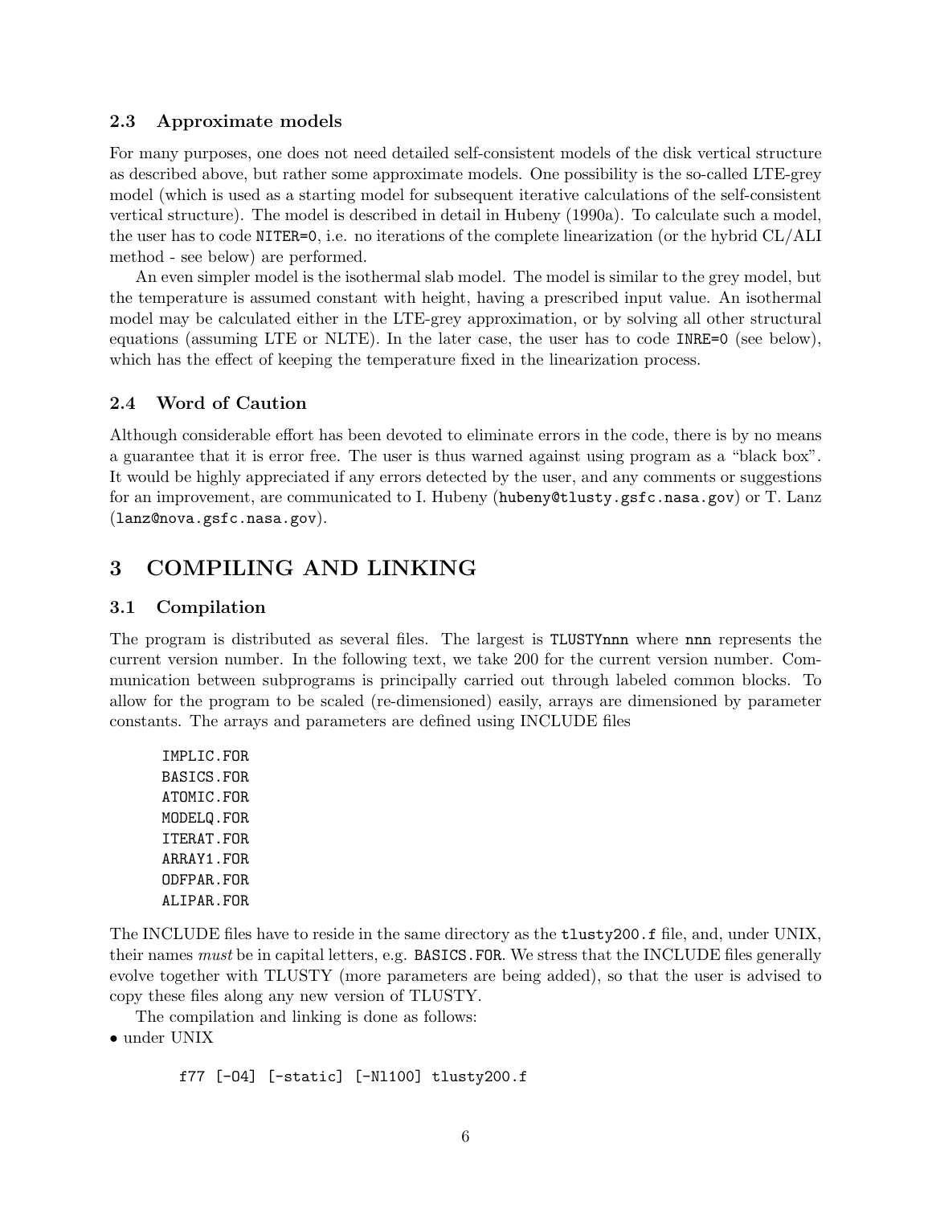### 2.3 Approximate models

For many purposes, one does not need detailed self-consistent models of the disk vertical structure as described above, but rather some approximate models. One possibility is the so-called LTE-grey model (which is used as a starting model for subsequent iterative calculations of the self-consistent vertical structure). The model is described in detail in Hubeny (1990a). To calculate such a model, the user has to code `NITER=0`, i.e. no iterations of the complete linearization (or the hybrid CL/ALI method - see below) are performed.

An even simpler model is the isothermal slab model. The model is similar to the grey model, but the temperature is assumed constant with height, having a prescribed input value. An isothermal model may be calculated either in the LTE-grey approximation, or by solving all other structural equations (assuming LTE or NLTE). In the later case, the user has to code `INRE=0` (see below), which has the effect of keeping the temperature fixed in the linearization process.

### 2.4 Word of Caution

Although considerable effort has been devoted to eliminate errors in the code, there is by no means a guarantee that it is error free. The user is thus warned against using program as a "black box". It would be highly appreciated if any errors detected by the user, and any comments or suggestions for an improvement, are communicated to I. Hubeny (`hubeny@tlusty.gsfc.nasa.gov`) or T. Lanz (`lanz@nova.gsfc.nasa.gov`).

## 3 COMPILING AND LINKING

### 3.1 Compilation

The program is distributed as several files. The largest is `TLUSTYnnn` where `nnn` represents the current version number. In the following text, we take 200 for the current version number. Communication between subprograms is principally carried out through labeled common blocks. To allow for the program to be scaled (re-dimensioned) easily, arrays are dimensioned by parameter constants. The arrays and parameters are defined using INCLUDE files

```
IMPLIC.FOR
BASICS.FOR
ATOMIC.FOR
MODELQ.FOR
ITERAT.FOR
ARRAY1.FOR
ODFPAR.FOR
ALIPAR.FOR
```

The INCLUDE files have to reside in the same directory as the `tlusty200.f` file, and, under UNIX, their names *must* be in capital letters, e.g. `BASICS.FOR`. We stress that the INCLUDE files generally evolve together with TLUSTY (more parameters are being added), so that the user is advised to copy these files along any new version of TLUSTY.

The compilation and linking is done as follows:

- under UNIX

```
f77 [-O4] [-static] [-Nl100] tlusty200.f
```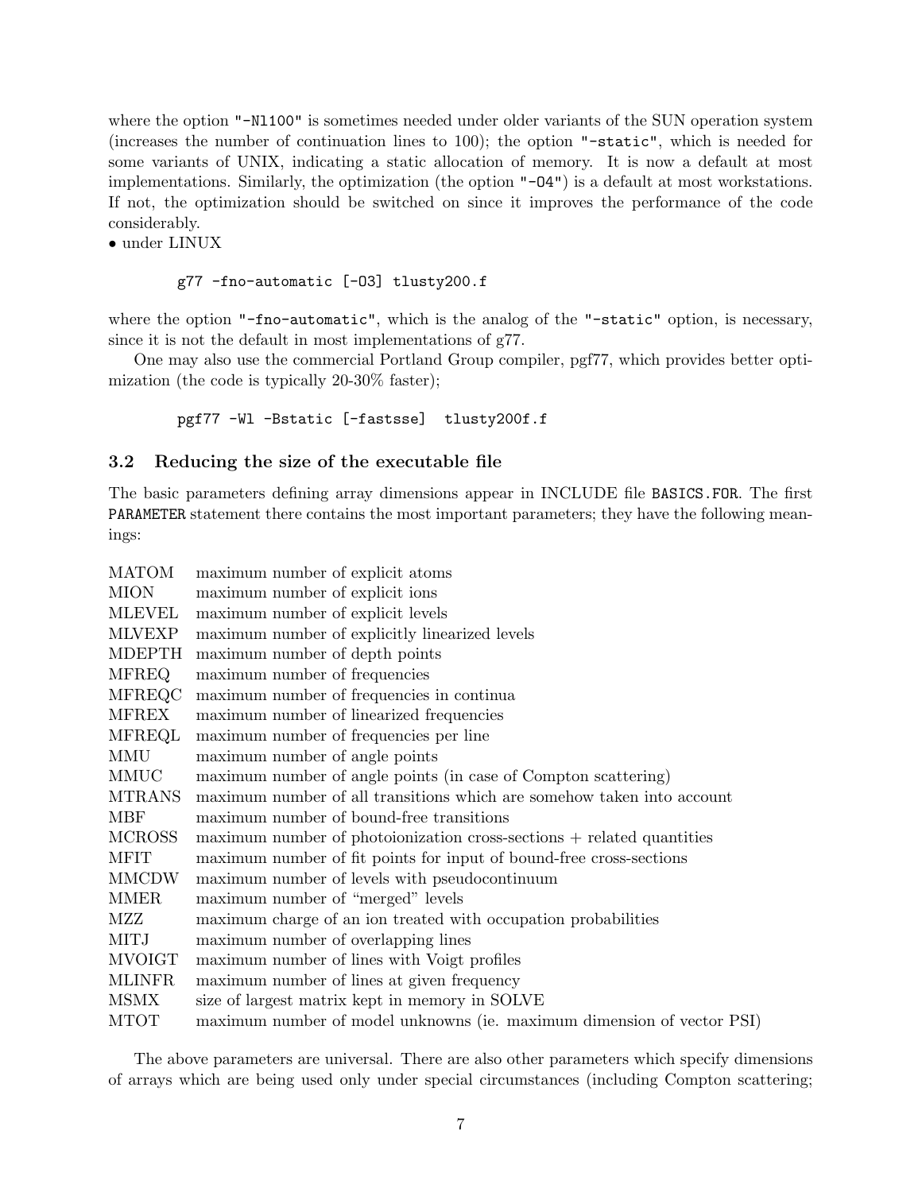where the option "-Nl100" is sometimes needed under older variants of the SUN operation system (increases the number of continuation lines to 100); the option "-static", which is needed for some variants of UNIX, indicating a static allocation of memory. It is now a default at most implementations. Similarly, the optimization (the option "-O4") is a default at most workstations. If not, the optimization should be switched on since it improves the performance of the code considerably.

• under LINUX

```
g77 -fno-automatic [-O3] tlusty200.f
```

where the option "-fno-automatic", which is the analog of the "-static" option, is necessary, since it is not the default in most implementations of g77.

One may also use the commercial Portland Group compiler, pgf77, which provides better optimization (the code is typically 20-30% faster);

```
pgf77 -Wl -Bstatic [-fastsse]  tlusty200f.f
```

### 3.2 Reducing the size of the executable file

The basic parameters defining array dimensions appear in INCLUDE file BASICS.FOR. The first PARAMETER statement there contains the most important parameters; they have the following meanings:

| | |
|---|---|
| MATOM | maximum number of explicit atoms |
| MION | maximum number of explicit ions |
| MLEVEL | maximum number of explicit levels |
| MLVEXP | maximum number of explicitly linearized levels |
| MDEPTH | maximum number of depth points |
| MFREQ | maximum number of frequencies |
| MFREQC | maximum number of frequencies in continua |
| MFREX | maximum number of linearized frequencies |
| MFREQL | maximum number of frequencies per line |
| MMU | maximum number of angle points |
| MMUC | maximum number of angle points (in case of Compton scattering) |
| MTRANS | maximum number of all transitions which are somehow taken into account |
| MBF | maximum number of bound-free transitions |
| MCROSS | maximum number of photoionization cross-sections + related quantities |
| MFIT | maximum number of fit points for input of bound-free cross-sections |
| MMCDW | maximum number of levels with pseudocontinuum |
| MMER | maximum number of "merged" levels |
| MZZ | maximum charge of an ion treated with occupation probabilities |
| MITJ | maximum number of overlapping lines |
| MVOIGT | maximum number of lines with Voigt profiles |
| MLINFR | maximum number of lines at given frequency |
| MSMX | size of largest matrix kept in memory in SOLVE |
| MTOT | maximum number of model unknowns (ie. maximum dimension of vector PSI) |

The above parameters are universal. There are also other parameters which specify dimensions of arrays which are being used only under special circumstances (including Compton scattering;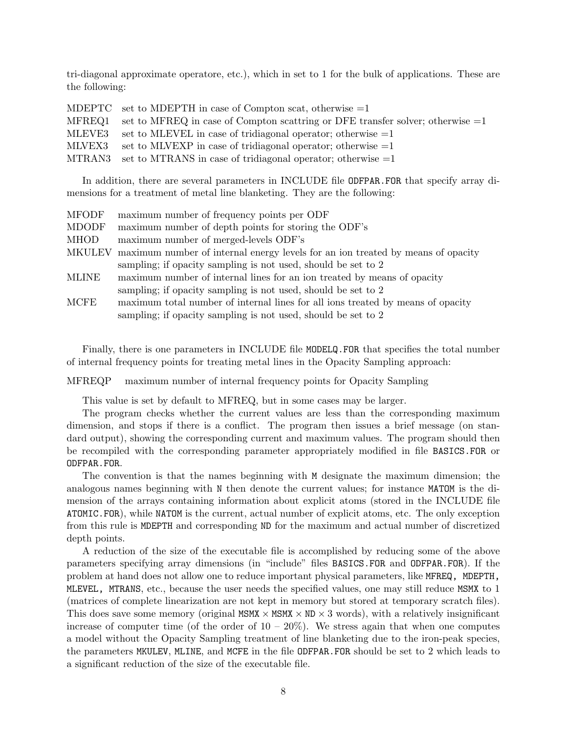tri-diagonal approximate operatore, etc.), which in set to 1 for the bulk of applications. These are the following:

| | |
|---|---|
| MDEPTC | set to MDEPTH in case of Compton scat, otherwise =1 |
| MFREQ1 | set to MFREQ in case of Compton scattring or DFE transfer solver; otherwise =1 |
| MLEVE3 | set to MLEVEL in case of tridiagonal operator; otherwise =1 |
| MLVEX3 | set to MLVEXP in case of tridiagonal operator; otherwise =1 |
| MTRAN3 | set to MTRANS in case of tridiagonal operator; otherwise =1 |

In addition, there are several parameters in INCLUDE file `ODFPAR.FOR` that specify array dimensions for a treatment of metal line blanketing. They are the following:

| | |
|---|---|
| MFODF | maximum number of frequency points per ODF |
| MDODF | maximum number of depth points for storing the ODF's |
| MHOD | maximum number of merged-levels ODF's |
| MKULEV | maximum number of internal energy levels for an ion treated by means of opacity sampling; if opacity sampling is not used, should be set to 2 |
| MLINE | maximum number of internal lines for an ion treated by means of opacity sampling; if opacity sampling is not used, should be set to 2 |
| MCFE | maximum total number of internal lines for all ions treated by means of opacity sampling; if opacity sampling is not used, should be set to 2 |

Finally, there is one parameters in INCLUDE file `MODELQ.FOR` that specifies the total number of internal frequency points for treating metal lines in the Opacity Sampling approach:

MFREQP    maximum number of internal frequency points for Opacity Sampling

This value is set by default to MFREQ, but in some cases may be larger.

The program checks whether the current values are less than the corresponding maximum dimension, and stops if there is a conflict. The program then issues a brief message (on standard output), showing the corresponding current and maximum values. The program should then be recompiled with the corresponding parameter appropriately modified in file `BASICS.FOR` or `ODFPAR.FOR`.

The convention is that the names beginning with `M` designate the maximum dimension; the analogous names beginning with `N` then denote the current values; for instance `MATOM` is the dimension of the arrays containing information about explicit atoms (stored in the INCLUDE file `ATOMIC.FOR`), while `NATOM` is the current, actual number of explicit atoms, etc. The only exception from this rule is `MDEPTH` and corresponding `ND` for the maximum and actual number of discretized depth points.

A reduction of the size of the executable file is accomplished by reducing some of the above parameters specifying array dimensions (in "include" files `BASICS.FOR` and `ODFPAR.FOR`). If the problem at hand does not allow one to reduce important physical parameters, like `MFREQ, MDEPTH, MLEVEL, MTRANS`, etc., because the user needs the specified values, one may still reduce `MSMX` to 1 (matrices of complete linearization are not kept in memory but stored at temporary scratch files). This does save some memory (original `MSMX` × `MSMX` × `ND` × 3 words), with a relatively insignificant increase of computer time (of the order of 10 – 20%). We stress again that when one computes a model without the Opacity Sampling treatment of line blanketing due to the iron-peak species, the parameters `MKULEV`, `MLINE`, and `MCFE` in the file `ODFPAR.FOR` should be set to 2 which leads to a significant reduction of the size of the executable file.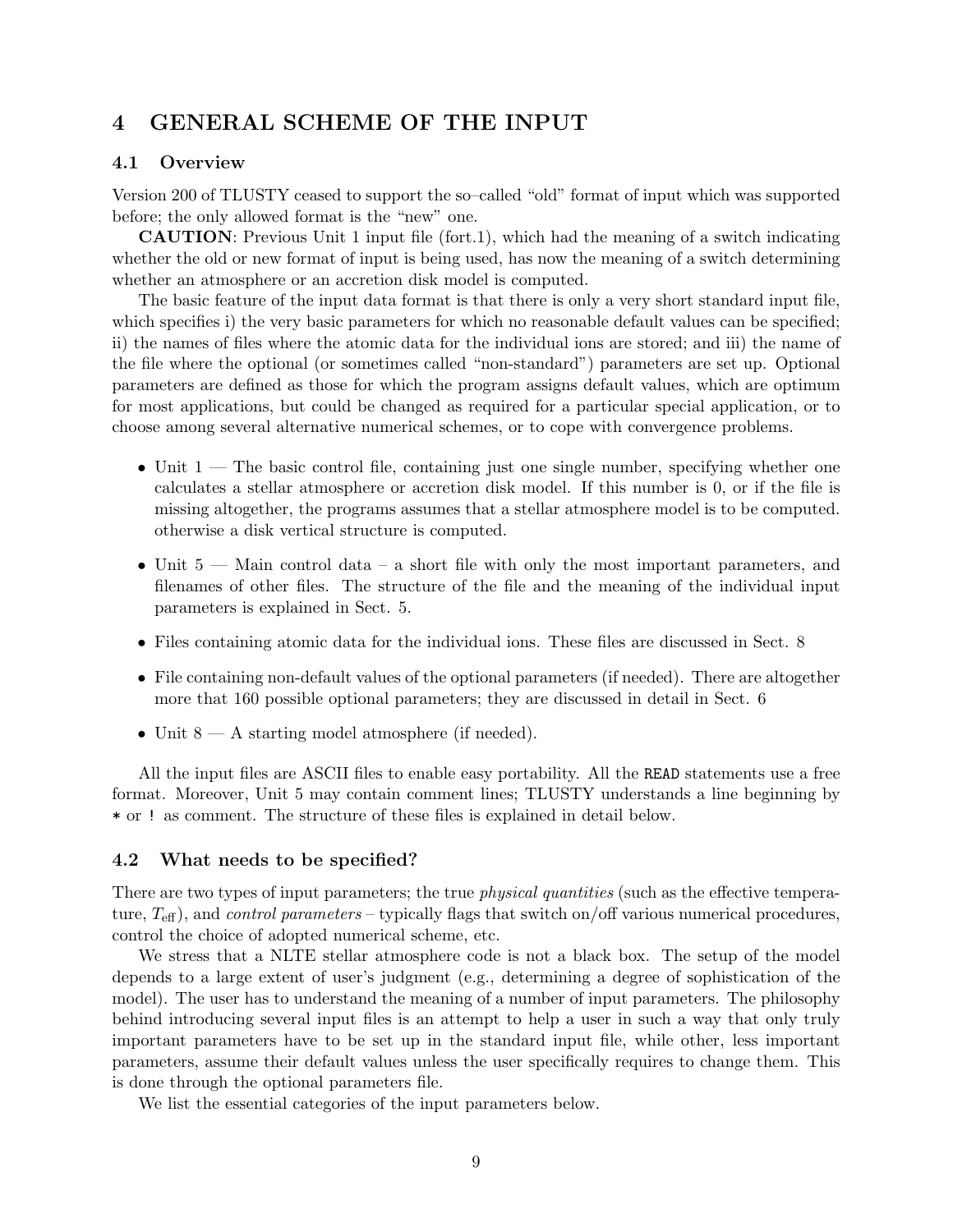# 4 GENERAL SCHEME OF THE INPUT

## 4.1 Overview

Version 200 of TLUSTY ceased to support the so–called "old" format of input which was supported before; the only allowed format is the "new" one.

**CAUTION**: Previous Unit 1 input file (fort.1), which had the meaning of a switch indicating whether the old or new format of input is being used, has now the meaning of a switch determining whether an atmosphere or an accretion disk model is computed.

The basic feature of the input data format is that there is only a very short standard input file, which specifies i) the very basic parameters for which no reasonable default values can be specified; ii) the names of files where the atomic data for the individual ions are stored; and iii) the name of the file where the optional (or sometimes called "non-standard") parameters are set up. Optional parameters are defined as those for which the program assigns default values, which are optimum for most applications, but could be changed as required for a particular special application, or to choose among several alternative numerical schemes, or to cope with convergence problems.

- Unit 1 — The basic control file, containing just one single number, specifying whether one calculates a stellar atmosphere or accretion disk model. If this number is 0, or if the file is missing altogether, the programs assumes that a stellar atmosphere model is to be computed. otherwise a disk vertical structure is computed.
- Unit 5 — Main control data – a short file with only the most important parameters, and filenames of other files. The structure of the file and the meaning of the individual input parameters is explained in Sect. 5.
- Files containing atomic data for the individual ions. These files are discussed in Sect. 8
- File containing non-default values of the optional parameters (if needed). There are altogether more that 160 possible optional parameters; they are discussed in detail in Sect. 6
- Unit 8 — A starting model atmosphere (if needed).

All the input files are ASCII files to enable easy portability. All the `READ` statements use a free format. Moreover, Unit 5 may contain comment lines; TLUSTY understands a line beginning by `*` or `!` as comment. The structure of these files is explained in detail below.

## 4.2 What needs to be specified?

There are two types of input parameters; the true *physical quantities* (such as the effective temperature, $T_{\rm eff}$), and *control parameters* – typically flags that switch on/off various numerical procedures, control the choice of adopted numerical scheme, etc.

We stress that a NLTE stellar atmosphere code is not a black box. The setup of the model depends to a large extent of user's judgment (e.g., determining a degree of sophistication of the model). The user has to understand the meaning of a number of input parameters. The philosophy behind introducing several input files is an attempt to help a user in such a way that only truly important parameters have to be set up in the standard input file, while other, less important parameters, assume their default values unless the user specifically requires to change them. This is done through the optional parameters file.

We list the essential categories of the input parameters below.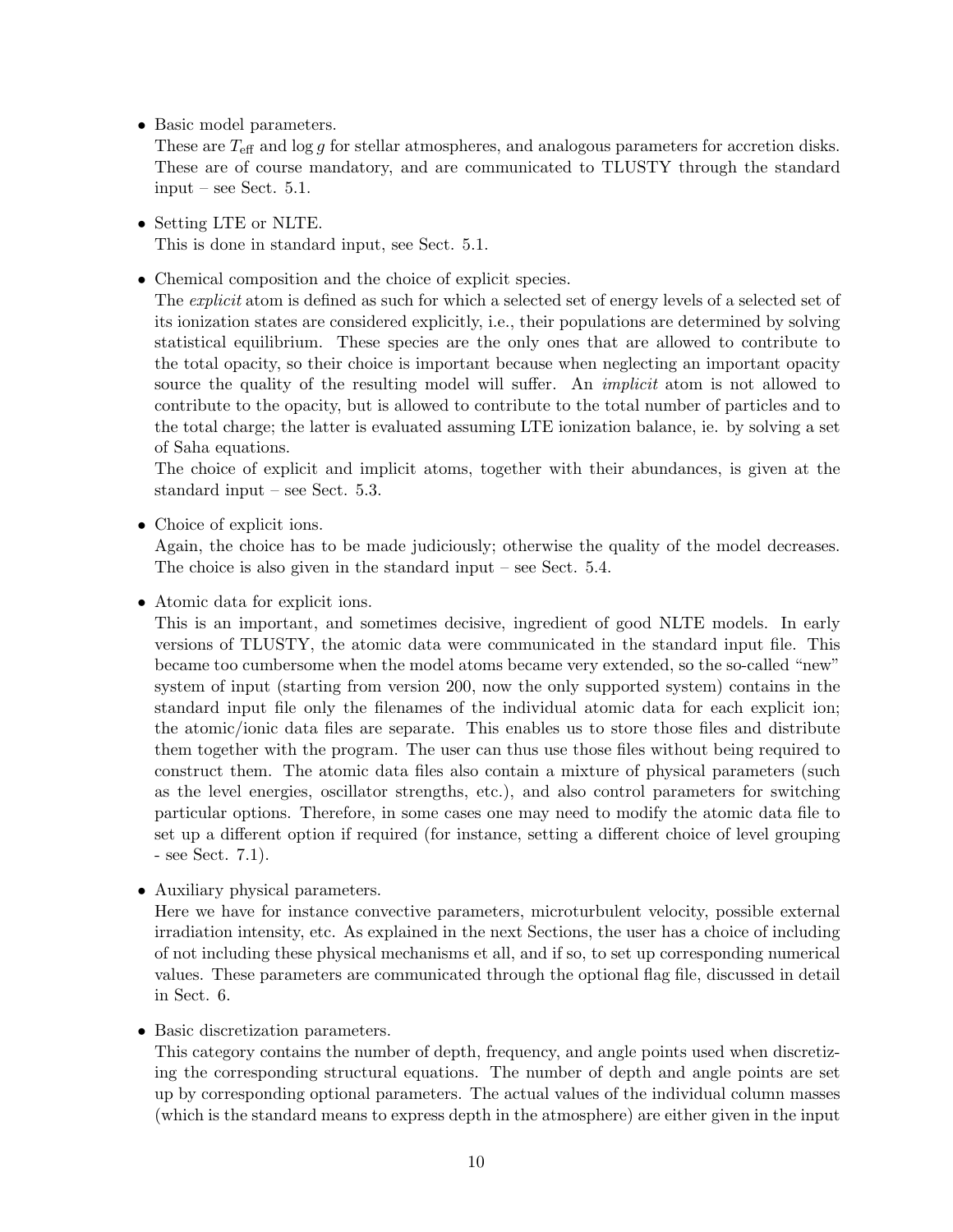- Basic model parameters.
  These are $T_{\rm eff}$ and $\log g$ for stellar atmospheres, and analogous parameters for accretion disks. These are of course mandatory, and are communicated to TLUSTY through the standard input – see Sect. 5.1.

- Setting LTE or NLTE.
  This is done in standard input, see Sect. 5.1.

- Chemical composition and the choice of explicit species.
  The *explicit* atom is defined as such for which a selected set of energy levels of a selected set of its ionization states are considered explicitly, i.e., their populations are determined by solving statistical equilibrium. These species are the only ones that are allowed to contribute to the total opacity, so their choice is important because when neglecting an important opacity source the quality of the resulting model will suffer. An *implicit* atom is not allowed to contribute to the opacity, but is allowed to contribute to the total number of particles and to the total charge; the latter is evaluated assuming LTE ionization balance, ie. by solving a set of Saha equations.
  The choice of explicit and implicit atoms, together with their abundances, is given at the standard input – see Sect. 5.3.

- Choice of explicit ions.
  Again, the choice has to be made judiciously; otherwise the quality of the model decreases. The choice is also given in the standard input – see Sect. 5.4.

- Atomic data for explicit ions.
  This is an important, and sometimes decisive, ingredient of good NLTE models. In early versions of TLUSTY, the atomic data were communicated in the standard input file. This became too cumbersome when the model atoms became very extended, so the so-called "new" system of input (starting from version 200, now the only supported system) contains in the standard input file only the filenames of the individual atomic data for each explicit ion; the atomic/ionic data files are separate. This enables us to store those files and distribute them together with the program. The user can thus use those files without being required to construct them. The atomic data files also contain a mixture of physical parameters (such as the level energies, oscillator strengths, etc.), and also control parameters for switching particular options. Therefore, in some cases one may need to modify the atomic data file to set up a different option if required (for instance, setting a different choice of level grouping - see Sect. 7.1).

- Auxiliary physical parameters.
  Here we have for instance convective parameters, microturbulent velocity, possible external irradiation intensity, etc. As explained in the next Sections, the user has a choice of including of not including these physical mechanisms et all, and if so, to set up corresponding numerical values. These parameters are communicated through the optional flag file, discussed in detail in Sect. 6.

- Basic discretization parameters.
  This category contains the number of depth, frequency, and angle points used when discretizing the corresponding structural equations. The number of depth and angle points are set up by corresponding optional parameters. The actual values of the individual column masses (which is the standard means to express depth in the atmosphere) are either given in the input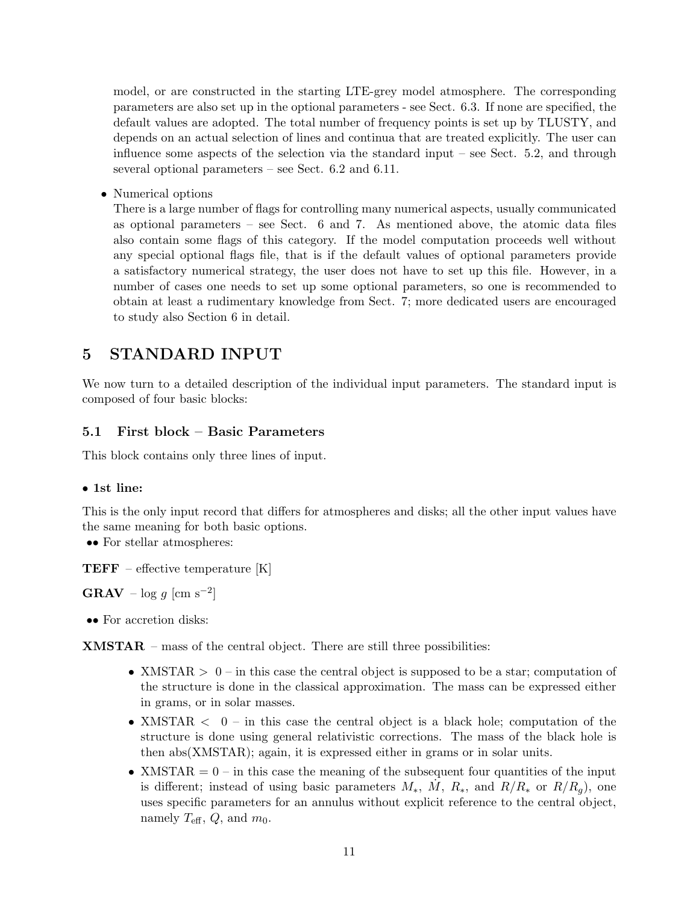model, or are constructed in the starting LTE-grey model atmosphere. The corresponding parameters are also set up in the optional parameters - see Sect. 6.3. If none are specified, the default values are adopted. The total number of frequency points is set up by TLUSTY, and depends on an actual selection of lines and continua that are treated explicitly. The user can influence some aspects of the selection via the standard input – see Sect. 5.2, and through several optional parameters – see Sect. 6.2 and 6.11.

- Numerical options
  There is a large number of flags for controlling many numerical aspects, usually communicated as optional parameters – see Sect. 6 and 7. As mentioned above, the atomic data files also contain some flags of this category. If the model computation proceeds well without any special optional flags file, that is if the default values of optional parameters provide a satisfactory numerical strategy, the user does not have to set up this file. However, in a number of cases one needs to set up some optional parameters, so one is recommended to obtain at least a rudimentary knowledge from Sect. 7; more dedicated users are encouraged to study also Section 6 in detail.

# 5 STANDARD INPUT

We now turn to a detailed description of the individual input parameters. The standard input is composed of four basic blocks:

## 5.1 First block – Basic Parameters

This block contains only three lines of input.

**• 1st line:**

This is the only input record that differs for atmospheres and disks; all the other input values have the same meaning for both basic options.

•• For stellar atmospheres:

**TEFF** – effective temperature [K]

**GRAV** – $\log g$ [cm s$^{-2}$]

•• For accretion disks:

**XMSTAR** – mass of the central object. There are still three possibilities:

- XMSTAR $>$ 0 – in this case the central object is supposed to be a star; computation of the structure is done in the classical approximation. The mass can be expressed either in grams, or in solar masses.
- XMSTAR $<$ 0 – in this case the central object is a black hole; computation of the structure is done using general relativistic corrections. The mass of the black hole is then abs(XMSTAR); again, it is expressed either in grams or in solar units.
- XMSTAR = 0 – in this case the meaning of the subsequent four quantities of the input is different; instead of using basic parameters $M_*$, $\dot{M}$, $R_*$, and $R/R_*$ or $R/R_g$), one uses specific parameters for an annulus without explicit reference to the central object, namely $T_{\rm eff}$, $Q$, and $m_0$.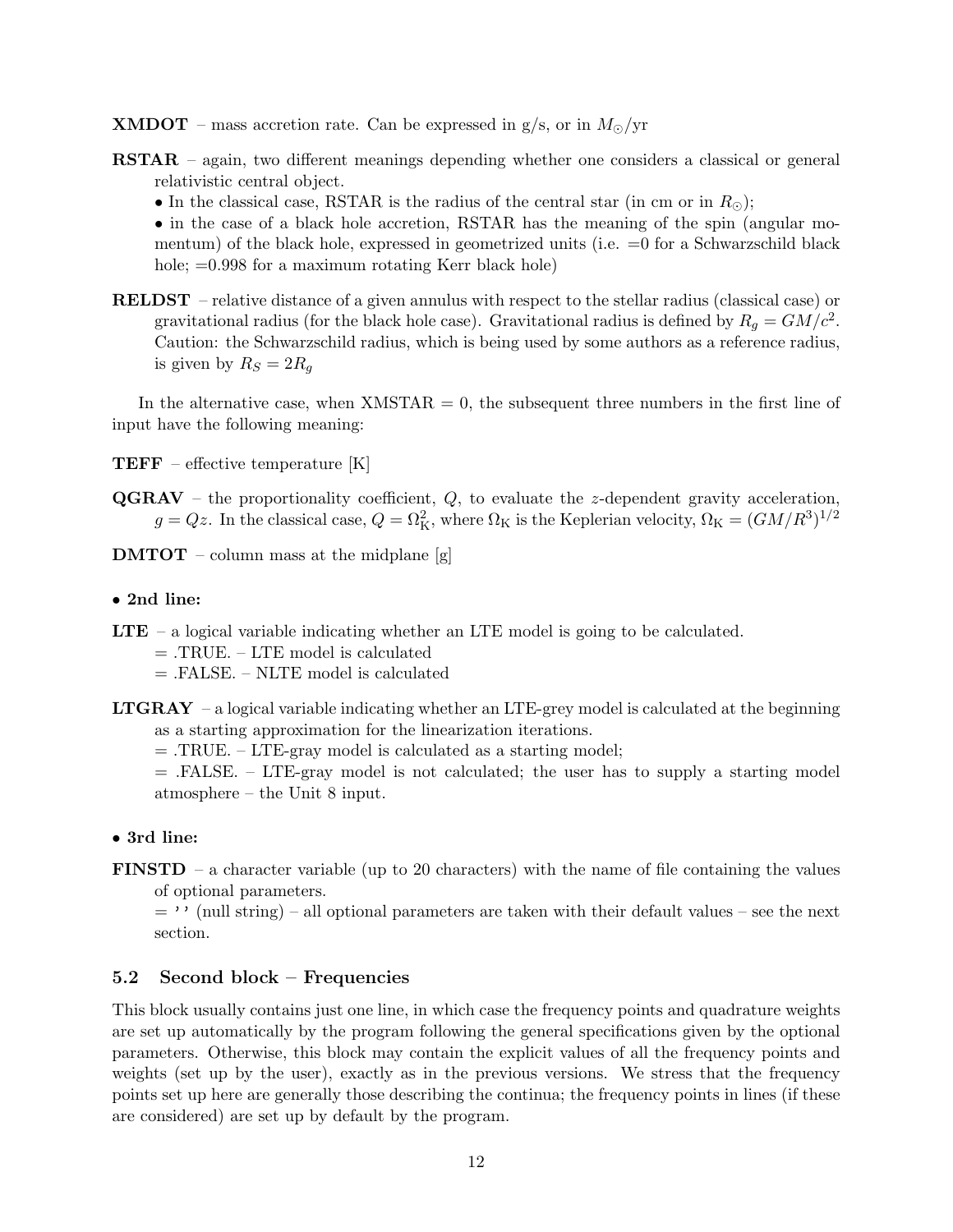**XMDOT** – mass accretion rate. Can be expressed in g/s, or in $M_\odot$/yr

**RSTAR** – again, two different meanings depending whether one considers a classical or general relativistic central object.
- In the classical case, RSTAR is the radius of the central star (in cm or in $R_\odot$);
- in the case of a black hole accretion, RSTAR has the meaning of the spin (angular momentum) of the black hole, expressed in geometrized units (i.e. =0 for a Schwarzschild black hole; =0.998 for a maximum rotating Kerr black hole)

**RELDST** – relative distance of a given annulus with respect to the stellar radius (classical case) or gravitational radius (for the black hole case). Gravitational radius is defined by $R_g = GM/c^2$. Caution: the Schwarzschild radius, which is being used by some authors as a reference radius, is given by $R_S = 2R_g$

In the alternative case, when XMSTAR = 0, the subsequent three numbers in the first line of input have the following meaning:

**TEFF** – effective temperature [K]

**QGRAV** – the proportionality coefficient, $Q$, to evaluate the $z$-dependent gravity acceleration, $g = Qz$. In the classical case, $Q = \Omega_{\rm K}^2$, where $\Omega_{\rm K}$ is the Keplerian velocity, $\Omega_{\rm K} = (GM/R^3)^{1/2}$

**DMTOT** – column mass at the midplane [g]

- **2nd line:**

**LTE** – a logical variable indicating whether an LTE model is going to be calculated.
= .TRUE. – LTE model is calculated
= .FALSE. – NLTE model is calculated

**LTGRAY** – a logical variable indicating whether an LTE-grey model is calculated at the beginning as a starting approximation for the linearization iterations.
= .TRUE. – LTE-gray model is calculated as a starting model;
= .FALSE. – LTE-gray model is not calculated; the user has to supply a starting model atmosphere – the Unit 8 input.

- **3rd line:**

**FINSTD** – a character variable (up to 20 characters) with the name of file containing the values of optional parameters.
= '' (null string) – all optional parameters are taken with their default values – see the next section.

### 5.2 Second block – Frequencies

This block usually contains just one line, in which case the frequency points and quadrature weights are set up automatically by the program following the general specifications given by the optional parameters. Otherwise, this block may contain the explicit values of all the frequency points and weights (set up by the user), exactly as in the previous versions. We stress that the frequency points set up here are generally those describing the continua; the frequency points in lines (if these are considered) are set up by default by the program.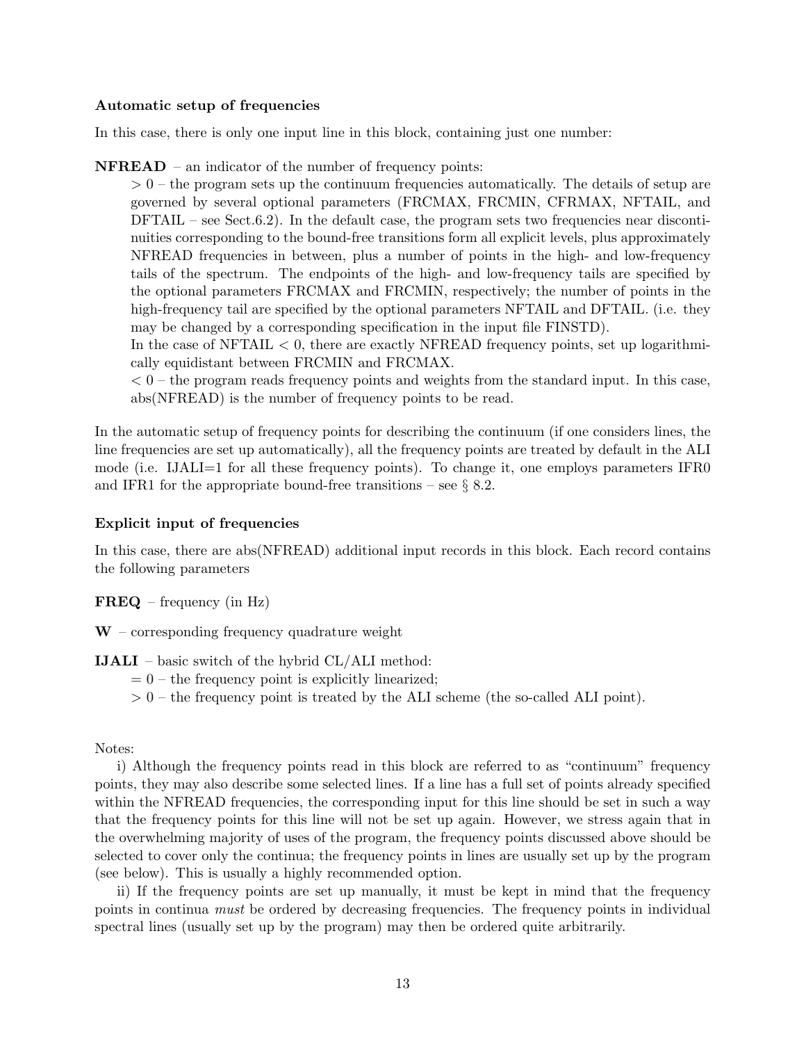**Automatic setup of frequencies**

In this case, there is only one input line in this block, containing just one number:

**NFREAD** – an indicator of the number of frequency points:

> 0 – the program sets up the continuum frequencies automatically. The details of setup are governed by several optional parameters (FRCMAX, FRCMIN, CFRMAX, NFTAIL, and DFTAIL – see Sect.6.2). In the default case, the program sets two frequencies near discontinuities corresponding to the bound-free transitions form all explicit levels, plus approximately NFREAD frequencies in between, plus a number of points in the high- and low-frequency tails of the spectrum. The endpoints of the high- and low-frequency tails are specified by the optional parameters FRCMAX and FRCMIN, respectively; the number of points in the high-frequency tail are specified by the optional parameters NFTAIL and DFTAIL. (i.e. they may be changed by a corresponding specification in the input file FINSTD).
In the case of NFTAIL < 0, there are exactly NFREAD frequency points, set up logarithmically equidistant between FRCMIN and FRCMAX.

< 0 – the program reads frequency points and weights from the standard input. In this case, abs(NFREAD) is the number of frequency points to be read.

In the automatic setup of frequency points for describing the continuum (if one considers lines, the line frequencies are set up automatically), all the frequency points are treated by default in the ALI mode (i.e. IJALI=1 for all these frequency points). To change it, one employs parameters IFR0 and IFR1 for the appropriate bound-free transitions – see § 8.2.

**Explicit input of frequencies**

In this case, there are abs(NFREAD) additional input records in this block. Each record contains the following parameters

**FREQ** – frequency (in Hz)

**W** – corresponding frequency quadrature weight

**IJALI** – basic switch of the hybrid CL/ALI method:

= 0 – the frequency point is explicitly linearized;

> 0 – the frequency point is treated by the ALI scheme (the so-called ALI point).

Notes:

i) Although the frequency points read in this block are referred to as "continuum" frequency points, they may also describe some selected lines. If a line has a full set of points already specified within the NFREAD frequencies, the corresponding input for this line should be set in such a way that the frequency points for this line will not be set up again. However, we stress again that in the overwhelming majority of uses of the program, the frequency points discussed above should be selected to cover only the continua; the frequency points in lines are usually set up by the program (see below). This is usually a highly recommended option.

ii) If the frequency points are set up manually, it must be kept in mind that the frequency points in continua *must* be ordered by decreasing frequencies. The frequency points in individual spectral lines (usually set up by the program) may then be ordered quite arbitrarily.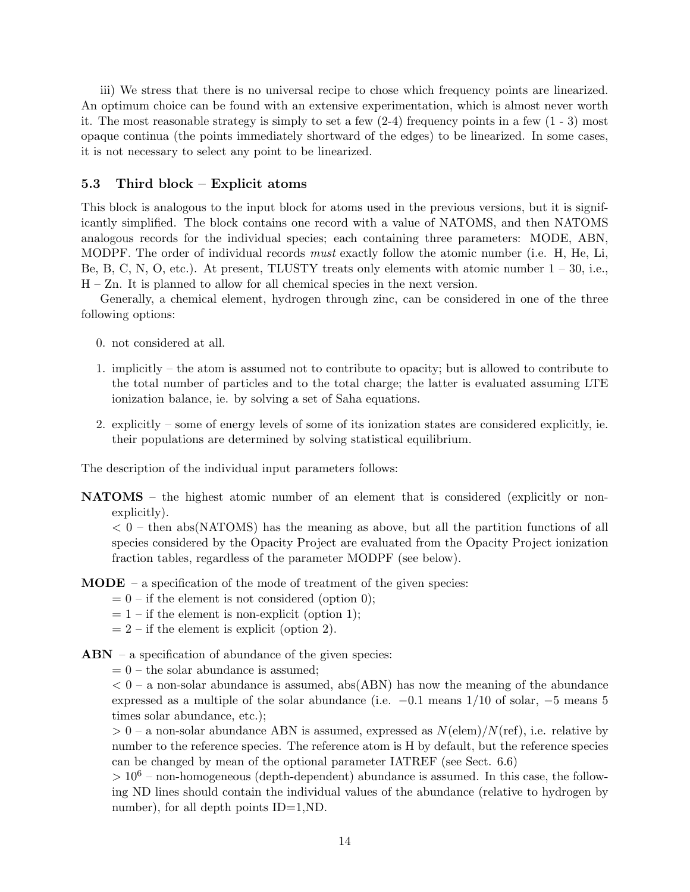iii) We stress that there is no universal recipe to chose which frequency points are linearized. An optimum choice can be found with an extensive experimentation, which is almost never worth it. The most reasonable strategy is simply to set a few (2-4) frequency points in a few (1 - 3) most opaque continua (the points immediately shortward of the edges) to be linearized. In some cases, it is not necessary to select any point to be linearized.

### 5.3 Third block – Explicit atoms

This block is analogous to the input block for atoms used in the previous versions, but it is significantly simplified. The block contains one record with a value of NATOMS, and then NATOMS analogous records for the individual species; each containing three parameters: MODE, ABN, MODPF. The order of individual records *must* exactly follow the atomic number (i.e. H, He, Li, Be, B, C, N, O, etc.). At present, TLUSTY treats only elements with atomic number 1 – 30, i.e., H – Zn. It is planned to allow for all chemical species in the next version.

Generally, a chemical element, hydrogen through zinc, can be considered in one of the three following options:

0. not considered at all.
1. implicitly – the atom is assumed not to contribute to opacity; but is allowed to contribute to the total number of particles and to the total charge; the latter is evaluated assuming LTE ionization balance, ie. by solving a set of Saha equations.
2. explicitly – some of energy levels of some of its ionization states are considered explicitly, ie. their populations are determined by solving statistical equilibrium.

The description of the individual input parameters follows:

**NATOMS** – the highest atomic number of an element that is considered (explicitly or non-explicitly).
$< 0$ – then abs(NATOMS) has the meaning as above, but all the partition functions of all species considered by the Opacity Project are evaluated from the Opacity Project ionization fraction tables, regardless of the parameter MODPF (see below).

**MODE** – a specification of the mode of treatment of the given species:
$= 0$ – if the element is not considered (option 0);
$= 1$ – if the element is non-explicit (option 1);
$= 2$ – if the element is explicit (option 2).

**ABN** – a specification of abundance of the given species:
$= 0$ – the solar abundance is assumed;
$< 0$ – a non-solar abundance is assumed, abs(ABN) has now the meaning of the abundance expressed as a multiple of the solar abundance (i.e. $-0.1$ means 1/10 of solar, $-5$ means 5 times solar abundance, etc.);
$> 0$ – a non-solar abundance ABN is assumed, expressed as $N(\mathrm{elem})/N(\mathrm{ref})$, i.e. relative by number to the reference species. The reference atom is H by default, but the reference species can be changed by mean of the optional parameter IATREF (see Sect. 6.6)
$> 10^6$ – non-homogeneous (depth-dependent) abundance is assumed. In this case, the following ND lines should contain the individual values of the abundance (relative to hydrogen by number), for all depth points ID=1,ND.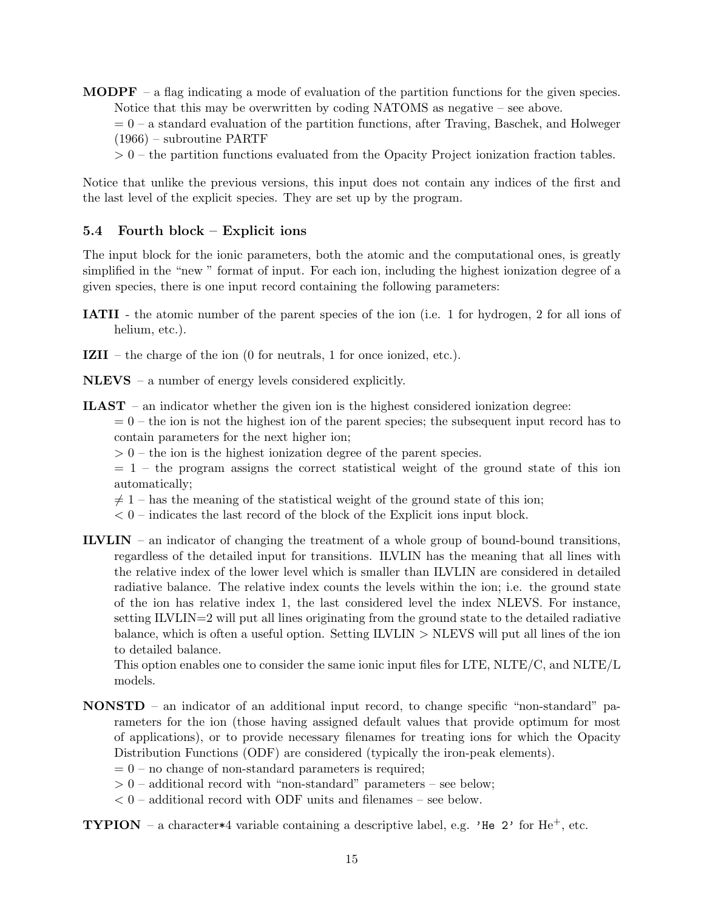**MODPF** – a flag indicating a mode of evaluation of the partition functions for the given species. Notice that this may be overwritten by coding NATOMS as negative – see above.

$= 0$ – a standard evaluation of the partition functions, after Traving, Baschek, and Holweger (1966) – subroutine PARTF

$> 0$ – the partition functions evaluated from the Opacity Project ionization fraction tables.

Notice that unlike the previous versions, this input does not contain any indices of the first and the last level of the explicit species. They are set up by the program.

### 5.4 Fourth block – Explicit ions

The input block for the ionic parameters, both the atomic and the computational ones, is greatly simplified in the "new " format of input. For each ion, including the highest ionization degree of a given species, there is one input record containing the following parameters:

**IATII** - the atomic number of the parent species of the ion (i.e. 1 for hydrogen, 2 for all ions of helium, etc.).

**IZII** – the charge of the ion (0 for neutrals, 1 for once ionized, etc.).

**NLEVS** – a number of energy levels considered explicitly.

**ILAST** – an indicator whether the given ion is the highest considered ionization degree:

$= 0$ – the ion is not the highest ion of the parent species; the subsequent input record has to contain parameters for the next higher ion;

$> 0$ – the ion is the highest ionization degree of the parent species.

$= 1$ – the program assigns the correct statistical weight of the ground state of this ion automatically;

$\neq 1$ – has the meaning of the statistical weight of the ground state of this ion;

$< 0$ – indicates the last record of the block of the Explicit ions input block.

**ILVLIN** – an indicator of changing the treatment of a whole group of bound-bound transitions, regardless of the detailed input for transitions. ILVLIN has the meaning that all lines with the relative index of the lower level which is smaller than ILVLIN are considered in detailed radiative balance. The relative index counts the levels within the ion; i.e. the ground state of the ion has relative index 1, the last considered level the index NLEVS. For instance, setting ILVLIN=2 will put all lines originating from the ground state to the detailed radiative balance, which is often a useful option. Setting ILVLIN > NLEVS will put all lines of the ion to detailed balance.

This option enables one to consider the same ionic input files for LTE, NLTE/C, and NLTE/L models.

**NONSTD** – an indicator of an additional input record, to change specific "non-standard" parameters for the ion (those having assigned default values that provide optimum for most of applications), or to provide necessary filenames for treating ions for which the Opacity Distribution Functions (ODF) are considered (typically the iron-peak elements).

$= 0$ – no change of non-standard parameters is required;

$> 0$ – additional record with "non-standard" parameters – see below;

$< 0$ – additional record with ODF units and filenames – see below.

**TYPION** – a character*4 variable containing a descriptive label, e.g. `'He 2'` for $He^{+}$, etc.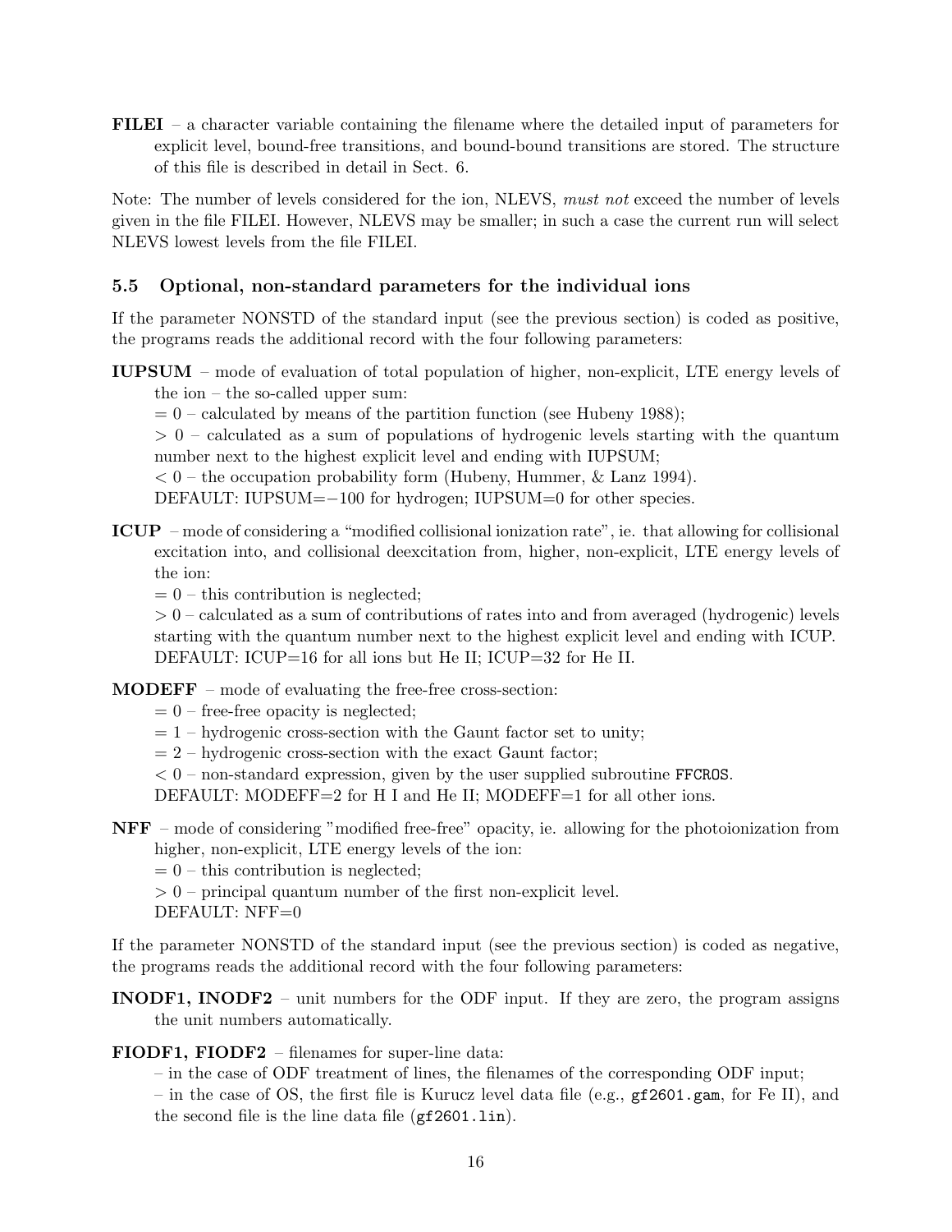**FILEI** – a character variable containing the filename where the detailed input of parameters for explicit level, bound-free transitions, and bound-bound transitions are stored. The structure of this file is described in detail in Sect. 6.

Note: The number of levels considered for the ion, NLEVS, *must not* exceed the number of levels given in the file FILEI. However, NLEVS may be smaller; in such a case the current run will select NLEVS lowest levels from the file FILEI.

### 5.5 Optional, non-standard parameters for the individual ions

If the parameter NONSTD of the standard input (see the previous section) is coded as positive, the programs reads the additional record with the four following parameters:

**IUPSUM** – mode of evaluation of total population of higher, non-explicit, LTE energy levels of the ion – the so-called upper sum:
$= 0$ – calculated by means of the partition function (see Hubeny 1988);
$> 0$ – calculated as a sum of populations of hydrogenic levels starting with the quantum number next to the highest explicit level and ending with IUPSUM;
$< 0$ – the occupation probability form (Hubeny, Hummer, & Lanz 1994).
DEFAULT: IUPSUM=$-100$ for hydrogen; IUPSUM=0 for other species.

**ICUP** – mode of considering a "modified collisional ionization rate", ie. that allowing for collisional excitation into, and collisional deexcitation from, higher, non-explicit, LTE energy levels of the ion:
$= 0$ – this contribution is neglected;
$> 0$ – calculated as a sum of contributions of rates into and from averaged (hydrogenic) levels starting with the quantum number next to the highest explicit level and ending with ICUP.
DEFAULT: ICUP=16 for all ions but He II; ICUP=32 for He II.

**MODEFF** – mode of evaluating the free-free cross-section:
$= 0$ – free-free opacity is neglected;
$= 1$ – hydrogenic cross-section with the Gaunt factor set to unity;
$= 2$ – hydrogenic cross-section with the exact Gaunt factor;
$< 0$ – non-standard expression, given by the user supplied subroutine `FFCROS`.
DEFAULT: MODEFF=2 for H I and He II; MODEFF=1 for all other ions.

**NFF** – mode of considering "modified free-free" opacity, ie. allowing for the photoionization from higher, non-explicit, LTE energy levels of the ion:
$= 0$ – this contribution is neglected;
$> 0$ – principal quantum number of the first non-explicit level.
DEFAULT: NFF=0

If the parameter NONSTD of the standard input (see the previous section) is coded as negative, the programs reads the additional record with the four following parameters:

**INODF1, INODF2** – unit numbers for the ODF input. If they are zero, the program assigns the unit numbers automatically.

**FIODF1, FIODF2** – filenames for super-line data:
– in the case of ODF treatment of lines, the filenames of the corresponding ODF input;
– in the case of OS, the first file is Kurucz level data file (e.g., `gf2601.gam`, for Fe II), and the second file is the line data file (`gf2601.lin`).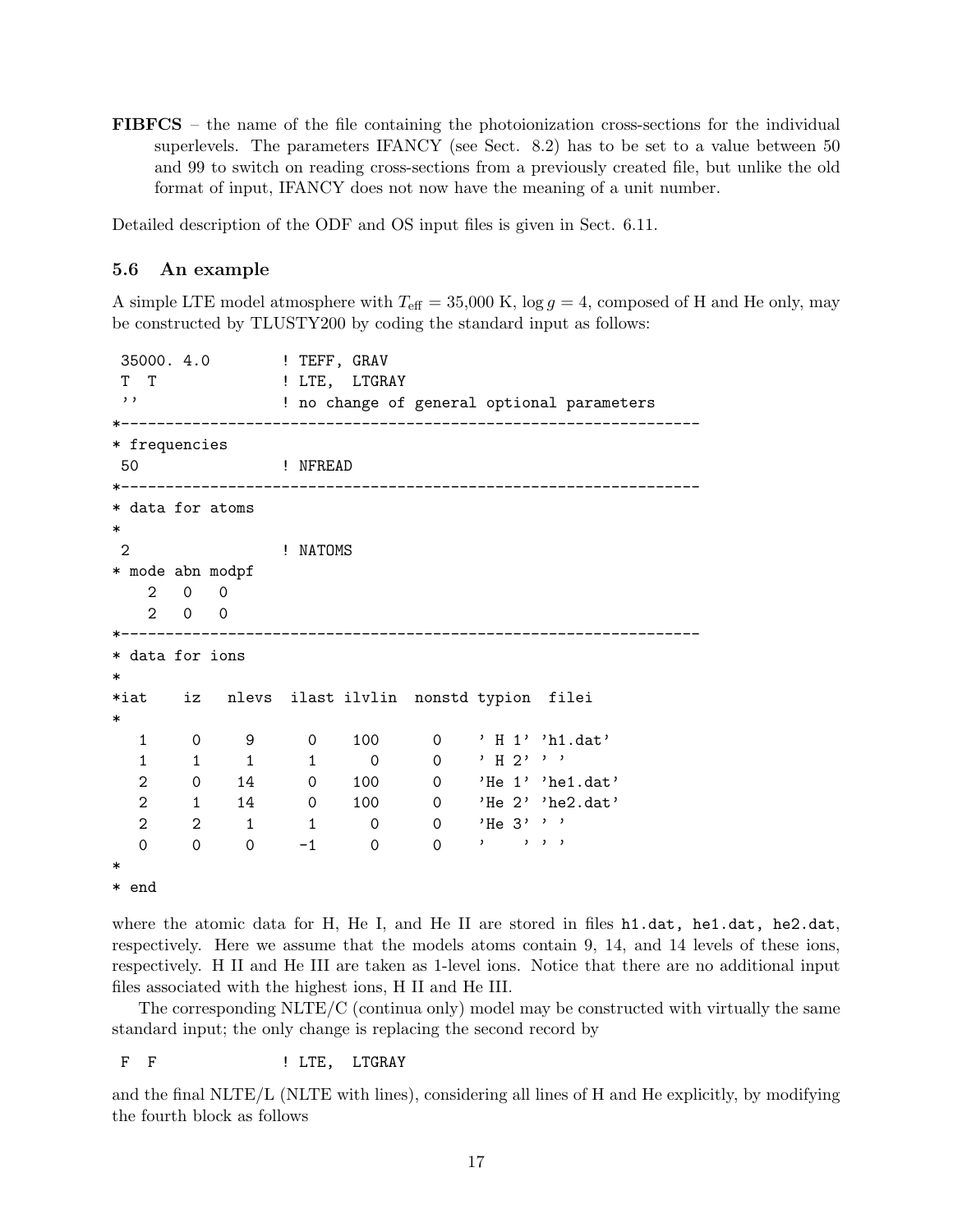**FIBFCS** – the name of the file containing the photoionization cross-sections for the individual superlevels. The parameters IFANCY (see Sect. 8.2) has to be set to a value between 50 and 99 to switch on reading cross-sections from a previously created file, but unlike the old format of input, IFANCY does not now have the meaning of a unit number.

Detailed description of the ODF and OS input files is given in Sect. 6.11.

### 5.6 An example

A simple LTE model atmosphere with $T_{\rm eff} = 35{,}000$ K, $\log g = 4$, composed of H and He only, may be constructed by TLUSTY200 by coding the standard input as follows:

```
 35000. 4.0        ! TEFF, GRAV
 T  T              ! LTE,  LTGRAY
 ''                ! no change of general optional parameters
*-----------------------------------------------------------------
* frequencies
 50                ! NFREAD
*-----------------------------------------------------------------
* data for atoms
*
 2                 ! NATOMS
* mode abn modpf
    2   0   0
    2   0   0
*-----------------------------------------------------------------
* data for ions
*
*iat    iz   nlevs  ilast ilvlin  nonstd typion  filei
*
   1     0     9      0    100      0    ' H 1' 'h1.dat'
   1     1     1      1      0      0    ' H 2' ' '
   2     0    14      0    100      0    'He 1' 'he1.dat'
   2     1    14      0    100      0    'He 2' 'he2.dat'
   2     2     1      1      0      0    'He 3' ' '
   0     0     0     -1      0      0    '    ' ' '
*
* end
```

where the atomic data for H, He I, and He II are stored in files `h1.dat, he1.dat, he2.dat`, respectively. Here we assume that the models atoms contain 9, 14, and 14 levels of these ions, respectively. H II and He III are taken as 1-level ions. Notice that there are no additional input files associated with the highest ions, H II and He III.

The corresponding NLTE/C (continua only) model may be constructed with virtually the same standard input; the only change is replacing the second record by

```
 F  F              ! LTE,  LTGRAY
```

and the final NLTE/L (NLTE with lines), considering all lines of H and He explicitly, by modifying the fourth block as follows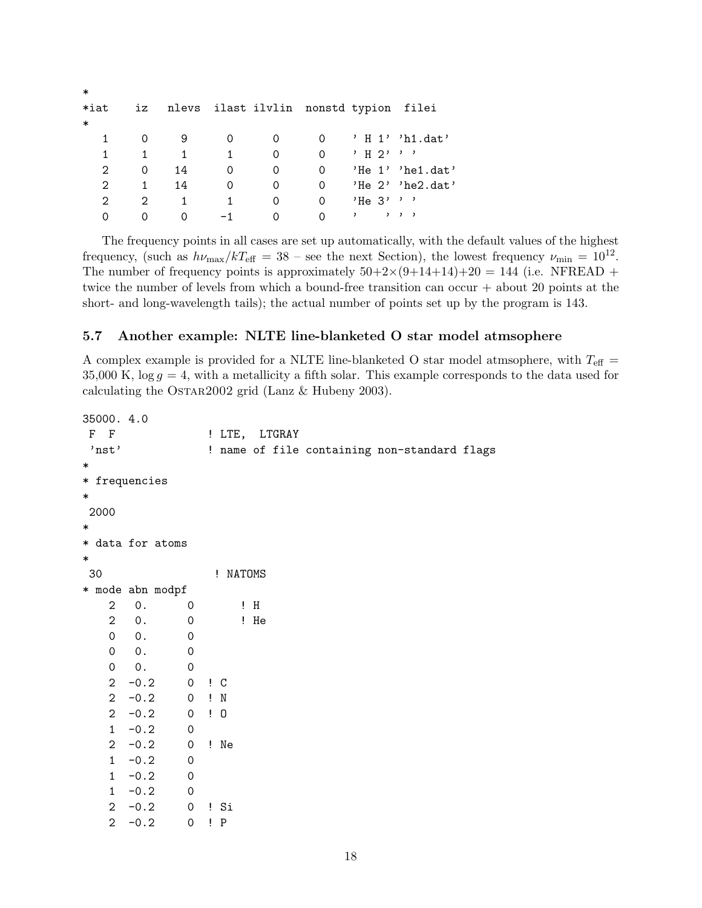```
*
*iat    iz   nlevs  ilast ilvlin  nonstd typion  filei
*
   1     0     9      0      0      0    ' H 1' 'h1.dat'
   1     1     1      1      0      0    ' H 2' ' '
   2     0    14      0      0      0    'He 1' 'he1.dat'
   2     1    14      0      0      0    'He 2' 'he2.dat'
   2     2     1      1      0      0    'He 3' ' '
   0     0     0     -1      0      0    '    ' ' '
```

The frequency points in all cases are set up automatically, with the default values of the highest frequency, (such as $h\nu_{\max}/kT_{\rm eff} = 38$ – see the next Section), the lowest frequency $\nu_{\min} = 10^{12}$. The number of frequency points is approximately $50+2\times(9+14+14)+20 = 144$ (i.e. NFREAD + twice the number of levels from which a bound-free transition can occur + about 20 points at the short- and long-wavelength tails); the actual number of points set up by the program is 143.

### 5.7 Another example: NLTE line-blanketed O star model atmsophere

A complex example is provided for a NLTE line-blanketed O star model atmsophere, with $T_{\rm eff}$ = 35,000 K, $\log g = 4$, with a metallicity a fifth solar. This example corresponds to the data used for calculating the OSTAR2002 grid (Lanz & Hubeny 2003).

```
35000. 4.0
 F  F              ! LTE,  LTGRAY
 'nst'             ! name of file containing non-standard flags
*
* frequencies
*
 2000
*
* data for atoms
*
 30                 ! NATOMS
* mode abn modpf
    2   0.      0       ! H
    2   0.      0       ! He
    0   0.      0
    0   0.      0
    0   0.      0
    2  -0.2     0   ! C
    2  -0.2     0   ! N
    2  -0.2     0   ! O
    1  -0.2     0
    2  -0.2     0   ! Ne
    1  -0.2     0
    1  -0.2     0
    1  -0.2     0
    2  -0.2     0   ! Si
    2  -0.2     0   ! P
```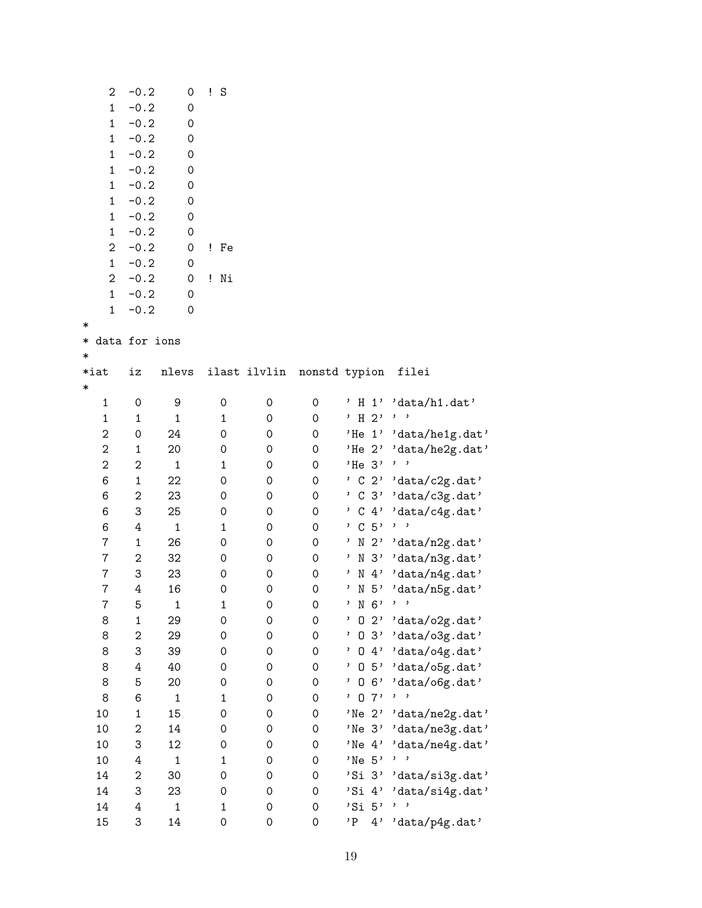```
    2  -0.2     0  ! S
    1  -0.2     0
    1  -0.2     0
    1  -0.2     0
    1  -0.2     0
    1  -0.2     0
    1  -0.2     0
    1  -0.2     0
    1  -0.2     0
    1  -0.2     0
    2  -0.2     0  ! Fe
    1  -0.2     0
    2  -0.2     0  ! Ni
    1  -0.2     0
    1  -0.2     0
*
* data for ions
*
*iat   iz   nlevs  ilast ilvlin  nonstd typion  filei
*
   1    0     9      0      0      0    ' H 1' 'data/h1.dat'
   1    1     1      1      0      0    ' H 2' ' '
   2    0    24      0      0      0    'He 1' 'data/he1g.dat'
   2    1    20      0      0      0    'He 2' 'data/he2g.dat'
   2    2     1      1      0      0    'He 3' ' '
   6    1    22      0      0      0    ' C 2' 'data/c2g.dat'
   6    2    23      0      0      0    ' C 3' 'data/c3g.dat'
   6    3    25      0      0      0    ' C 4' 'data/c4g.dat'
   6    4     1      1      0      0    ' C 5' ' '
   7    1    26      0      0      0    ' N 2' 'data/n2g.dat'
   7    2    32      0      0      0    ' N 3' 'data/n3g.dat'
   7    3    23      0      0      0    ' N 4' 'data/n4g.dat'
   7    4    16      0      0      0    ' N 5' 'data/n5g.dat'
   7    5     1      1      0      0    ' N 6' ' '
   8    1    29      0      0      0    ' O 2' 'data/o2g.dat'
   8    2    29      0      0      0    ' O 3' 'data/o3g.dat'
   8    3    39      0      0      0    ' O 4' 'data/o4g.dat'
   8    4    40      0      0      0    ' O 5' 'data/o5g.dat'
   8    5    20      0      0      0    ' O 6' 'data/o6g.dat'
   8    6     1      1      0      0    ' O 7' ' '
  10    1    15      0      0      0    'Ne 2' 'data/ne2g.dat'
  10    2    14      0      0      0    'Ne 3' 'data/ne3g.dat'
  10    3    12      0      0      0    'Ne 4' 'data/ne4g.dat'
  10    4     1      1      0      0    'Ne 5' ' '
  14    2    30      0      0      0    'Si 3' 'data/si3g.dat'
  14    3    23      0      0      0    'Si 4' 'data/si4g.dat'
  14    4     1      1      0      0    'Si 5' ' '
  15    3    14      0      0      0    'P  4' 'data/p4g.dat'
```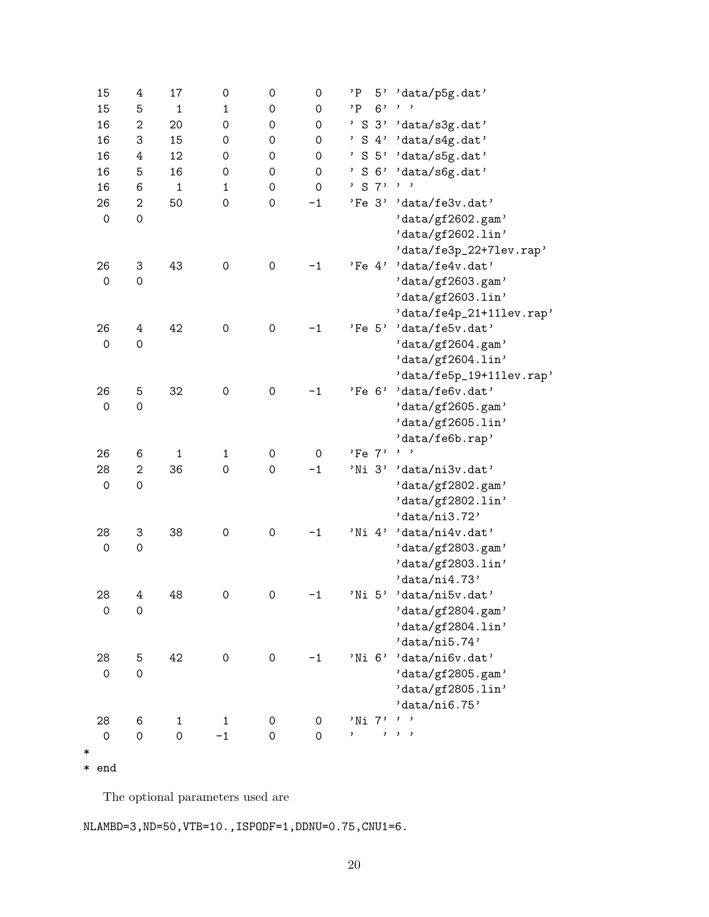```
  15    4   17     0     0     0    'P  5' 'data/p5g.dat'
  15    5    1     1     0     0    'P  6' ' '
  16    2   20     0     0     0    ' S 3' 'data/s3g.dat'
  16    3   15     0     0     0    ' S 4' 'data/s4g.dat'
  16    4   12     0     0     0    ' S 5' 'data/s5g.dat'
  16    5   16     0     0     0    ' S 6' 'data/s6g.dat'
  16    6    1     1     0     0    ' S 7' ' '
  26    2   50     0     0    -1    'Fe 3' 'data/fe3v.dat'
   0    0                                 'data/gf2602.gam'
                                          'data/gf2602.lin'
                                          'data/fe3p_22+7lev.rap'
  26    3   43     0     0    -1    'Fe 4' 'data/fe4v.dat'
   0    0                                 'data/gf2603.gam'
                                          'data/gf2603.lin'
                                          'data/fe4p_21+11lev.rap'
  26    4   42     0     0    -1    'Fe 5' 'data/fe5v.dat'
   0    0                                 'data/gf2604.gam'
                                          'data/gf2604.lin'
                                          'data/fe5p_19+11lev.rap'
  26    5   32     0     0    -1    'Fe 6' 'data/fe6v.dat'
   0    0                                 'data/gf2605.gam'
                                          'data/gf2605.lin'
                                          'data/fe6b.rap'
  26    6    1     1     0     0    'Fe 7' ' '
  28    2   36     0     0    -1    'Ni 3' 'data/ni3v.dat'
   0    0                                 'data/gf2802.gam'
                                          'data/gf2802.lin'
                                          'data/ni3.72'
  28    3   38     0     0    -1    'Ni 4' 'data/ni4v.dat'
   0    0                                 'data/gf2803.gam'
                                          'data/gf2803.lin'
                                          'data/ni4.73'
  28    4   48     0     0    -1    'Ni 5' 'data/ni5v.dat'
   0    0                                 'data/gf2804.gam'
                                          'data/gf2804.lin'
                                          'data/ni5.74'
  28    5   42     0     0    -1    'Ni 6' 'data/ni6v.dat'
   0    0                                 'data/gf2805.gam'
                                          'data/gf2805.lin'
                                          'data/ni6.75'
  28    6    1     1     0     0    'Ni 7' ' '
   0    0    0    -1     0     0    '    ' ' '
*
* end
```

The optional parameters used are

```
NLAMBD=3,ND=50,VTB=10.,ISPODF=1,DDNU=0.75,CNU1=6.
```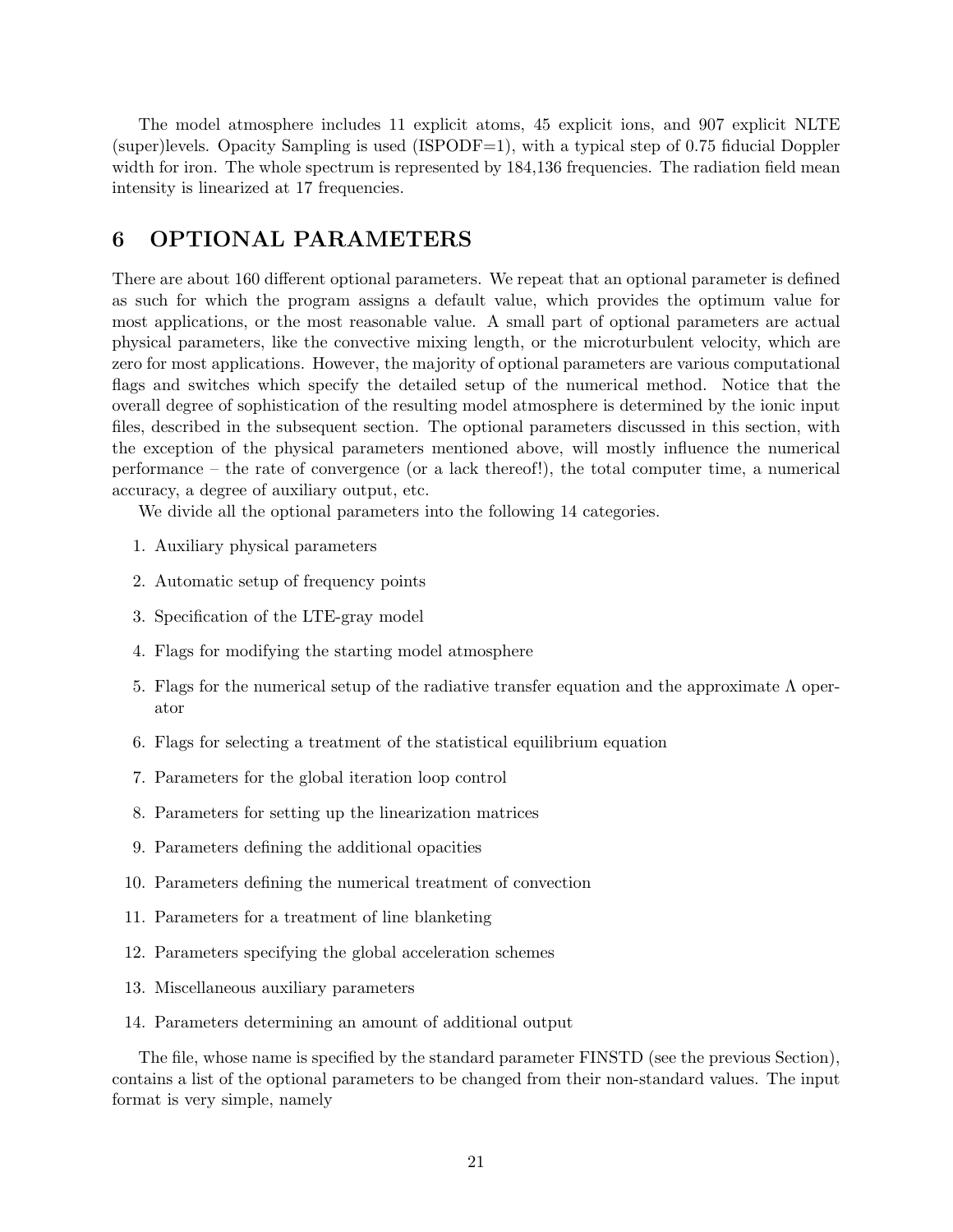The model atmosphere includes 11 explicit atoms, 45 explicit ions, and 907 explicit NLTE (super)levels. Opacity Sampling is used (ISPODF=1), with a typical step of 0.75 fiducial Doppler width for iron. The whole spectrum is represented by 184,136 frequencies. The radiation field mean intensity is linearized at 17 frequencies.

# 6 OPTIONAL PARAMETERS

There are about 160 different optional parameters. We repeat that an optional parameter is defined as such for which the program assigns a default value, which provides the optimum value for most applications, or the most reasonable value. A small part of optional parameters are actual physical parameters, like the convective mixing length, or the microturbulent velocity, which are zero for most applications. However, the majority of optional parameters are various computational flags and switches which specify the detailed setup of the numerical method. Notice that the overall degree of sophistication of the resulting model atmosphere is determined by the ionic input files, described in the subsequent section. The optional parameters discussed in this section, with the exception of the physical parameters mentioned above, will mostly influence the numerical performance – the rate of convergence (or a lack thereof!), the total computer time, a numerical accuracy, a degree of auxiliary output, etc.

We divide all the optional parameters into the following 14 categories.

1. Auxiliary physical parameters
2. Automatic setup of frequency points
3. Specification of the LTE-gray model
4. Flags for modifying the starting model atmosphere
5. Flags for the numerical setup of the radiative transfer equation and the approximate $\Lambda$ operator
6. Flags for selecting a treatment of the statistical equilibrium equation
7. Parameters for the global iteration loop control
8. Parameters for setting up the linearization matrices
9. Parameters defining the additional opacities
10. Parameters defining the numerical treatment of convection
11. Parameters for a treatment of line blanketing
12. Parameters specifying the global acceleration schemes
13. Miscellaneous auxiliary parameters
14. Parameters determining an amount of additional output

The file, whose name is specified by the standard parameter FINSTD (see the previous Section), contains a list of the optional parameters to be changed from their non-standard values. The input format is very simple, namely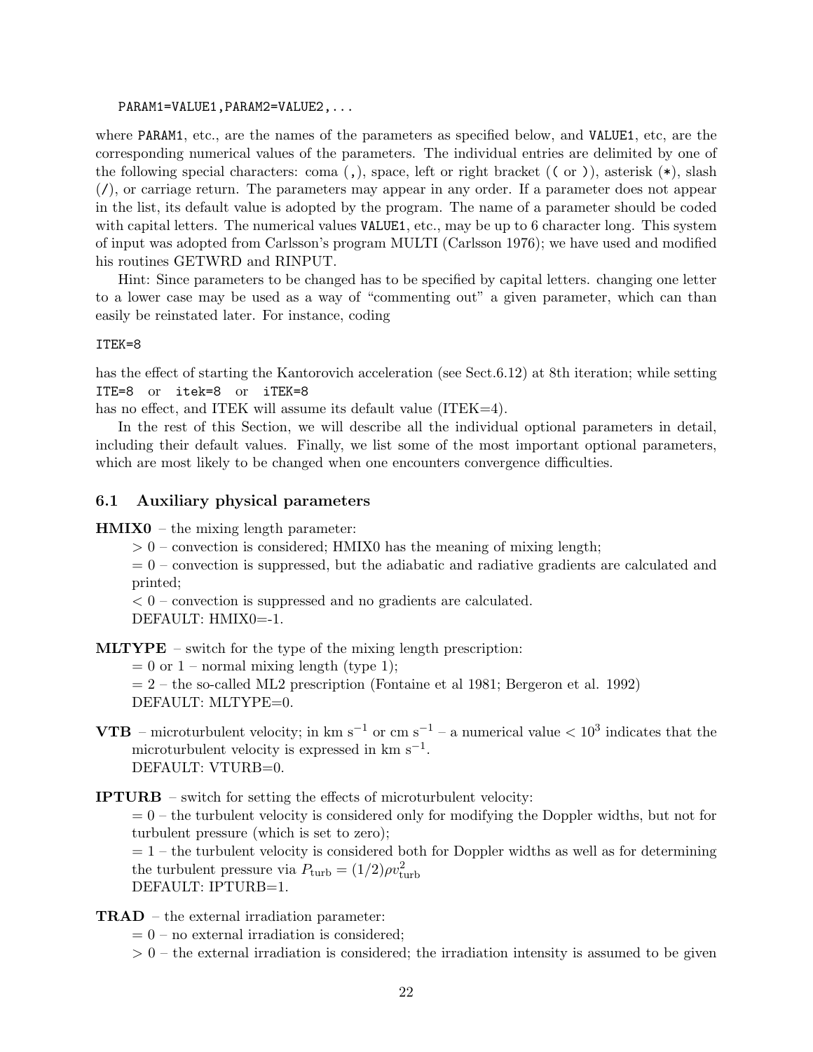```
PARAM1=VALUE1,PARAM2=VALUE2,...
```

where `PARAM1`, etc., are the names of the parameters as specified below, and `VALUE1`, etc, are the corresponding numerical values of the parameters. The individual entries are delimited by one of the following special characters: coma (`,`), space, left or right bracket (`(` or `)`), asterisk (`*`), slash (`/`), or carriage return. The parameters may appear in any order. If a parameter does not appear in the list, its default value is adopted by the program. The name of a parameter should be coded with capital letters. The numerical values `VALUE1`, etc., may be up to 6 character long. This system of input was adopted from Carlsson's program MULTI (Carlsson 1976); we have used and modified his routines GETWRD and RINPUT.

Hint: Since parameters to be changed has to be specified by capital letters. changing one letter to a lower case may be used as a way of "commenting out" a given parameter, which can than easily be reinstated later. For instance, coding

```
ITEK=8
```

has the effect of starting the Kantorovich acceleration (see Sect.6.12) at 8th iteration; while setting `ITE=8` or `itek=8` or `iTEK=8`
has no effect, and ITEK will assume its default value (ITEK=4).

In the rest of this Section, we will describe all the individual optional parameters in detail, including their default values. Finally, we list some of the most important optional parameters, which are most likely to be changed when one encounters convergence difficulties.

## 6.1 Auxiliary physical parameters

**HMIX0** – the mixing length parameter:

$> 0$ – convection is considered; HMIX0 has the meaning of mixing length;

$= 0$ – convection is suppressed, but the adiabatic and radiative gradients are calculated and printed;

$< 0$ – convection is suppressed and no gradients are calculated.

DEFAULT: HMIX0=-1.

**MLTYPE** – switch for the type of the mixing length prescription:

$= 0$ or 1 – normal mixing length (type 1);

$= 2$ – the so-called ML2 prescription (Fontaine et al 1981; Bergeron et al. 1992)

DEFAULT: MLTYPE=0.

**VTB** – microturbulent velocity; in km s$^{-1}$ or cm s$^{-1}$ – a numerical value $< 10^3$ indicates that the microturbulent velocity is expressed in km s$^{-1}$.

DEFAULT: VTURB=0.

**IPTURB** – switch for setting the effects of microturbulent velocity:

$= 0$ – the turbulent velocity is considered only for modifying the Doppler widths, but not for turbulent pressure (which is set to zero);

$= 1$ – the turbulent velocity is considered both for Doppler widths as well as for determining the turbulent pressure via $P_{\rm turb} = (1/2)\rho v_{\rm turb}^2$

DEFAULT: IPTURB=1.

**TRAD** – the external irradiation parameter:

$= 0$ – no external irradiation is considered;

$> 0$ – the external irradiation is considered; the irradiation intensity is assumed to be given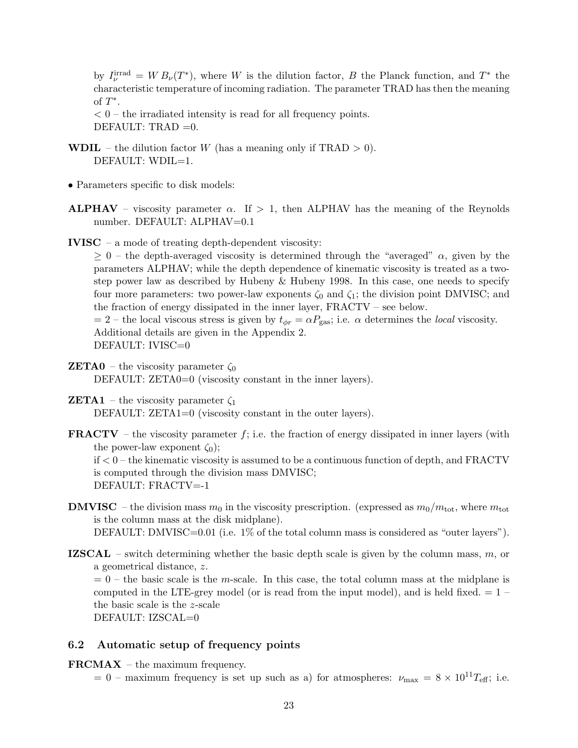by $I_\nu^{\rm irrad} = W\, B_\nu(T^*)$, where $W$ is the dilution factor, $B$ the Planck function, and $T^*$ the characteristic temperature of incoming radiation. The parameter TRAD has then the meaning of $T^*$.
$< 0$ – the irradiated intensity is read for all frequency points.
DEFAULT: TRAD =0.

**WDIL** – the dilution factor $W$ (has a meaning only if TRAD $> 0$).
DEFAULT: WDIL=1.

- Parameters specific to disk models:

**ALPHAV** – viscosity parameter $\alpha$. If $> 1$, then ALPHAV has the meaning of the Reynolds number. DEFAULT: ALPHAV=0.1

**IVISC** – a mode of treating depth-dependent viscosity:
$\geq 0$ – the depth-averaged viscosity is determined through the "averaged" $\alpha$, given by the parameters ALPHAV; while the depth dependence of kinematic viscosity is treated as a two-step power law as described by Hubeny & Hubeny 1998. In this case, one needs to specify four more parameters: two power-law exponents $\zeta_0$ and $\zeta_1$; the division point DMVISC; and the fraction of energy dissipated in the inner layer, FRACTV – see below.
$= 2$ – the local viscous stress is given by $t_{\phi r} = \alpha P_{\rm gas}$; i.e. $\alpha$ determines the *local* viscosity. Additional details are given in the Appendix 2.
DEFAULT: IVISC=0

**ZETA0** – the viscosity parameter $\zeta_0$
DEFAULT: ZETA0=0 (viscosity constant in the inner layers).

**ZETA1** – the viscosity parameter $\zeta_1$
DEFAULT: ZETA1=0 (viscosity constant in the outer layers).

**FRACTV** – the viscosity parameter $f$; i.e. the fraction of energy dissipated in inner layers (with the power-law exponent $\zeta_0$);
if $< 0$ – the kinematic viscosity is assumed to be a continuous function of depth, and FRACTV is computed through the division mass DMVISC;
DEFAULT: FRACTV=-1

**DMVISC** – the division mass $m_0$ in the viscosity prescription. (expressed as $m_0/m_{\rm tot}$, where $m_{\rm tot}$ is the column mass at the disk midplane).
DEFAULT: DMVISC=0.01 (i.e. 1% of the total column mass is considered as "outer layers").

**IZSCAL** – switch determining whether the basic depth scale is given by the column mass, $m$, or a geometrical distance, $z$.
$= 0$ – the basic scale is the $m$-scale. In this case, the total column mass at the midplane is computed in the LTE-grey model (or is read from the input model), and is held fixed. $= 1$ – the basic scale is the $z$-scale
DEFAULT: IZSCAL=0

### 6.2 Automatic setup of frequency points

**FRCMAX** – the maximum frequency.
$= 0$ – maximum frequency is set up such as a) for atmospheres: $\nu_{\rm max} = 8 \times 10^{11} T_{\rm eff}$; i.e.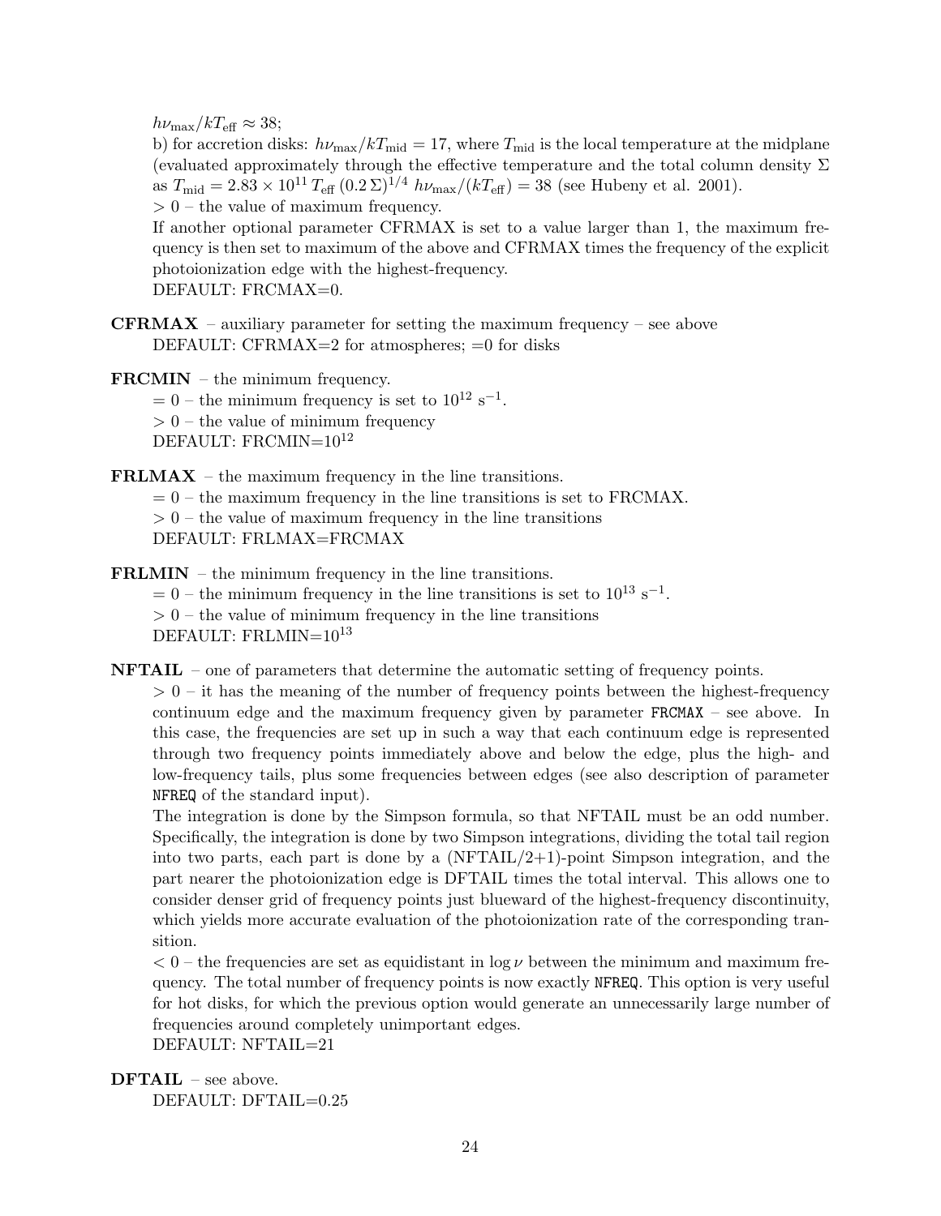$h\nu_{\rm max}/kT_{\rm eff} \approx 38$;

b) for accretion disks: $h\nu_{\rm max}/kT_{\rm mid} = 17$, where $T_{\rm mid}$ is the local temperature at the midplane (evaluated approximately through the effective temperature and the total column density $\Sigma$ as $T_{\rm mid} = 2.83 \times 10^{11}\, T_{\rm eff}\, (0.2\,\Sigma)^{1/4}\; h\nu_{\rm max}/(kT_{\rm eff}) = 38$ (see Hubeny et al. 2001).

$> 0$ – the value of maximum frequency.

If another optional parameter CFRMAX is set to a value larger than 1, the maximum frequency is then set to maximum of the above and CFRMAX times the frequency of the explicit photoionization edge with the highest-frequency.

DEFAULT: FRCMAX=0.

**CFRMAX** – auxiliary parameter for setting the maximum frequency – see above
DEFAULT: CFRMAX=2 for atmospheres; =0 for disks

**FRCMIN** – the minimum frequency.
$= 0$ – the minimum frequency is set to $10^{12}$ s$^{-1}$.
$> 0$ – the value of minimum frequency
DEFAULT: FRCMIN=$10^{12}$

**FRLMAX** – the maximum frequency in the line transitions.
$= 0$ – the maximum frequency in the line transitions is set to FRCMAX.
$> 0$ – the value of maximum frequency in the line transitions
DEFAULT: FRLMAX=FRCMAX

**FRLMIN** – the minimum frequency in the line transitions.
$= 0$ – the minimum frequency in the line transitions is set to $10^{13}$ s$^{-1}$.
$> 0$ – the value of minimum frequency in the line transitions
DEFAULT: FRLMIN=$10^{13}$

**NFTAIL** – one of parameters that determine the automatic setting of frequency points.

$> 0$ – it has the meaning of the number of frequency points between the highest-frequency continuum edge and the maximum frequency given by parameter `FRCMAX` – see above. In this case, the frequencies are set up in such a way that each continuum edge is represented through two frequency points immediately above and below the edge, plus the high- and low-frequency tails, plus some frequencies between edges (see also description of parameter `NFREQ` of the standard input).

The integration is done by the Simpson formula, so that NFTAIL must be an odd number. Specifically, the integration is done by two Simpson integrations, dividing the total tail region into two parts, each part is done by a (NFTAIL/2+1)-point Simpson integration, and the part nearer the photoionization edge is DFTAIL times the total interval. This allows one to consider denser grid of frequency points just blueward of the highest-frequency discontinuity, which yields more accurate evaluation of the photoionization rate of the corresponding transition.

$< 0$ – the frequencies are set as equidistant in $\log \nu$ between the minimum and maximum frequency. The total number of frequency points is now exactly `NFREQ`. This option is very useful for hot disks, for which the previous option would generate an unnecessarily large number of frequencies around completely unimportant edges.

DEFAULT: NFTAIL=21

**DFTAIL** – see above.
DEFAULT: DFTAIL=0.25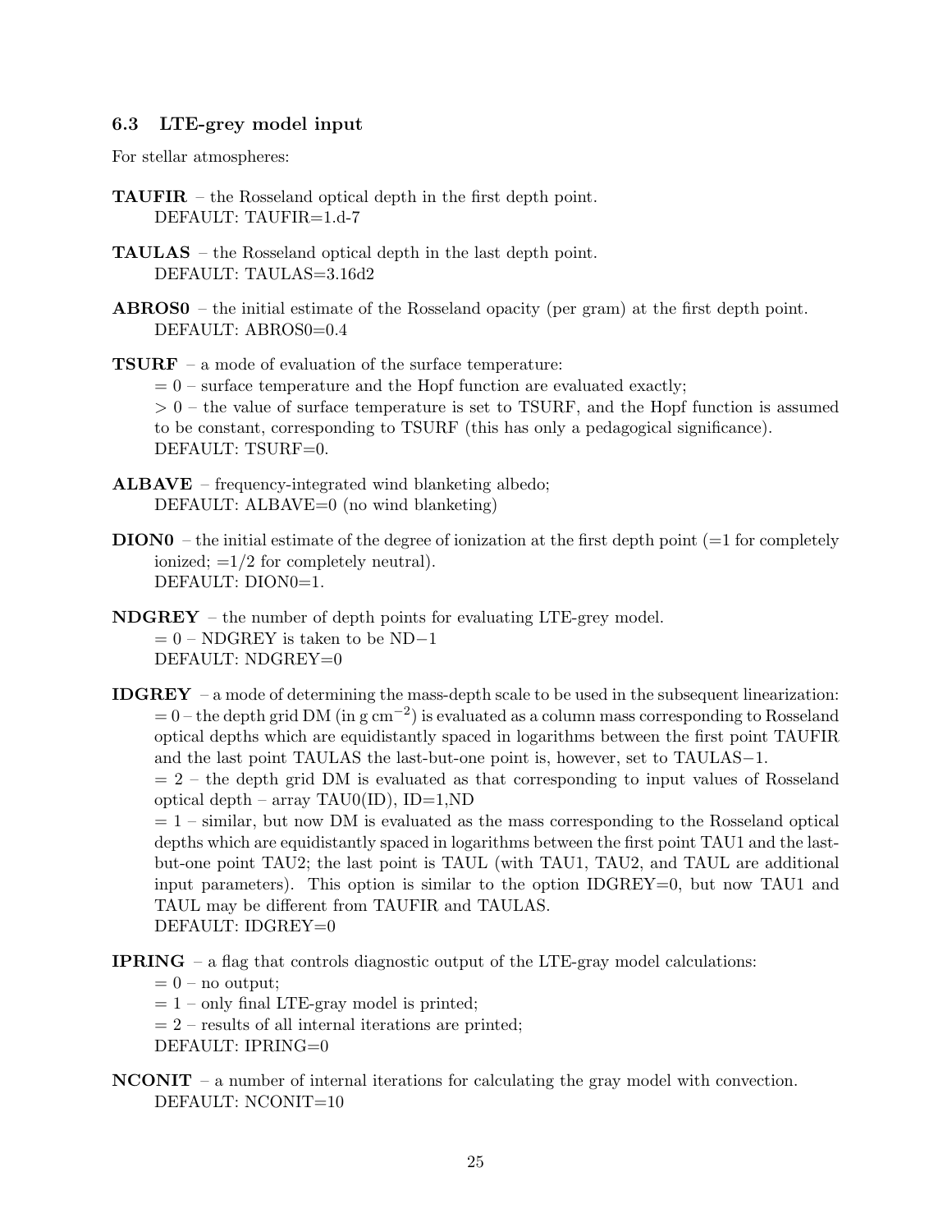### 6.3 LTE-grey model input

For stellar atmospheres:

**TAUFIR** – the Rosseland optical depth in the first depth point.
DEFAULT: TAUFIR=1.d-7

**TAULAS** – the Rosseland optical depth in the last depth point.
DEFAULT: TAULAS=3.16d2

**ABROS0** – the initial estimate of the Rosseland opacity (per gram) at the first depth point.
DEFAULT: ABROS0=0.4

**TSURF** – a mode of evaluation of the surface temperature:
$= 0$ – surface temperature and the Hopf function are evaluated exactly;
$> 0$ – the value of surface temperature is set to TSURF, and the Hopf function is assumed to be constant, corresponding to TSURF (this has only a pedagogical significance).
DEFAULT: TSURF=0.

**ALBAVE** – frequency-integrated wind blanketing albedo;
DEFAULT: ALBAVE=0 (no wind blanketing)

**DION0** – the initial estimate of the degree of ionization at the first depth point (=1 for completely ionized; =1/2 for completely neutral).
DEFAULT: DION0=1.

**NDGREY** – the number of depth points for evaluating LTE-grey model.
$= 0$ – NDGREY is taken to be ND$-$1
DEFAULT: NDGREY=0

**IDGREY** – a mode of determining the mass-depth scale to be used in the subsequent linearization:
$= 0$ – the depth grid DM (in g cm$^{-2}$) is evaluated as a column mass corresponding to Rosseland optical depths which are equidistantly spaced in logarithms between the first point TAUFIR and the last point TAULAS the last-but-one point is, however, set to TAULAS$-$1.
$= 2$ – the depth grid DM is evaluated as that corresponding to input values of Rosseland optical depth – array TAU0(ID), ID=1,ND
$= 1$ – similar, but now DM is evaluated as the mass corresponding to the Rosseland optical depths which are equidistantly spaced in logarithms between the first point TAU1 and the last-but-one point TAU2; the last point is TAUL (with TAU1, TAU2, and TAUL are additional input parameters). This option is similar to the option IDGREY=0, but now TAU1 and TAUL may be different from TAUFIR and TAULAS.
DEFAULT: IDGREY=0

**IPRING** – a flag that controls diagnostic output of the LTE-gray model calculations:
$= 0$ – no output;
$= 1$ – only final LTE-gray model is printed;
$= 2$ – results of all internal iterations are printed;
DEFAULT: IPRING=0

**NCONIT** – a number of internal iterations for calculating the gray model with convection.
DEFAULT: NCONIT=10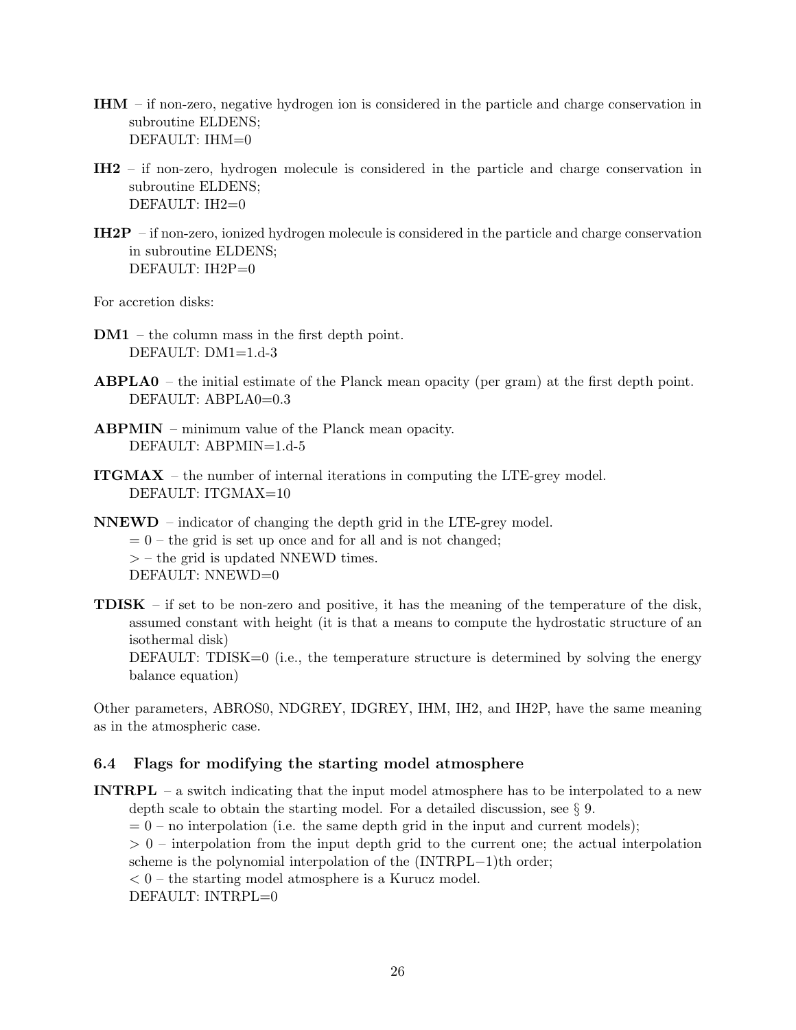**IHM** – if non-zero, negative hydrogen ion is considered in the particle and charge conservation in subroutine ELDENS;
DEFAULT: IHM=0

**IH2** – if non-zero, hydrogen molecule is considered in the particle and charge conservation in subroutine ELDENS;
DEFAULT: IH2=0

**IH2P** – if non-zero, ionized hydrogen molecule is considered in the particle and charge conservation in subroutine ELDENS;
DEFAULT: IH2P=0

For accretion disks:

**DM1** – the column mass in the first depth point.
DEFAULT: DM1=1.d-3

**ABPLA0** – the initial estimate of the Planck mean opacity (per gram) at the first depth point.
DEFAULT: ABPLA0=0.3

**ABPMIN** – minimum value of the Planck mean opacity.
DEFAULT: ABPMIN=1.d-5

**ITGMAX** – the number of internal iterations in computing the LTE-grey model.
DEFAULT: ITGMAX=10

**NNEWD** – indicator of changing the depth grid in the LTE-grey model.
$= 0$ – the grid is set up once and for all and is not changed;
$>$ – the grid is updated NNEWD times.
DEFAULT: NNEWD=0

**TDISK** – if set to be non-zero and positive, it has the meaning of the temperature of the disk, assumed constant with height (it is that a means to compute the hydrostatic structure of an isothermal disk)
DEFAULT: TDISK=0 (i.e., the temperature structure is determined by solving the energy balance equation)

Other parameters, ABROS0, NDGREY, IDGREY, IHM, IH2, and IH2P, have the same meaning as in the atmospheric case.

### 6.4 Flags for modifying the starting model atmosphere

**INTRPL** – a switch indicating that the input model atmosphere has to be interpolated to a new depth scale to obtain the starting model. For a detailed discussion, see § 9.
$= 0$ – no interpolation (i.e. the same depth grid in the input and current models);
$> 0$ – interpolation from the input depth grid to the current one; the actual interpolation scheme is the polynomial interpolation of the (INTRPL$-$1)th order;
$< 0$ – the starting model atmosphere is a Kurucz model.
DEFAULT: INTRPL=0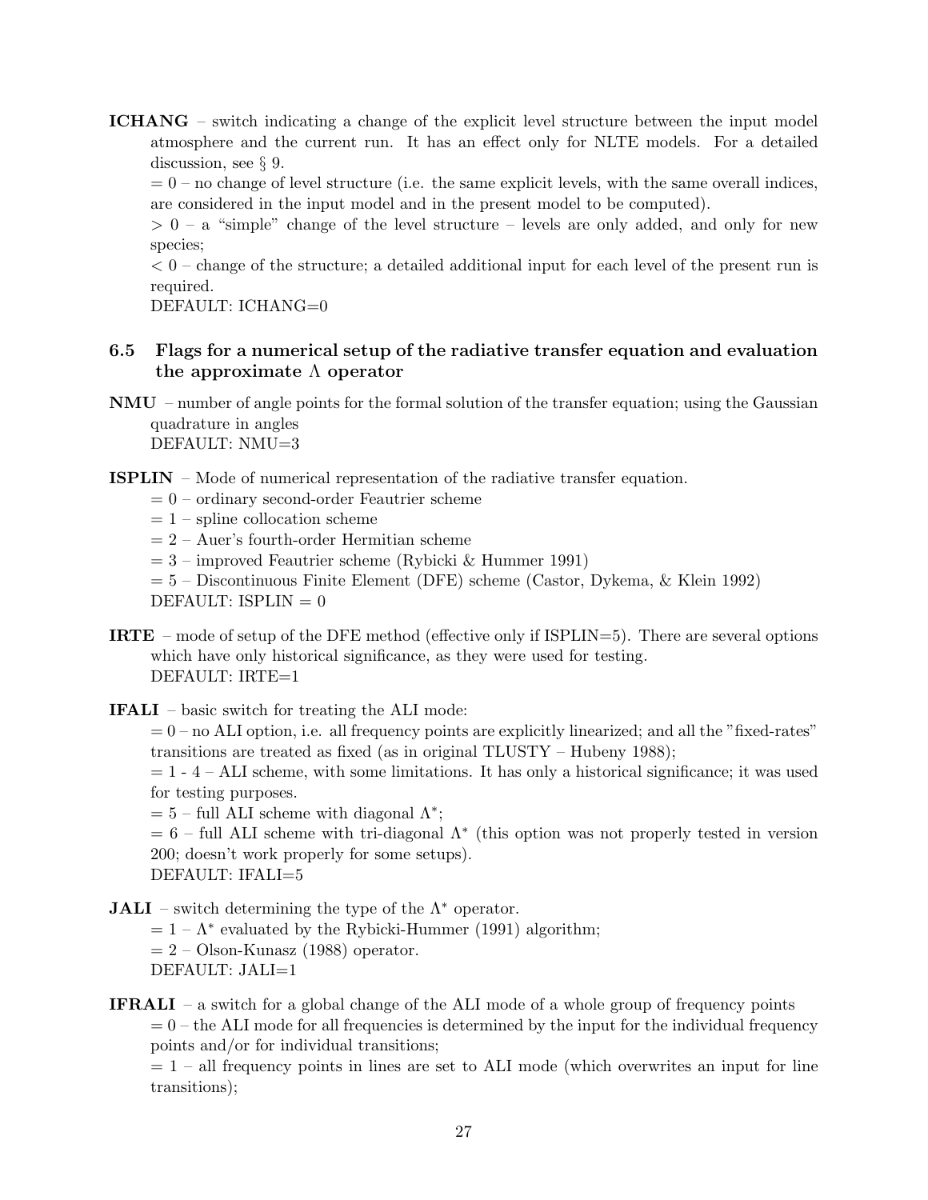**ICHANG** – switch indicating a change of the explicit level structure between the input model atmosphere and the current run. It has an effect only for NLTE models. For a detailed discussion, see § 9.

$= 0$ – no change of level structure (i.e. the same explicit levels, with the same overall indices, are considered in the input model and in the present model to be computed).

$> 0$ – a "simple" change of the level structure – levels are only added, and only for new species;

$< 0$ – change of the structure; a detailed additional input for each level of the present run is required.

DEFAULT: ICHANG=0

### 6.5 Flags for a numerical setup of the radiative transfer equation and evaluation the approximate $\Lambda$ operator

**NMU** – number of angle points for the formal solution of the transfer equation; using the Gaussian quadrature in angles

DEFAULT: NMU=3

**ISPLIN** – Mode of numerical representation of the radiative transfer equation.

$= 0$ – ordinary second-order Feautrier scheme

$= 1$ – spline collocation scheme

$= 2$ – Auer's fourth-order Hermitian scheme

$= 3$ – improved Feautrier scheme (Rybicki & Hummer 1991)

$= 5$ – Discontinuous Finite Element (DFE) scheme (Castor, Dykema, & Klein 1992)

DEFAULT: ISPLIN = 0

**IRTE** – mode of setup of the DFE method (effective only if ISPLIN=5). There are several options which have only historical significance, as they were used for testing.

DEFAULT: IRTE=1

**IFALI** – basic switch for treating the ALI mode:

$= 0$ – no ALI option, i.e. all frequency points are explicitly linearized; and all the "fixed-rates" transitions are treated as fixed (as in original TLUSTY – Hubeny 1988);

$= 1$ - 4 – ALI scheme, with some limitations. It has only a historical significance; it was used for testing purposes.

$= 5$ – full ALI scheme with diagonal $\Lambda^*$;

$= 6$ – full ALI scheme with tri-diagonal $\Lambda^*$ (this option was not properly tested in version 200; doesn't work properly for some setups).

DEFAULT: IFALI=5

**JALI** – switch determining the type of the $\Lambda^*$ operator.

$= 1$ – $\Lambda^*$ evaluated by the Rybicki-Hummer (1991) algorithm;

$= 2$ – Olson-Kunasz (1988) operator.

DEFAULT: JALI=1

**IFRALI** – a switch for a global change of the ALI mode of a whole group of frequency points

$= 0$ – the ALI mode for all frequencies is determined by the input for the individual frequency points and/or for individual transitions;

$= 1$ – all frequency points in lines are set to ALI mode (which overwrites an input for line transitions);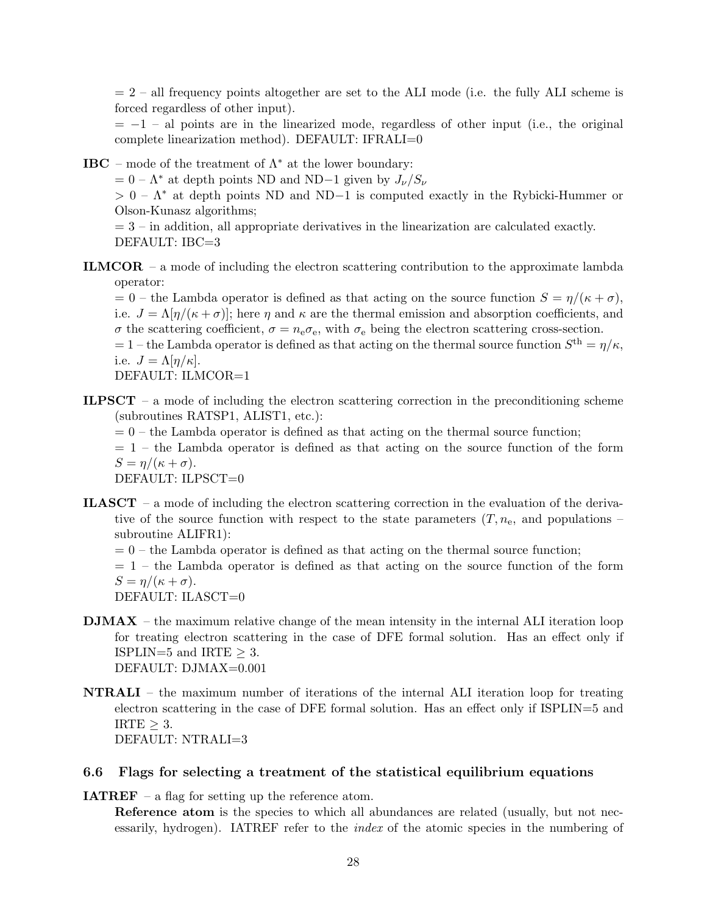= 2 – all frequency points altogether are set to the ALI mode (i.e. the fully ALI scheme is forced regardless of other input).

= −1 – al points are in the linearized mode, regardless of other input (i.e., the original complete linearization method). DEFAULT: IFRALI=0

**IBC** – mode of the treatment of $\Lambda^*$ at the lower boundary:

= 0 – $\Lambda^*$ at depth points ND and ND−1 given by $J_\nu/S_\nu$

> 0 – $\Lambda^*$ at depth points ND and ND−1 is computed exactly in the Rybicki-Hummer or Olson-Kunasz algorithms;

= 3 – in addition, all appropriate derivatives in the linearization are calculated exactly.

DEFAULT: IBC=3

**ILMCOR** – a mode of including the electron scattering contribution to the approximate lambda operator:

= 0 – the Lambda operator is defined as that acting on the source function $S = \eta/(\kappa + \sigma)$, i.e. $J = \Lambda[\eta/(\kappa + \sigma)]$; here $\eta$ and $\kappa$ are the thermal emission and absorption coefficients, and $\sigma$ the scattering coefficient, $\sigma = n_{\rm e}\sigma_{\rm e}$, with $\sigma_{\rm e}$ being the electron scattering cross-section.

= 1 – the Lambda operator is defined as that acting on the thermal source function $S^{\rm th} = \eta/\kappa$, i.e. $J = \Lambda[\eta/\kappa]$.

DEFAULT: ILMCOR=1

**ILPSCT** – a mode of including the electron scattering correction in the preconditioning scheme (subroutines RATSP1, ALIST1, etc.):

= 0 – the Lambda operator is defined as that acting on the thermal source function;

= 1 – the Lambda operator is defined as that acting on the source function of the form $S = \eta/(\kappa + \sigma)$.

DEFAULT: ILPSCT=0

**ILASCT** – a mode of including the electron scattering correction in the evaluation of the derivative of the source function with respect to the state parameters ($T, n_{\rm e}$, and populations – subroutine ALIFR1):

= 0 – the Lambda operator is defined as that acting on the thermal source function;

= 1 – the Lambda operator is defined as that acting on the source function of the form $S = \eta/(\kappa + \sigma)$.

DEFAULT: ILASCT=0

**DJMAX** – the maximum relative change of the mean intensity in the internal ALI iteration loop for treating electron scattering in the case of DFE formal solution. Has an effect only if ISPLIN=5 and IRTE $\geq$ 3.

DEFAULT: DJMAX=0.001

**NTRALI** – the maximum number of iterations of the internal ALI iteration loop for treating electron scattering in the case of DFE formal solution. Has an effect only if ISPLIN=5 and IRTE $\geq$ 3.

DEFAULT: NTRALI=3

### 6.6 Flags for selecting a treatment of the statistical equilibrium equations

**IATREF** – a flag for setting up the reference atom.

**Reference atom** is the species to which all abundances are related (usually, but not necessarily, hydrogen). IATREF refer to the *index* of the atomic species in the numbering of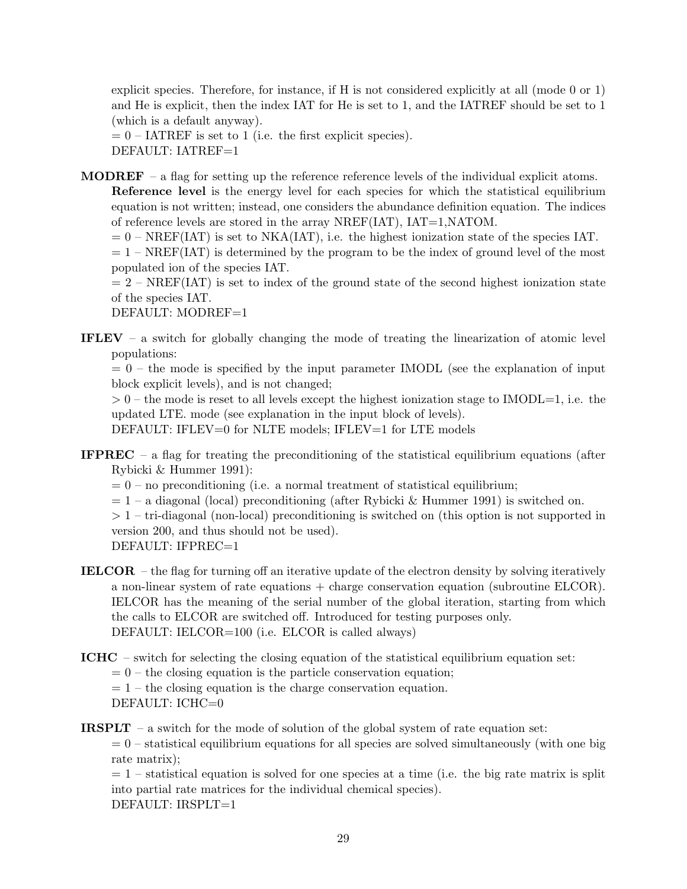explicit species. Therefore, for instance, if H is not considered explicitly at all (mode 0 or 1) and He is explicit, then the index IAT for He is set to 1, and the IATREF should be set to 1 (which is a default anyway).
= 0 – IATREF is set to 1 (i.e. the first explicit species).
DEFAULT: IATREF=1

**MODREF** – a flag for setting up the reference reference levels of the individual explicit atoms. **Reference level** is the energy level for each species for which the statistical equilibrium equation is not written; instead, one considers the abundance definition equation. The indices of reference levels are stored in the array NREF(IAT), IAT=1,NATOM.
= 0 – NREF(IAT) is set to NKA(IAT), i.e. the highest ionization state of the species IAT.
= 1 – NREF(IAT) is determined by the program to be the index of ground level of the most populated ion of the species IAT.
= 2 – NREF(IAT) is set to index of the ground state of the second highest ionization state of the species IAT.
DEFAULT: MODREF=1

**IFLEV** – a switch for globally changing the mode of treating the linearization of atomic level populations:
= 0 – the mode is specified by the input parameter IMODL (see the explanation of input block explicit levels), and is not changed;
> 0 – the mode is reset to all levels except the highest ionization stage to IMODL=1, i.e. the updated LTE. mode (see explanation in the input block of levels).
DEFAULT: IFLEV=0 for NLTE models; IFLEV=1 for LTE models

**IFPREC** – a flag for treating the preconditioning of the statistical equilibrium equations (after Rybicki & Hummer 1991):
= 0 – no preconditioning (i.e. a normal treatment of statistical equilibrium;
= 1 – a diagonal (local) preconditioning (after Rybicki & Hummer 1991) is switched on.
> 1 – tri-diagonal (non-local) preconditioning is switched on (this option is not supported in version 200, and thus should not be used).
DEFAULT: IFPREC=1

**IELCOR** – the flag for turning off an iterative update of the electron density by solving iteratively a non-linear system of rate equations + charge conservation equation (subroutine ELCOR). IELCOR has the meaning of the serial number of the global iteration, starting from which the calls to ELCOR are switched off. Introduced for testing purposes only.
DEFAULT: IELCOR=100 (i.e. ELCOR is called always)

**ICHC** – switch for selecting the closing equation of the statistical equilibrium equation set:
= 0 – the closing equation is the particle conservation equation;
= 1 – the closing equation is the charge conservation equation.
DEFAULT: ICHC=0

**IRSPLT** – a switch for the mode of solution of the global system of rate equation set:
= 0 – statistical equilibrium equations for all species are solved simultaneously (with one big rate matrix);
= 1 – statistical equation is solved for one species at a time (i.e. the big rate matrix is split into partial rate matrices for the individual chemical species).
DEFAULT: IRSPLT=1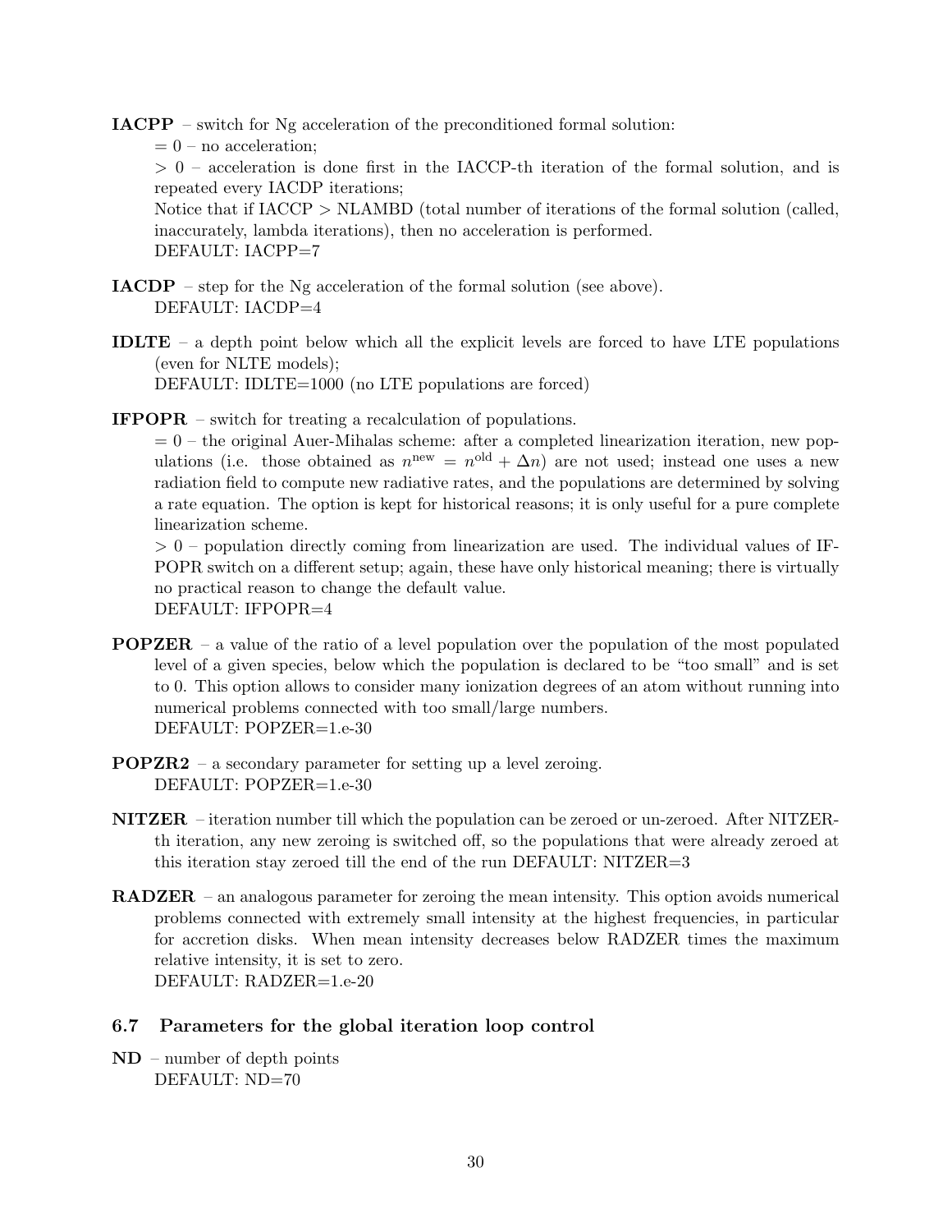**IACPP** – switch for Ng acceleration of the preconditioned formal solution:

= 0 – no acceleration;

> 0 – acceleration is done first in the IACCP-th iteration of the formal solution, and is repeated every IACDP iterations;

Notice that if IACCP > NLAMBD (total number of iterations of the formal solution (called, inaccurately, lambda iterations), then no acceleration is performed.

DEFAULT: IACPP=7

**IACDP** – step for the Ng acceleration of the formal solution (see above).

DEFAULT: IACDP=4

**IDLTE** – a depth point below which all the explicit levels are forced to have LTE populations (even for NLTE models);

DEFAULT: IDLTE=1000 (no LTE populations are forced)

**IFPOPR** – switch for treating a recalculation of populations.

= 0 – the original Auer-Mihalas scheme: after a completed linearization iteration, new populations (i.e. those obtained as $n^{\rm new} = n^{\rm old} + \Delta n$) are not used; instead one uses a new radiation field to compute new radiative rates, and the populations are determined by solving a rate equation. The option is kept for historical reasons; it is only useful for a pure complete linearization scheme.

> 0 – population directly coming from linearization are used. The individual values of IFPOPR switch on a different setup; again, these have only historical meaning; there is virtually no practical reason to change the default value.

DEFAULT: IFPOPR=4

**POPZER** – a value of the ratio of a level population over the population of the most populated level of a given species, below which the population is declared to be "too small" and is set to 0. This option allows to consider many ionization degrees of an atom without running into numerical problems connected with too small/large numbers.

DEFAULT: POPZER=1.e-30

**POPZR2** – a secondary parameter for setting up a level zeroing.

DEFAULT: POPZER=1.e-30

**NITZER** – iteration number till which the population can be zeroed or un-zeroed. After NITZER-th iteration, any new zeroing is switched off, so the populations that were already zeroed at this iteration stay zeroed till the end of the run DEFAULT: NITZER=3

**RADZER** – an analogous parameter for zeroing the mean intensity. This option avoids numerical problems connected with extremely small intensity at the highest frequencies, in particular for accretion disks. When mean intensity decreases below RADZER times the maximum relative intensity, it is set to zero.

DEFAULT: RADZER=1.e-20

### 6.7 Parameters for the global iteration loop control

**ND** – number of depth points

DEFAULT: ND=70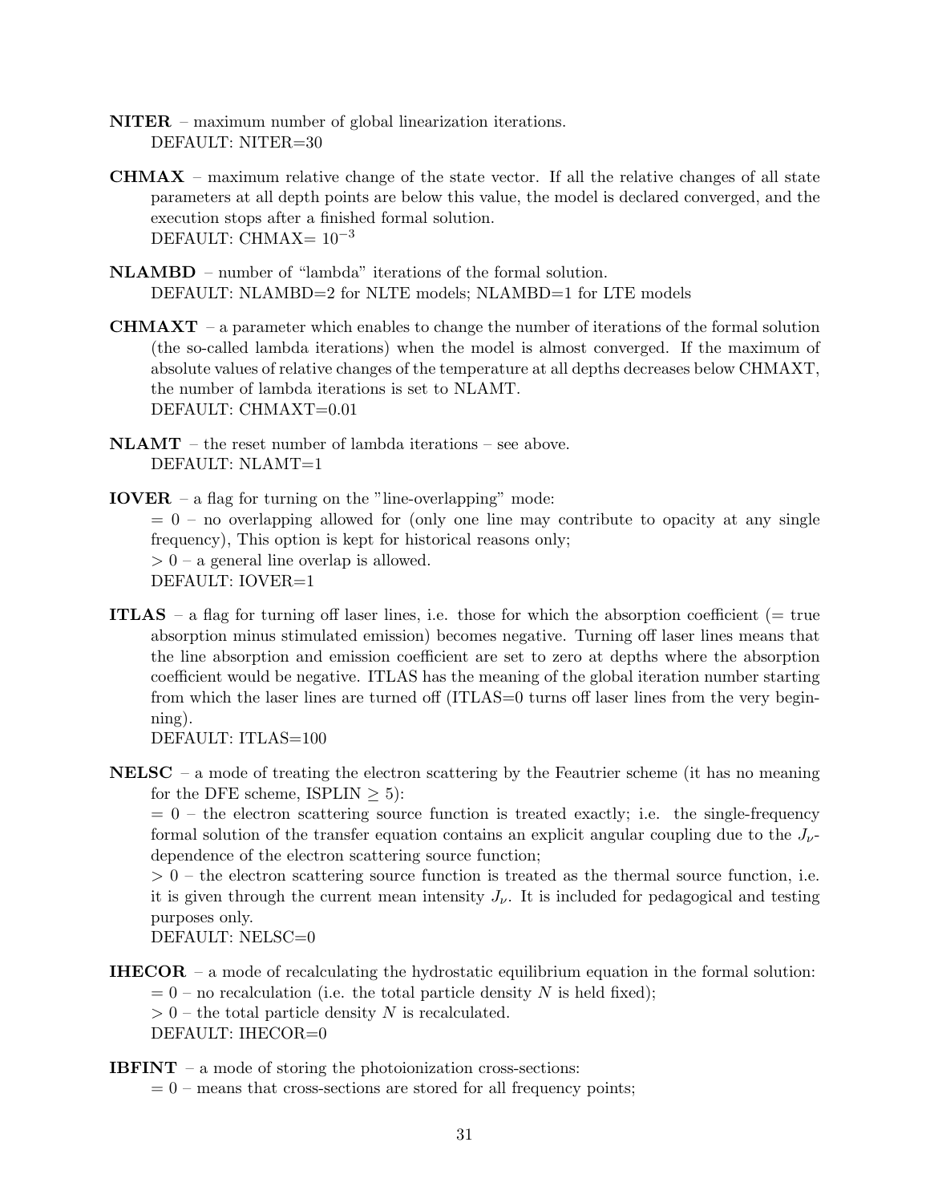**NITER** – maximum number of global linearization iterations.
DEFAULT: NITER=30

**CHMAX** – maximum relative change of the state vector. If all the relative changes of all state parameters at all depth points are below this value, the model is declared converged, and the execution stops after a finished formal solution.
DEFAULT: CHMAX= $10^{-3}$

**NLAMBD** – number of "lambda" iterations of the formal solution.
DEFAULT: NLAMBD=2 for NLTE models; NLAMBD=1 for LTE models

**CHMAXT** – a parameter which enables to change the number of iterations of the formal solution (the so-called lambda iterations) when the model is almost converged. If the maximum of absolute values of relative changes of the temperature at all depths decreases below CHMAXT, the number of lambda iterations is set to NLAMT.
DEFAULT: CHMAXT=0.01

**NLAMT** – the reset number of lambda iterations – see above.
DEFAULT: NLAMT=1

**IOVER** – a flag for turning on the "line-overlapping" mode:
$= 0$ – no overlapping allowed for (only one line may contribute to opacity at any single frequency), This option is kept for historical reasons only;
$> 0$ – a general line overlap is allowed.
DEFAULT: IOVER=1

**ITLAS** – a flag for turning off laser lines, i.e. those for which the absorption coefficient (= true absorption minus stimulated emission) becomes negative. Turning off laser lines means that the line absorption and emission coefficient are set to zero at depths where the absorption coefficient would be negative. ITLAS has the meaning of the global iteration number starting from which the laser lines are turned off (ITLAS=0 turns off laser lines from the very beginning).
DEFAULT: ITLAS=100

**NELSC** – a mode of treating the electron scattering by the Feautrier scheme (it has no meaning for the DFE scheme, ISPLIN $\geq 5$):
$= 0$ – the electron scattering source function is treated exactly; i.e. the single-frequency formal solution of the transfer equation contains an explicit angular coupling due to the $J_\nu$-dependence of the electron scattering source function;
$> 0$ – the electron scattering source function is treated as the thermal source function, i.e. it is given through the current mean intensity $J_\nu$. It is included for pedagogical and testing purposes only.
DEFAULT: NELSC=0

**IHECOR** – a mode of recalculating the hydrostatic equilibrium equation in the formal solution:
$= 0$ – no recalculation (i.e. the total particle density $N$ is held fixed);
$> 0$ – the total particle density $N$ is recalculated.
DEFAULT: IHECOR=0

**IBFINT** – a mode of storing the photoionization cross-sections:
$= 0$ – means that cross-sections are stored for all frequency points;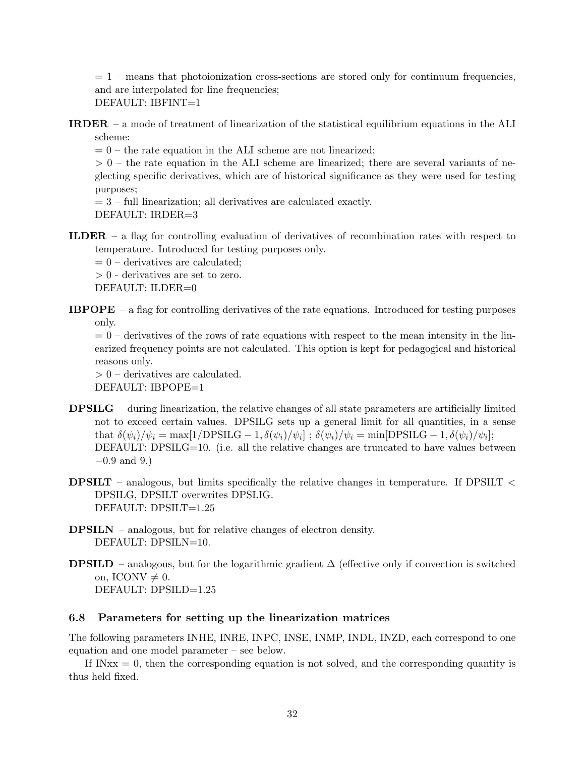= 1 – means that photoionization cross-sections are stored only for continuum frequencies, and are interpolated for line frequencies;
DEFAULT: IBFINT=1

**IRDER** – a mode of treatment of linearization of the statistical equilibrium equations in the ALI scheme:
= 0 – the rate equation in the ALI scheme are not linearized;
> 0 – the rate equation in the ALI scheme are linearized; there are several variants of neglecting specific derivatives, which are of historical significance as they were used for testing purposes;
= 3 – full linearization; all derivatives are calculated exactly.
DEFAULT: IRDER=3

**ILDER** – a flag for controlling evaluation of derivatives of recombination rates with respect to temperature. Introduced for testing purposes only.
= 0 – derivatives are calculated;
> 0 - derivatives are set to zero.
DEFAULT: ILDER=0

**IBPOPE** – a flag for controlling derivatives of the rate equations. Introduced for testing purposes only.
= 0 – derivatives of the rows of rate equations with respect to the mean intensity in the linearized frequency points are not calculated. This option is kept for pedagogical and historical reasons only.
> 0 – derivatives are calculated.
DEFAULT: IBPOPE=1

**DPSILG** – during linearization, the relative changes of all state parameters are artificially limited not to exceed certain values. DPSILG sets up a general limit for all quantities, in a sense that $\delta(\psi_i)/\psi_i = \max[1/\mathrm{DPSILG} - 1, \delta(\psi_i)/\psi_i]$ ; $\delta(\psi_i)/\psi_i = \min[\mathrm{DPSILG} - 1, \delta(\psi_i)/\psi_i]$;
DEFAULT: DPSILG=10. (i.e. all the relative changes are truncated to have values between $-0.9$ and 9.)

**DPSILT** – analogous, but limits specifically the relative changes in temperature. If DPSILT < DPSILG, DPSILT overwrites DPSLIG.
DEFAULT: DPSILT=1.25

**DPSILN** – analogous, but for relative changes of electron density.
DEFAULT: DPSILN=10.

**DPSILD** – analogous, but for the logarithmic gradient $\Delta$ (effective only if convection is switched on, ICONV $\neq 0$.
DEFAULT: DPSILD=1.25

### 6.8 Parameters for setting up the linearization matrices

The following parameters INHE, INRE, INPC, INSE, INMP, INDL, INZD, each correspond to one equation and one model parameter – see below.

If INxx = 0, then the corresponding equation is not solved, and the corresponding quantity is thus held fixed.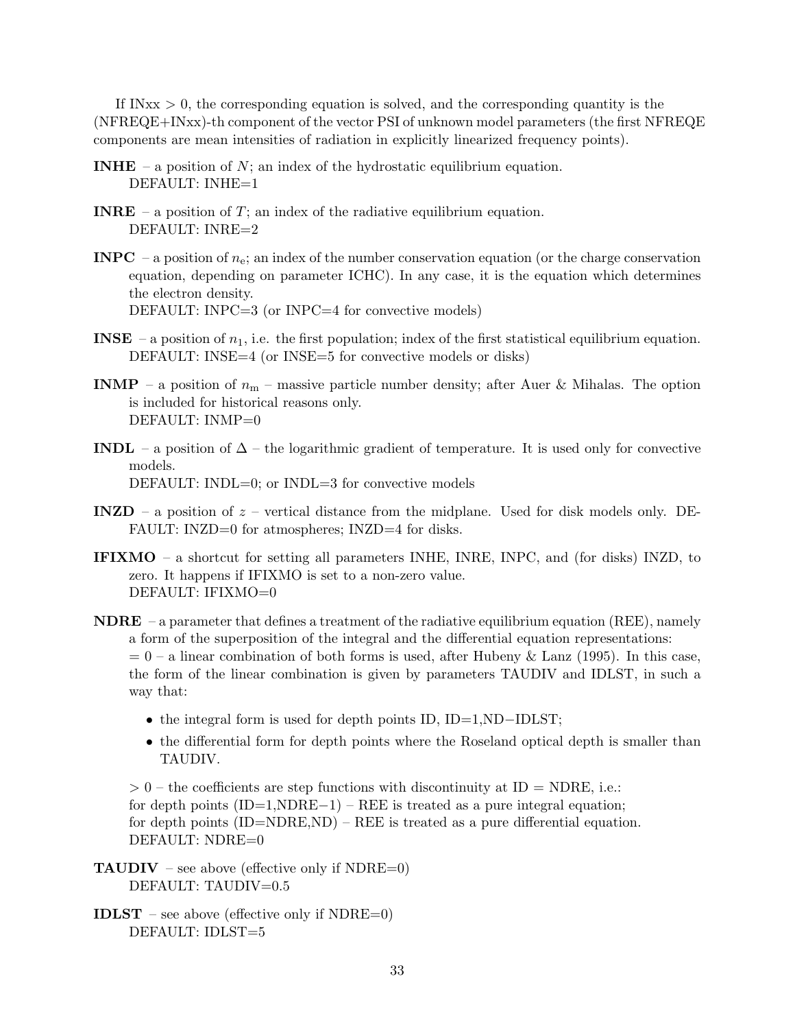If INxx > 0, the corresponding equation is solved, and the corresponding quantity is the (NFREQE+INxx)-th component of the vector PSI of unknown model parameters (the first NFREQE components are mean intensities of radiation in explicitly linearized frequency points).

**INHE** – a position of $N$; an index of the hydrostatic equilibrium equation.
DEFAULT: INHE=1

**INRE** – a position of $T$; an index of the radiative equilibrium equation.
DEFAULT: INRE=2

**INPC** – a position of $n_e$; an index of the number conservation equation (or the charge conservation equation, depending on parameter ICHC). In any case, it is the equation which determines the electron density.
DEFAULT: INPC=3 (or INPC=4 for convective models)

**INSE** – a position of $n_1$, i.e. the first population; index of the first statistical equilibrium equation.
DEFAULT: INSE=4 (or INSE=5 for convective models or disks)

**INMP** – a position of $n_m$ – massive particle number density; after Auer & Mihalas. The option is included for historical reasons only.
DEFAULT: INMP=0

**INDL** – a position of $\Delta$ – the logarithmic gradient of temperature. It is used only for convective models.
DEFAULT: INDL=0; or INDL=3 for convective models

**INZD** – a position of $z$ – vertical distance from the midplane. Used for disk models only. DEFAULT: INZD=0 for atmospheres; INZD=4 for disks.

**IFIXMO** – a shortcut for setting all parameters INHE, INRE, INPC, and (for disks) INZD, to zero. It happens if IFIXMO is set to a non-zero value.
DEFAULT: IFIXMO=0

**NDRE** – a parameter that defines a treatment of the radiative equilibrium equation (REE), namely a form of the superposition of the integral and the differential equation representations:
= 0 – a linear combination of both forms is used, after Hubeny & Lanz (1995). In this case, the form of the linear combination is given by parameters TAUDIV and IDLST, in such a way that:

- the integral form is used for depth points ID, ID=1,ND−IDLST;
- the differential form for depth points where the Roseland optical depth is smaller than TAUDIV.

> 0 – the coefficients are step functions with discontinuity at ID = NDRE, i.e.:
for depth points (ID=1,NDRE−1) – REE is treated as a pure integral equation;
for depth points (ID=NDRE,ND) – REE is treated as a pure differential equation.
DEFAULT: NDRE=0

**TAUDIV** – see above (effective only if NDRE=0)
DEFAULT: TAUDIV=0.5

**IDLST** – see above (effective only if NDRE=0)
DEFAULT: IDLST=5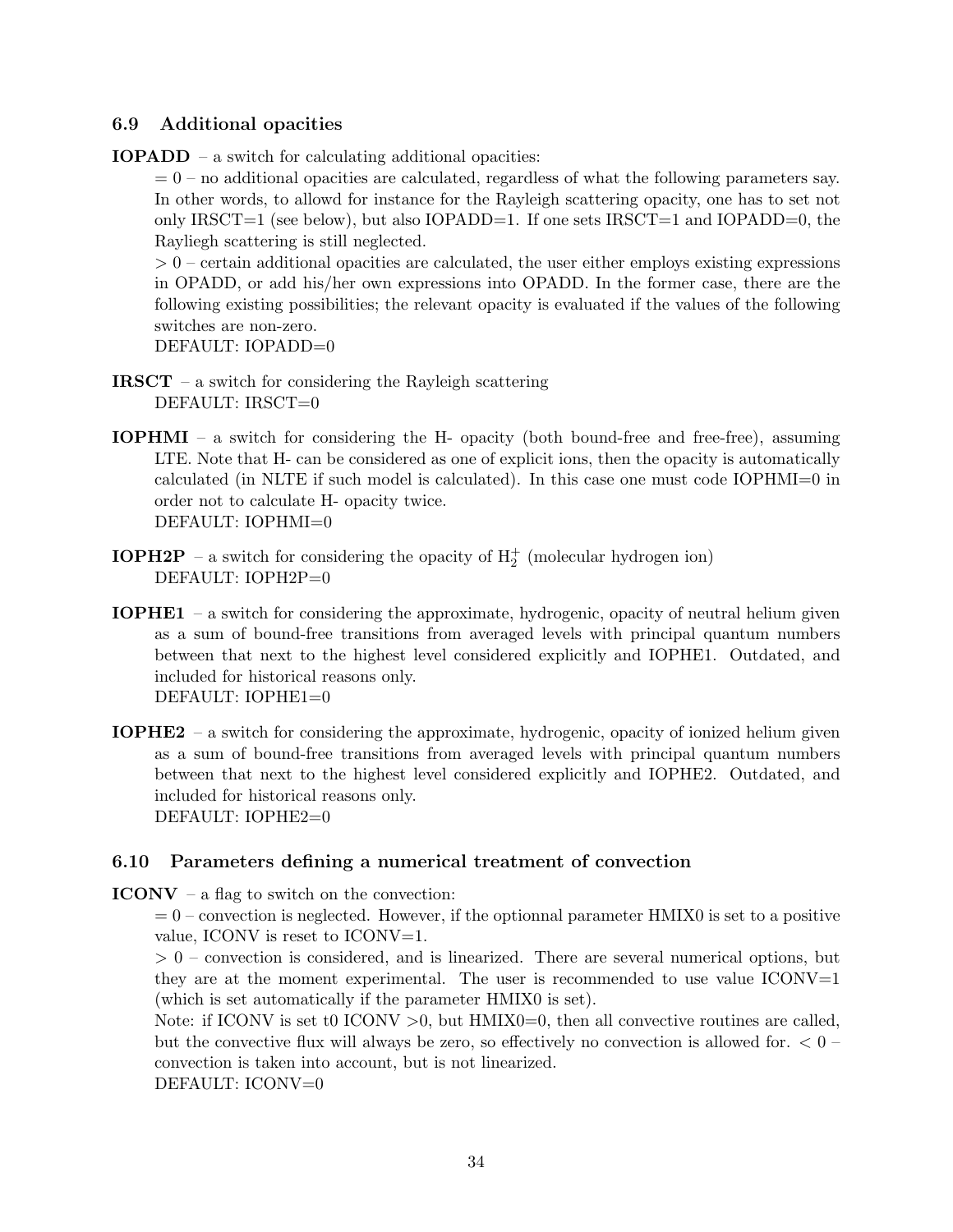### 6.9 Additional opacities

**IOPADD** – a switch for calculating additional opacities:

= 0 – no additional opacities are calculated, regardless of what the following parameters say. In other words, to allowd for instance for the Rayleigh scattering opacity, one has to set not only IRSCT=1 (see below), but also IOPADD=1. If one sets IRSCT=1 and IOPADD=0, the Rayliegh scattering is still neglected.

> 0 – certain additional opacities are calculated, the user either employs existing expressions in OPADD, or add his/her own expressions into OPADD. In the former case, there are the following existing possibilities; the relevant opacity is evaluated if the values of the following switches are non-zero.

DEFAULT: IOPADD=0

**IRSCT** – a switch for considering the Rayleigh scattering

DEFAULT: IRSCT=0

**IOPHMI** – a switch for considering the H- opacity (both bound-free and free-free), assuming LTE. Note that H- can be considered as one of explicit ions, then the opacity is automatically calculated (in NLTE if such model is calculated). In this case one must code IOPHMI=0 in order not to calculate H- opacity twice.

DEFAULT: IOPHMI=0

**IOPH2P** – a switch for considering the opacity of $H_2^+$ (molecular hydrogen ion)

DEFAULT: IOPH2P=0

**IOPHE1** – a switch for considering the approximate, hydrogenic, opacity of neutral helium given as a sum of bound-free transitions from averaged levels with principal quantum numbers between that next to the highest level considered explicitly and IOPHE1. Outdated, and included for historical reasons only.

DEFAULT: IOPHE1=0

**IOPHE2** – a switch for considering the approximate, hydrogenic, opacity of ionized helium given as a sum of bound-free transitions from averaged levels with principal quantum numbers between that next to the highest level considered explicitly and IOPHE2. Outdated, and included for historical reasons only.

DEFAULT: IOPHE2=0

### 6.10 Parameters defining a numerical treatment of convection

**ICONV** – a flag to switch on the convection:

= 0 – convection is neglected. However, if the optionnal parameter HMIX0 is set to a positive value, ICONV is reset to ICONV=1.

> 0 – convection is considered, and is linearized. There are several numerical options, but they are at the moment experimental. The user is recommended to use value ICONV=1 (which is set automatically if the parameter HMIX0 is set).

Note: if ICONV is set t0 ICONV >0, but HMIX0=0, then all convective routines are called, but the convective flux will always be zero, so effectively no convection is allowed for. < 0 – convection is taken into account, but is not linearized.

DEFAULT: ICONV=0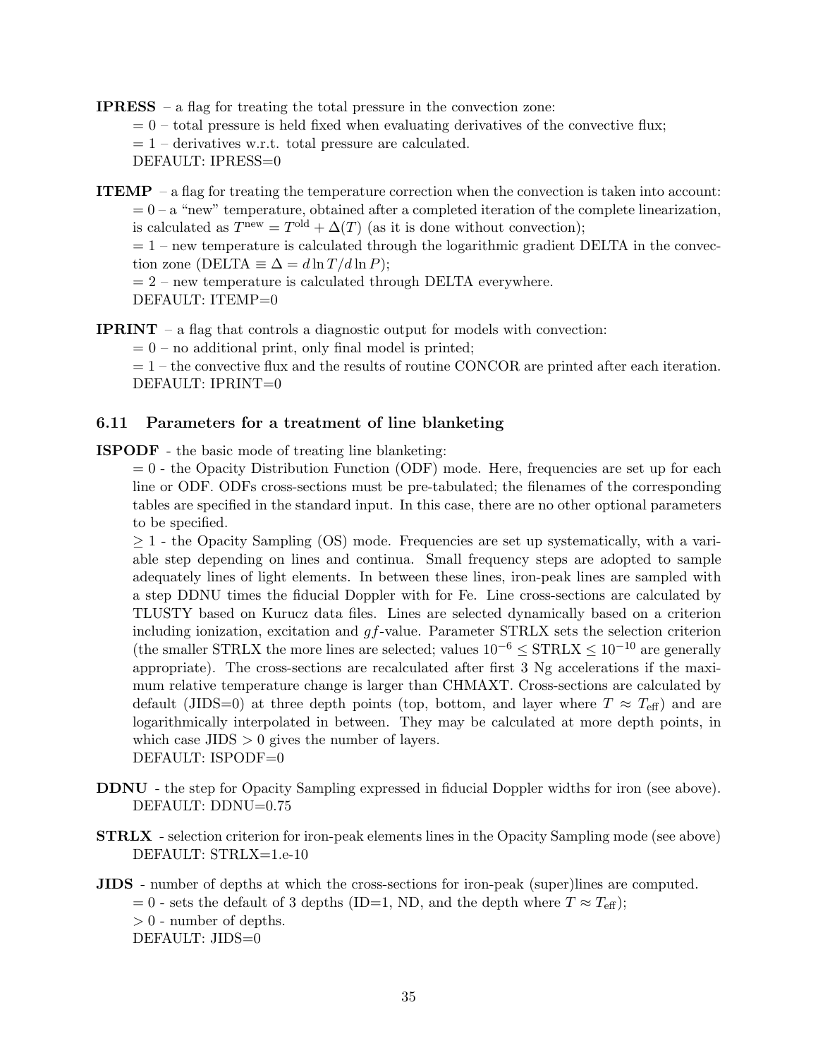**IPRESS** – a flag for treating the total pressure in the convection zone:

= 0 – total pressure is held fixed when evaluating derivatives of the convective flux;

= 1 – derivatives w.r.t. total pressure are calculated.

DEFAULT: IPRESS=0

**ITEMP** – a flag for treating the temperature correction when the convection is taken into account:

= 0 – a "new" temperature, obtained after a completed iteration of the complete linearization, is calculated as $T^{\rm new} = T^{\rm old} + \Delta(T)$ (as it is done without convection);

= 1 – new temperature is calculated through the logarithmic gradient DELTA in the convection zone (DELTA $\equiv \Delta = d\ln T/d\ln P$);

= 2 – new temperature is calculated through DELTA everywhere.

DEFAULT: ITEMP=0

**IPRINT** – a flag that controls a diagnostic output for models with convection:

= 0 – no additional print, only final model is printed;

= 1 – the convective flux and the results of routine CONCOR are printed after each iteration.

DEFAULT: IPRINT=0

### 6.11 Parameters for a treatment of line blanketing

**ISPODF** - the basic mode of treating line blanketing:

= 0 - the Opacity Distribution Function (ODF) mode. Here, frequencies are set up for each line or ODF. ODFs cross-sections must be pre-tabulated; the filenames of the corresponding tables are specified in the standard input. In this case, there are no other optional parameters to be specified.

$\geq 1$ - the Opacity Sampling (OS) mode. Frequencies are set up systematically, with a variable step depending on lines and continua. Small frequency steps are adopted to sample adequately lines of light elements. In between these lines, iron-peak lines are sampled with a step DDNU times the fiducial Doppler with for Fe. Line cross-sections are calculated by TLUSTY based on Kurucz data files. Lines are selected dynamically based on a criterion including ionization, excitation and $gf$-value. Parameter STRLX sets the selection criterion (the smaller STRLX the more lines are selected; values $10^{-6} \leq$ STRLX $\leq 10^{-10}$ are generally appropriate). The cross-sections are recalculated after first 3 Ng accelerations if the maximum relative temperature change is larger than CHMAXT. Cross-sections are calculated by default (JIDS=0) at three depth points (top, bottom, and layer where $T \approx T_{\rm eff}$) and are logarithmically interpolated in between. They may be calculated at more depth points, in which case JIDS $> 0$ gives the number of layers.

DEFAULT: ISPODF=0

**DDNU** - the step for Opacity Sampling expressed in fiducial Doppler widths for iron (see above). DEFAULT: DDNU=0.75

**STRLX** - selection criterion for iron-peak elements lines in the Opacity Sampling mode (see above) DEFAULT: STRLX=1.e-10

**JIDS** - number of depths at which the cross-sections for iron-peak (super)lines are computed.

= 0 - sets the default of 3 depths (ID=1, ND, and the depth where $T \approx T_{\rm eff}$);

$> 0$ - number of depths.

DEFAULT: JIDS=0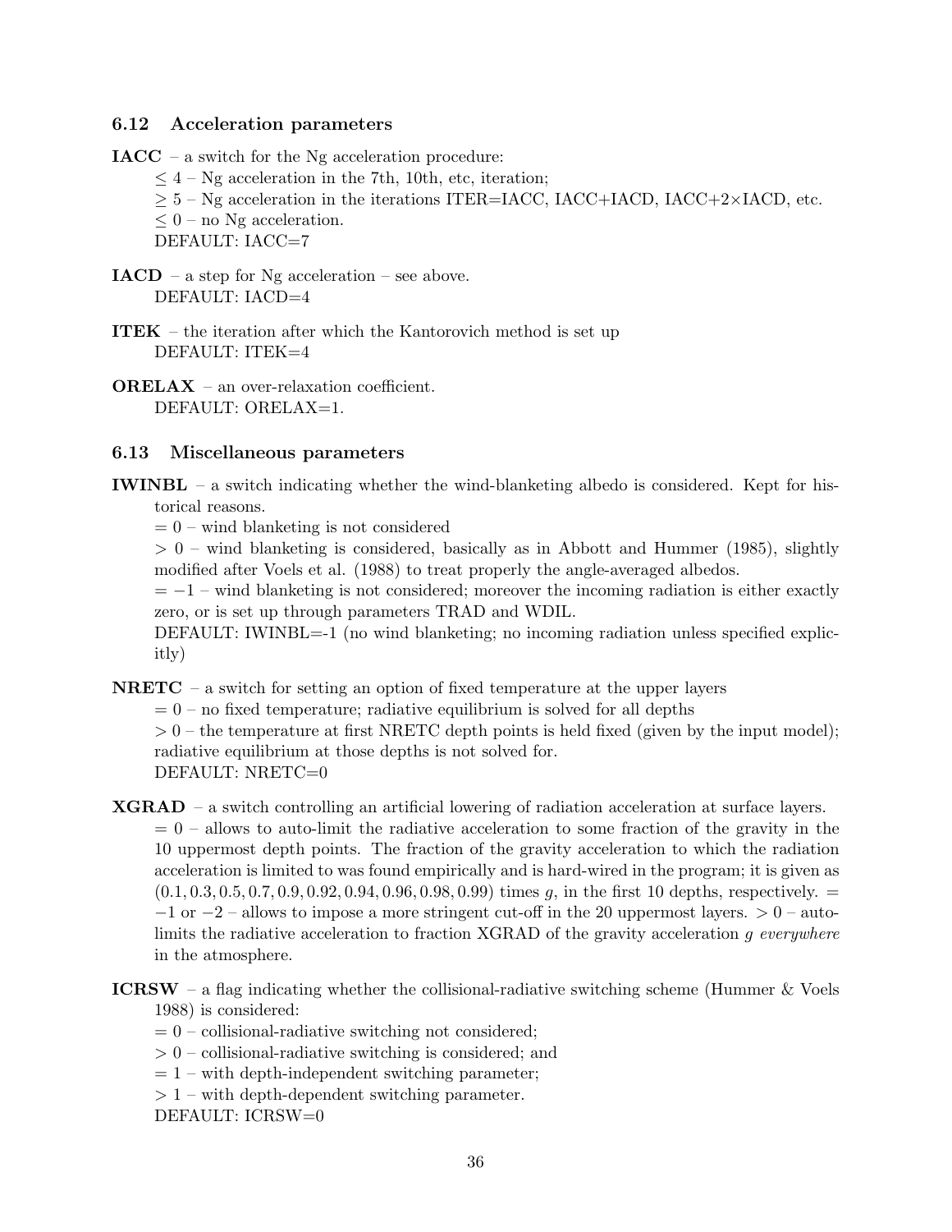### 6.12 Acceleration parameters

**IACC** – a switch for the Ng acceleration procedure:

$\leq 4$ – Ng acceleration in the 7th, 10th, etc, iteration;
$\geq 5$ – Ng acceleration in the iterations ITER=IACC, IACC+IACD, IACC+2×IACD, etc.
$\leq 0$ – no Ng acceleration.
DEFAULT: IACC=7

**IACD** – a step for Ng acceleration – see above.
DEFAULT: IACD=4

**ITEK** – the iteration after which the Kantorovich method is set up
DEFAULT: ITEK=4

**ORELAX** – an over-relaxation coefficient.
DEFAULT: ORELAX=1.

### 6.13 Miscellaneous parameters

**IWINBL** – a switch indicating whether the wind-blanketing albedo is considered. Kept for historical reasons.

$= 0$ – wind blanketing is not considered
$> 0$ – wind blanketing is considered, basically as in Abbott and Hummer (1985), slightly modified after Voels et al. (1988) to treat properly the angle-averaged albedos.
$= -1$ – wind blanketing is not considered; moreover the incoming radiation is either exactly zero, or is set up through parameters TRAD and WDIL.
DEFAULT: IWINBL=-1 (no wind blanketing; no incoming radiation unless specified explicitly)

**NRETC** – a switch for setting an option of fixed temperature at the upper layers

$= 0$ – no fixed temperature; radiative equilibrium is solved for all depths
$> 0$ – the temperature at first NRETC depth points is held fixed (given by the input model); radiative equilibrium at those depths is not solved for.
DEFAULT: NRETC=0

**XGRAD** – a switch controlling an artificial lowering of radiation acceleration at surface layers.

$= 0$ – allows to auto-limit the radiative acceleration to some fraction of the gravity in the 10 uppermost depth points. The fraction of the gravity acceleration to which the radiation acceleration is limited to was found empirically and is hard-wired in the program; it is given as $(0.1, 0.3, 0.5, 0.7, 0.9, 0.92, 0.94, 0.96, 0.98, 0.99)$ times $g$, in the first 10 depths, respectively. $= -1$ or $-2$ – allows to impose a more stringent cut-off in the 20 uppermost layers. $> 0$ – auto-limits the radiative acceleration to fraction XGRAD of the gravity acceleration $g$ *everywhere* in the atmosphere.

**ICRSW** – a flag indicating whether the collisional-radiative switching scheme (Hummer & Voels 1988) is considered:

$= 0$ – collisional-radiative switching not considered;
$> 0$ – collisional-radiative switching is considered; and
$= 1$ – with depth-independent switching parameter;
$> 1$ – with depth-dependent switching parameter.
DEFAULT: ICRSW=0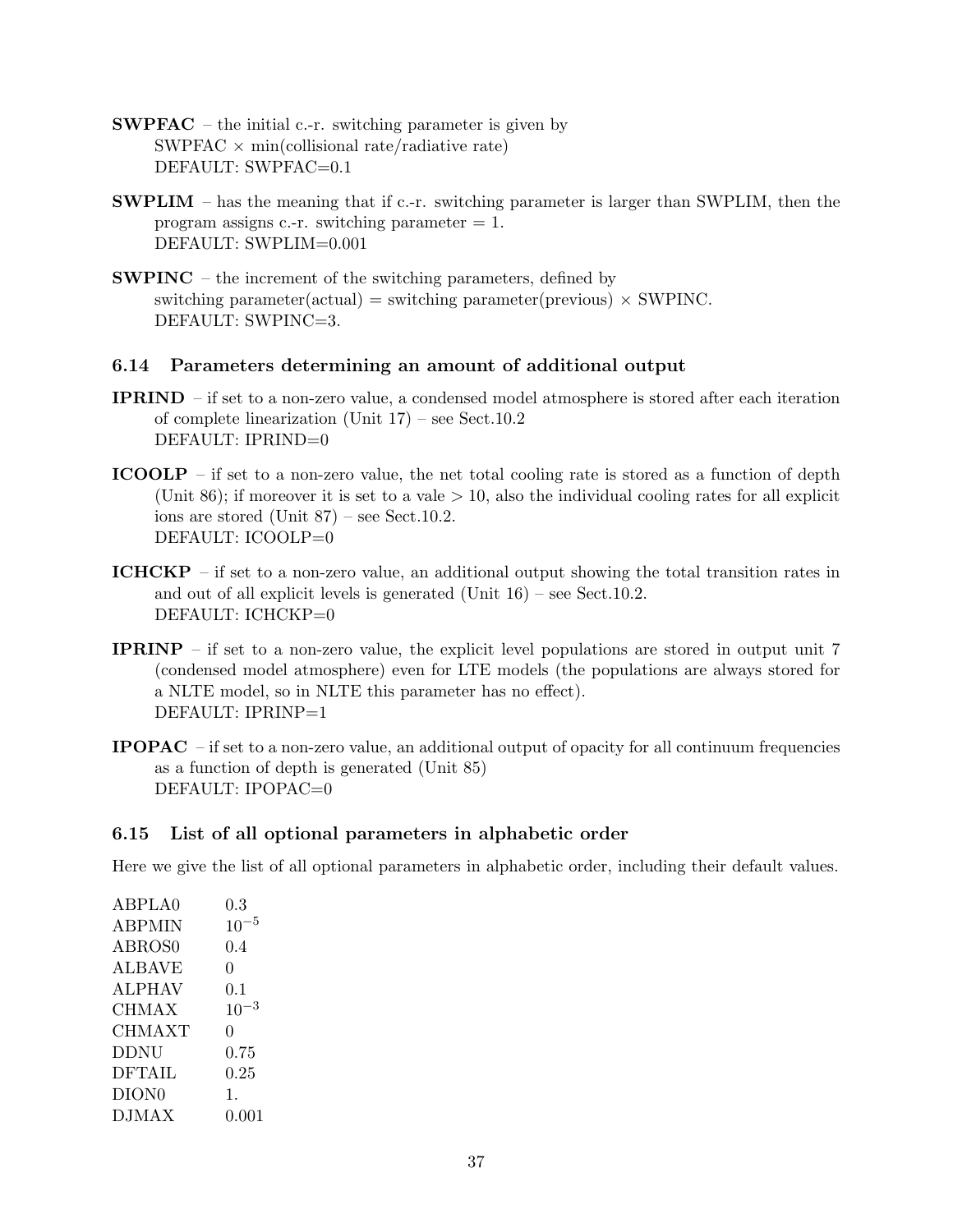**SWPFAC** – the initial c.-r. switching parameter is given by
SWPFAC × min(collisional rate/radiative rate)
DEFAULT: SWPFAC=0.1

**SWPLIM** – has the meaning that if c.-r. switching parameter is larger than SWPLIM, then the program assigns c.-r. switching parameter = 1.
DEFAULT: SWPLIM=0.001

**SWPINC** – the increment of the switching parameters, defined by
switching parameter(actual) = switching parameter(previous) × SWPINC.
DEFAULT: SWPINC=3.

### 6.14 Parameters determining an amount of additional output

**IPRIND** – if set to a non-zero value, a condensed model atmosphere is stored after each iteration of complete linearization (Unit 17) – see Sect.10.2
DEFAULT: IPRIND=0

**ICOOLP** – if set to a non-zero value, the net total cooling rate is stored as a function of depth (Unit 86); if moreover it is set to a vale > 10, also the individual cooling rates for all explicit ions are stored (Unit 87) – see Sect.10.2.
DEFAULT: ICOOLP=0

**ICHCKP** – if set to a non-zero value, an additional output showing the total transition rates in and out of all explicit levels is generated (Unit 16) – see Sect.10.2.
DEFAULT: ICHCKP=0

**IPRINP** – if set to a non-zero value, the explicit level populations are stored in output unit 7 (condensed model atmosphere) even for LTE models (the populations are always stored for a NLTE model, so in NLTE this parameter has no effect).
DEFAULT: IPRINP=1

**IPOPAC** – if set to a non-zero value, an additional output of opacity for all continuum frequencies as a function of depth is generated (Unit 85)
DEFAULT: IPOPAC=0

### 6.15 List of all optional parameters in alphabetic order

Here we give the list of all optional parameters in alphabetic order, including their default values.

| | |
|---|---|
| ABPLA0 | 0.3 |
| ABPMIN | $10^{-5}$ |
| ABROS0 | 0.4 |
| ALBAVE | 0 |
| ALPHAV | 0.1 |
| CHMAX | $10^{-3}$ |
| CHMAXT | 0 |
| DDNU | 0.75 |
| DFTAIL | 0.25 |
| DION0 | 1. |
| DJMAX | 0.001 |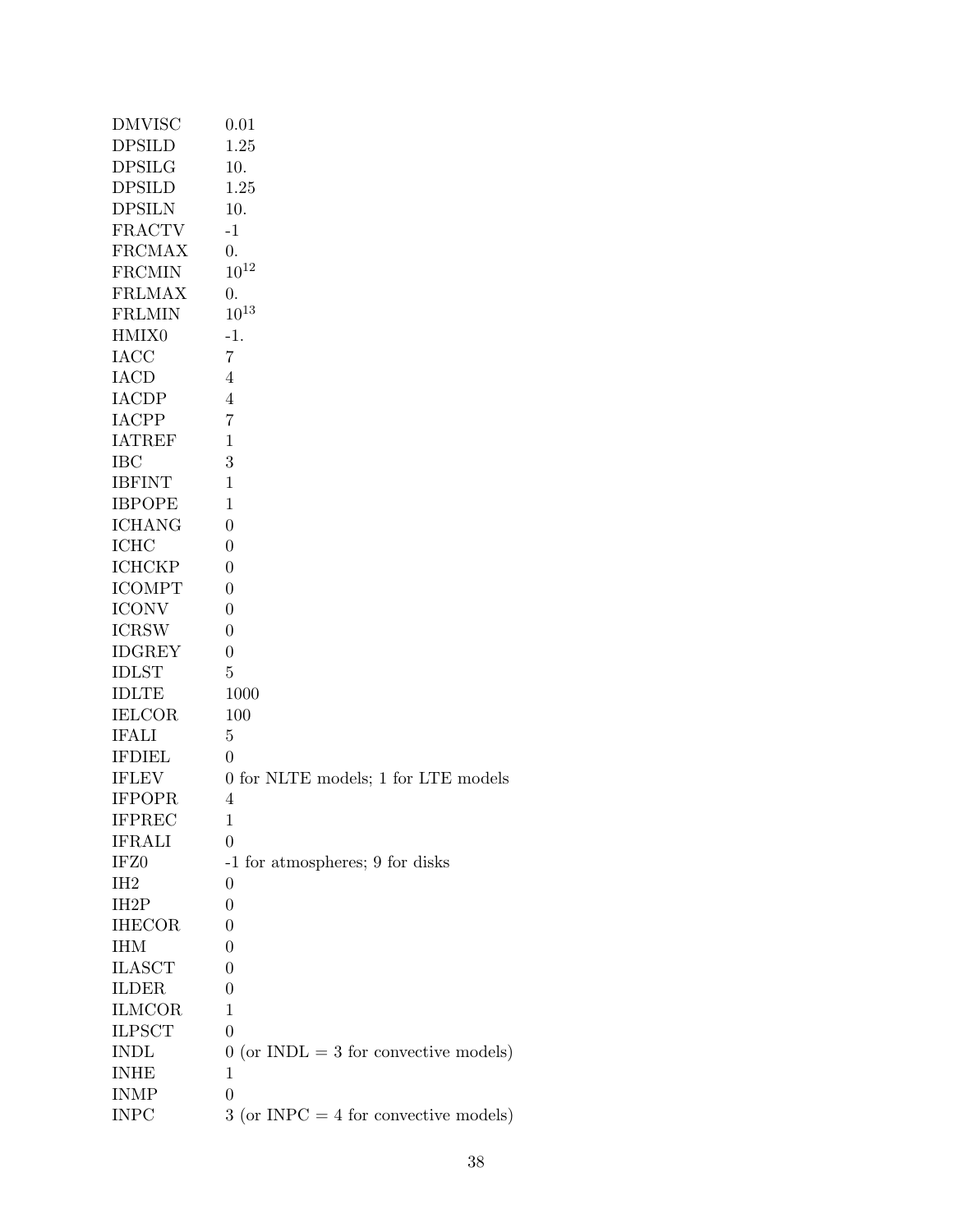| | |
|---|---|
| DMVISC | 0.01 |
| DPSILD | 1.25 |
| DPSILG | 10. |
| DPSILD | 1.25 |
| DPSILN | 10. |
| FRACTV | -1 |
| FRCMAX | 0. |
| FRCMIN | $10^{12}$ |
| FRLMAX | 0. |
| FRLMIN | $10^{13}$ |
| HMIX0 | -1. |
| IACC | 7 |
| IACD | 4 |
| IACDP | 4 |
| IACPP | 7 |
| IATREF | 1 |
| IBC | 3 |
| IBFINT | 1 |
| IBPOPE | 1 |
| ICHANG | 0 |
| ICHC | 0 |
| ICHCKP | 0 |
| ICOMPT | 0 |
| ICONV | 0 |
| ICRSW | 0 |
| IDGREY | 0 |
| IDLST | 5 |
| IDLTE | 1000 |
| IELCOR | 100 |
| IFALI | 5 |
| IFDIEL | 0 |
| IFLEV | 0 for NLTE models; 1 for LTE models |
| IFPOPR | 4 |
| IFPREC | 1 |
| IFRALI | 0 |
| IFZ0 | -1 for atmospheres; 9 for disks |
| IH2 | 0 |
| IH2P | 0 |
| IHECOR | 0 |
| IHM | 0 |
| ILASCT | 0 |
| ILDER | 0 |
| ILMCOR | 1 |
| ILPSCT | 0 |
| INDL | 0 (or INDL = 3 for convective models) |
| INHE | 1 |
| INMP | 0 |
| INPC | 3 (or INPC = 4 for convective models) |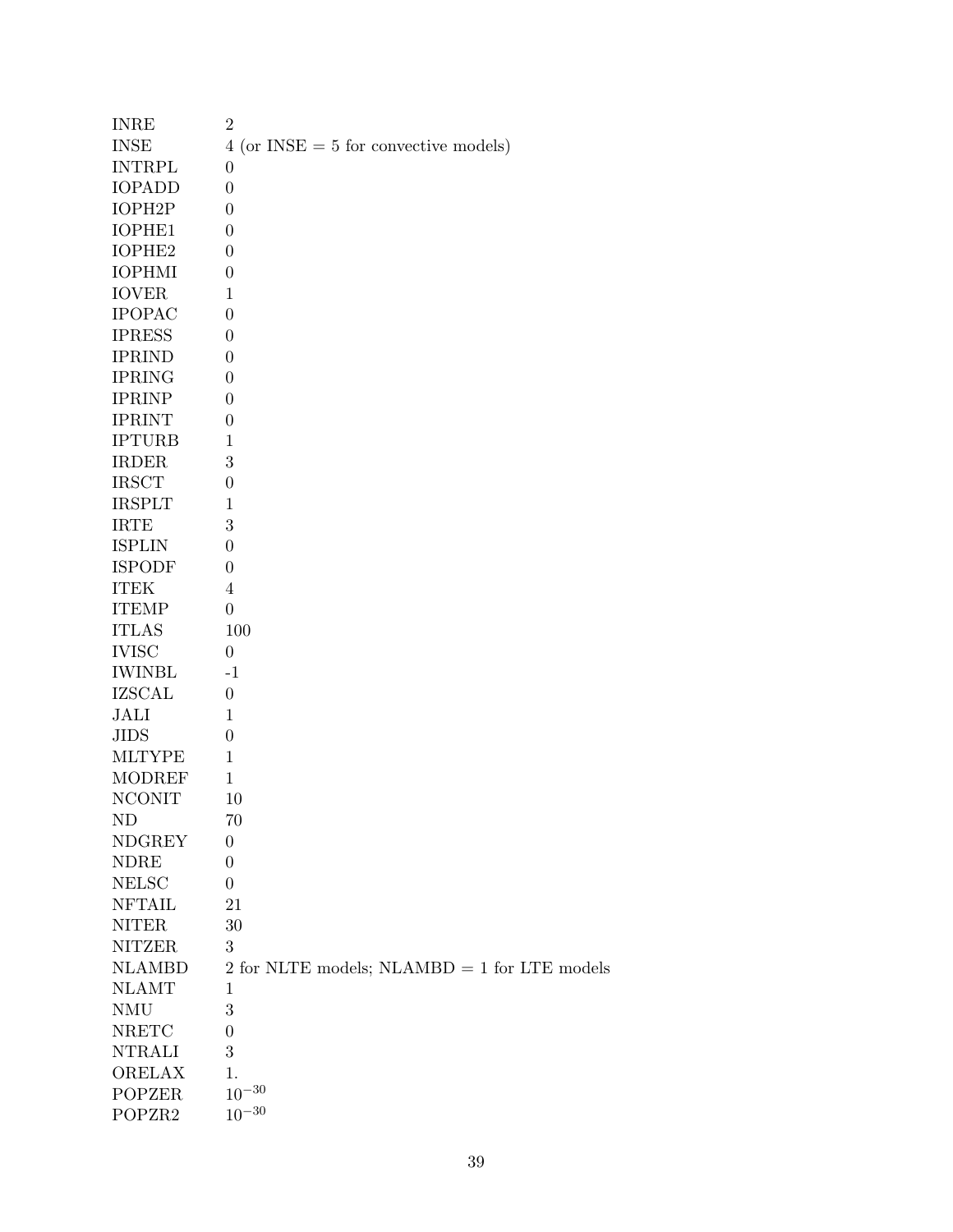| | |
|---|---|
| INRE | 2 |
| INSE | 4 (or INSE = 5 for convective models) |
| INTRPL | 0 |
| IOPADD | 0 |
| IOPH2P | 0 |
| IOPHE1 | 0 |
| IOPHE2 | 0 |
| IOPHMI | 0 |
| IOVER | 1 |
| IPOPAC | 0 |
| IPRESS | 0 |
| IPRIND | 0 |
| IPRING | 0 |
| IPRINP | 0 |
| IPRINT | 0 |
| IPTURB | 1 |
| IRDER | 3 |
| IRSCT | 0 |
| IRSPLT | 1 |
| IRTE | 3 |
| ISPLIN | 0 |
| ISPODF | 0 |
| ITEK | 4 |
| ITEMP | 0 |
| ITLAS | 100 |
| IVISC | 0 |
| IWINBL | -1 |
| IZSCAL | 0 |
| JALI | 1 |
| JIDS | 0 |
| MLTYPE | 1 |
| MODREF | 1 |
| NCONIT | 10 |
| ND | 70 |
| NDGREY | 0 |
| NDRE | 0 |
| NELSC | 0 |
| NFTAIL | 21 |
| NITER | 30 |
| NITZER | 3 |
| NLAMBD | 2 for NLTE models; NLAMBD = 1 for LTE models |
| NLAMT | 1 |
| NMU | 3 |
| NRETC | 0 |
| NTRALI | 3 |
| ORELAX | 1. |
| POPZER | $10^{-30}$ |
| POPZR2 | $10^{-30}$ |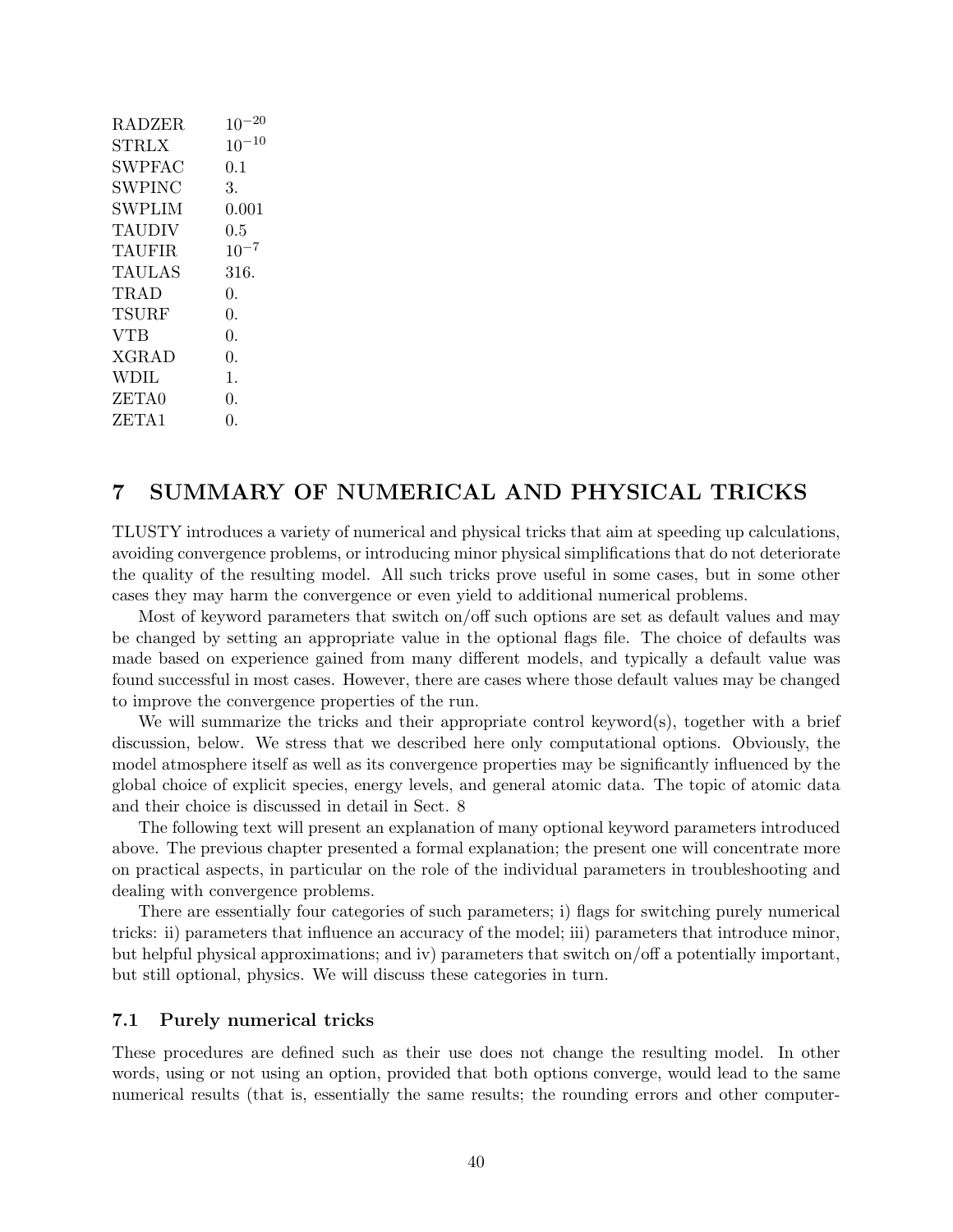| | |
|---|---|
| RADZER | $10^{-20}$ |
| STRLX | $10^{-10}$ |
| SWPFAC | 0.1 |
| SWPINC | 3. |
| SWPLIM | 0.001 |
| TAUDIV | 0.5 |
| TAUFIR | $10^{-7}$ |
| TAULAS | 316. |
| TRAD | 0. |
| TSURF | 0. |
| VTB | 0. |
| XGRAD | 0. |
| WDIL | 1. |
| ZETA0 | 0. |
| ZETA1 | 0. |

# 7 SUMMARY OF NUMERICAL AND PHYSICAL TRICKS

TLUSTY introduces a variety of numerical and physical tricks that aim at speeding up calculations, avoiding convergence problems, or introducing minor physical simplifications that do not deteriorate the quality of the resulting model. All such tricks prove useful in some cases, but in some other cases they may harm the convergence or even yield to additional numerical problems.

Most of keyword parameters that switch on/off such options are set as default values and may be changed by setting an appropriate value in the optional flags file. The choice of defaults was made based on experience gained from many different models, and typically a default value was found successful in most cases. However, there are cases where those default values may be changed to improve the convergence properties of the run.

We will summarize the tricks and their appropriate control keyword(s), together with a brief discussion, below. We stress that we described here only computational options. Obviously, the model atmosphere itself as well as its convergence properties may be significantly influenced by the global choice of explicit species, energy levels, and general atomic data. The topic of atomic data and their choice is discussed in detail in Sect. 8

The following text will present an explanation of many optional keyword parameters introduced above. The previous chapter presented a formal explanation; the present one will concentrate more on practical aspects, in particular on the role of the individual parameters in troubleshooting and dealing with convergence problems.

There are essentially four categories of such parameters; i) flags for switching purely numerical tricks: ii) parameters that influence an accuracy of the model; iii) parameters that introduce minor, but helpful physical approximations; and iv) parameters that switch on/off a potentially important, but still optional, physics. We will discuss these categories in turn.

## 7.1 Purely numerical tricks

These procedures are defined such as their use does not change the resulting model. In other words, using or not using an option, provided that both options converge, would lead to the same numerical results (that is, essentially the same results; the rounding errors and other computer-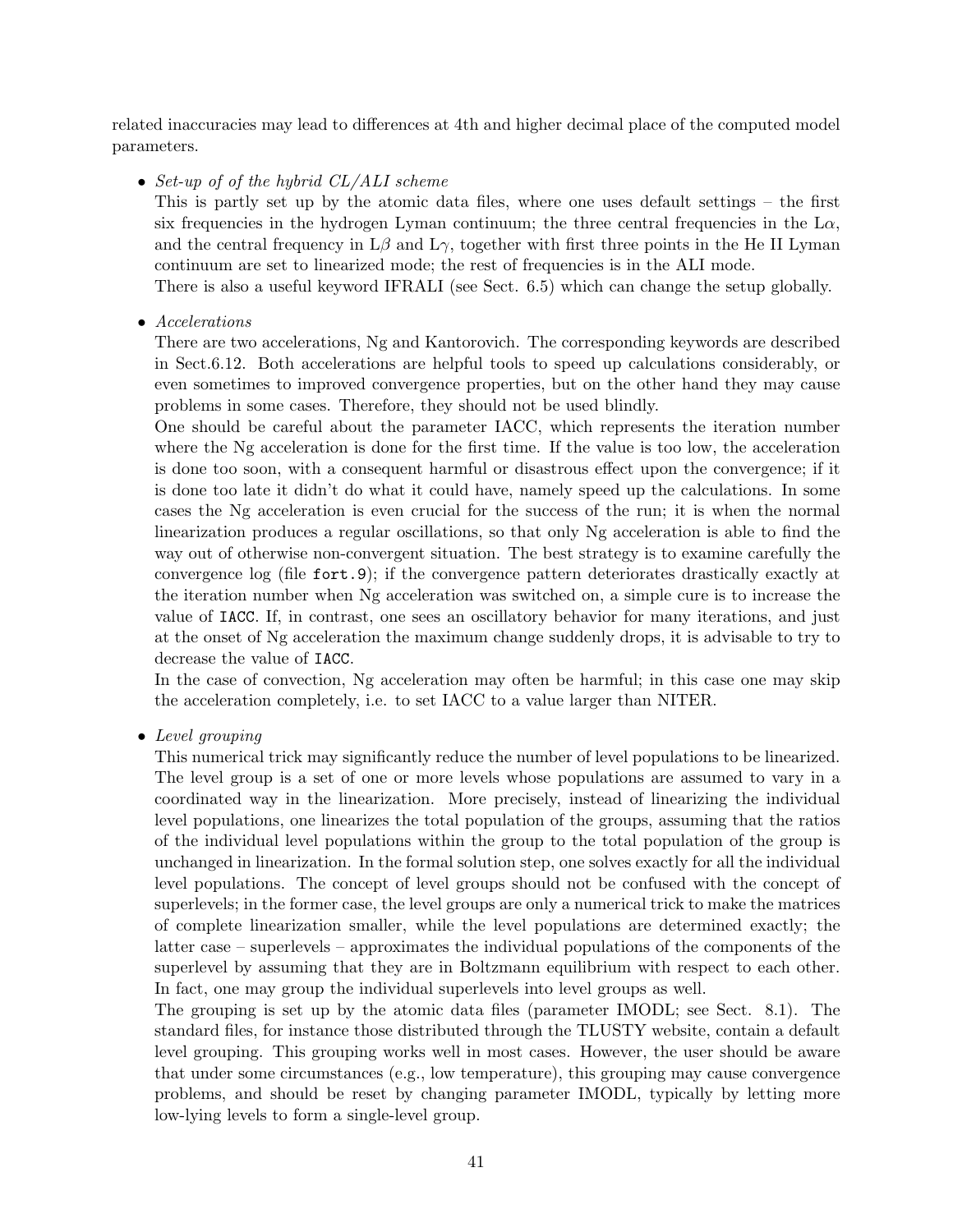related inaccuracies may lead to differences at 4th and higher decimal place of the computed model parameters.

- *Set-up of of the hybrid CL/ALI scheme*
  This is partly set up by the atomic data files, where one uses default settings – the first six frequencies in the hydrogen Lyman continuum; the three central frequencies in the L$\alpha$, and the central frequency in L$\beta$ and L$\gamma$, together with first three points in the He II Lyman continuum are set to linearized mode; the rest of frequencies is in the ALI mode.
  There is also a useful keyword IFRALI (see Sect. 6.5) which can change the setup globally.

- *Accelerations*
  There are two accelerations, Ng and Kantorovich. The corresponding keywords are described in Sect.6.12. Both accelerations are helpful tools to speed up calculations considerably, or even sometimes to improved convergence properties, but on the other hand they may cause problems in some cases. Therefore, they should not be used blindly.
  One should be careful about the parameter IACC, which represents the iteration number where the Ng acceleration is done for the first time. If the value is too low, the acceleration is done too soon, with a consequent harmful or disastrous effect upon the convergence; if it is done too late it didn't do what it could have, namely speed up the calculations. In some cases the Ng acceleration is even crucial for the success of the run; it is when the normal linearization produces a regular oscillations, so that only Ng acceleration is able to find the way out of otherwise non-convergent situation. The best strategy is to examine carefully the convergence log (file `fort.9`); if the convergence pattern deteriorates drastically exactly at the iteration number when Ng acceleration was switched on, a simple cure is to increase the value of `IACC`. If, in contrast, one sees an oscillatory behavior for many iterations, and just at the onset of Ng acceleration the maximum change suddenly drops, it is advisable to try to decrease the value of `IACC`.
  In the case of convection, Ng acceleration may often be harmful; in this case one may skip the acceleration completely, i.e. to set IACC to a value larger than NITER.

- *Level grouping*
  This numerical trick may significantly reduce the number of level populations to be linearized. The level group is a set of one or more levels whose populations are assumed to vary in a coordinated way in the linearization. More precisely, instead of linearizing the individual level populations, one linearizes the total population of the groups, assuming that the ratios of the individual level populations within the group to the total population of the group is unchanged in linearization. In the formal solution step, one solves exactly for all the individual level populations. The concept of level groups should not be confused with the concept of superlevels; in the former case, the level groups are only a numerical trick to make the matrices of complete linearization smaller, while the level populations are determined exactly; the latter case – superlevels – approximates the individual populations of the components of the superlevel by assuming that they are in Boltzmann equilibrium with respect to each other. In fact, one may group the individual superlevels into level groups as well.
  The grouping is set up by the atomic data files (parameter IMODL; see Sect. 8.1). The standard files, for instance those distributed through the TLUSTY website, contain a default level grouping. This grouping works well in most cases. However, the user should be aware that under some circumstances (e.g., low temperature), this grouping may cause convergence problems, and should be reset by changing parameter IMODL, typically by letting more low-lying levels to form a single-level group.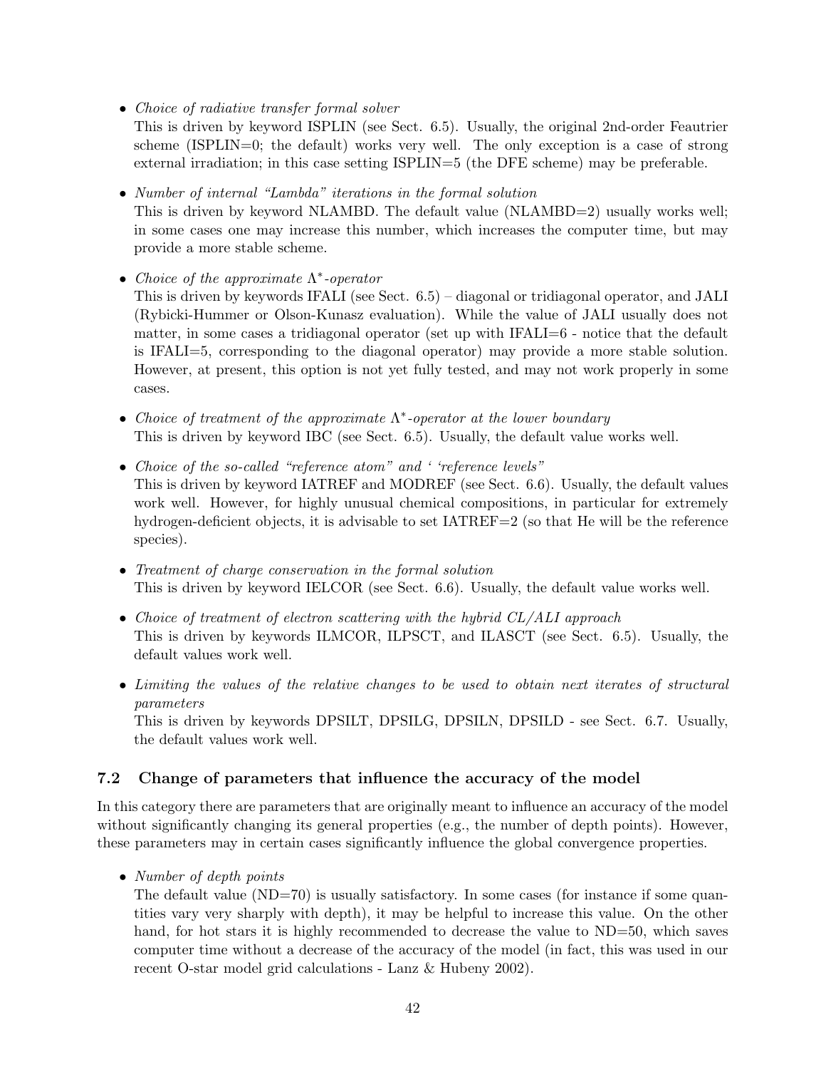- *Choice of radiative transfer formal solver*
  This is driven by keyword ISPLIN (see Sect. 6.5). Usually, the original 2nd-order Feautrier scheme (ISPLIN=0; the default) works very well. The only exception is a case of strong external irradiation; in this case setting ISPLIN=5 (the DFE scheme) may be preferable.

- *Number of internal "Lambda" iterations in the formal solution*
  This is driven by keyword NLAMBD. The default value (NLAMBD=2) usually works well; in some cases one may increase this number, which increases the computer time, but may provide a more stable scheme.

- *Choice of the approximate $\Lambda^*$-operator*
  This is driven by keywords IFALI (see Sect. 6.5) – diagonal or tridiagonal operator, and JALI (Rybicki-Hummer or Olson-Kunasz evaluation). While the value of JALI usually does not matter, in some cases a tridiagonal operator (set up with IFALI=6 - notice that the default is IFALI=5, corresponding to the diagonal operator) may provide a more stable solution. However, at present, this option is not yet fully tested, and may not work properly in some cases.

- *Choice of treatment of the approximate $\Lambda^*$-operator at the lower boundary*
  This is driven by keyword IBC (see Sect. 6.5). Usually, the default value works well.

- *Choice of the so-called "reference atom" and ' 'reference levels"*
  This is driven by keyword IATREF and MODREF (see Sect. 6.6). Usually, the default values work well. However, for highly unusual chemical compositions, in particular for extremely hydrogen-deficient objects, it is advisable to set IATREF=2 (so that He will be the reference species).

- *Treatment of charge conservation in the formal solution*
  This is driven by keyword IELCOR (see Sect. 6.6). Usually, the default value works well.

- *Choice of treatment of electron scattering with the hybrid CL/ALI approach*
  This is driven by keywords ILMCOR, ILPSCT, and ILASCT (see Sect. 6.5). Usually, the default values work well.

- *Limiting the values of the relative changes to be used to obtain next iterates of structural parameters*
  This is driven by keywords DPSILT, DPSILG, DPSILN, DPSILD - see Sect. 6.7. Usually, the default values work well.

### 7.2 Change of parameters that influence the accuracy of the model

In this category there are parameters that are originally meant to influence an accuracy of the model without significantly changing its general properties (e.g., the number of depth points). However, these parameters may in certain cases significantly influence the global convergence properties.

- *Number of depth points*
  The default value (ND=70) is usually satisfactory. In some cases (for instance if some quantities vary very sharply with depth), it may be helpful to increase this value. On the other hand, for hot stars it is highly recommended to decrease the value to ND=50, which saves computer time without a decrease of the accuracy of the model (in fact, this was used in our recent O-star model grid calculations - Lanz & Hubeny 2002).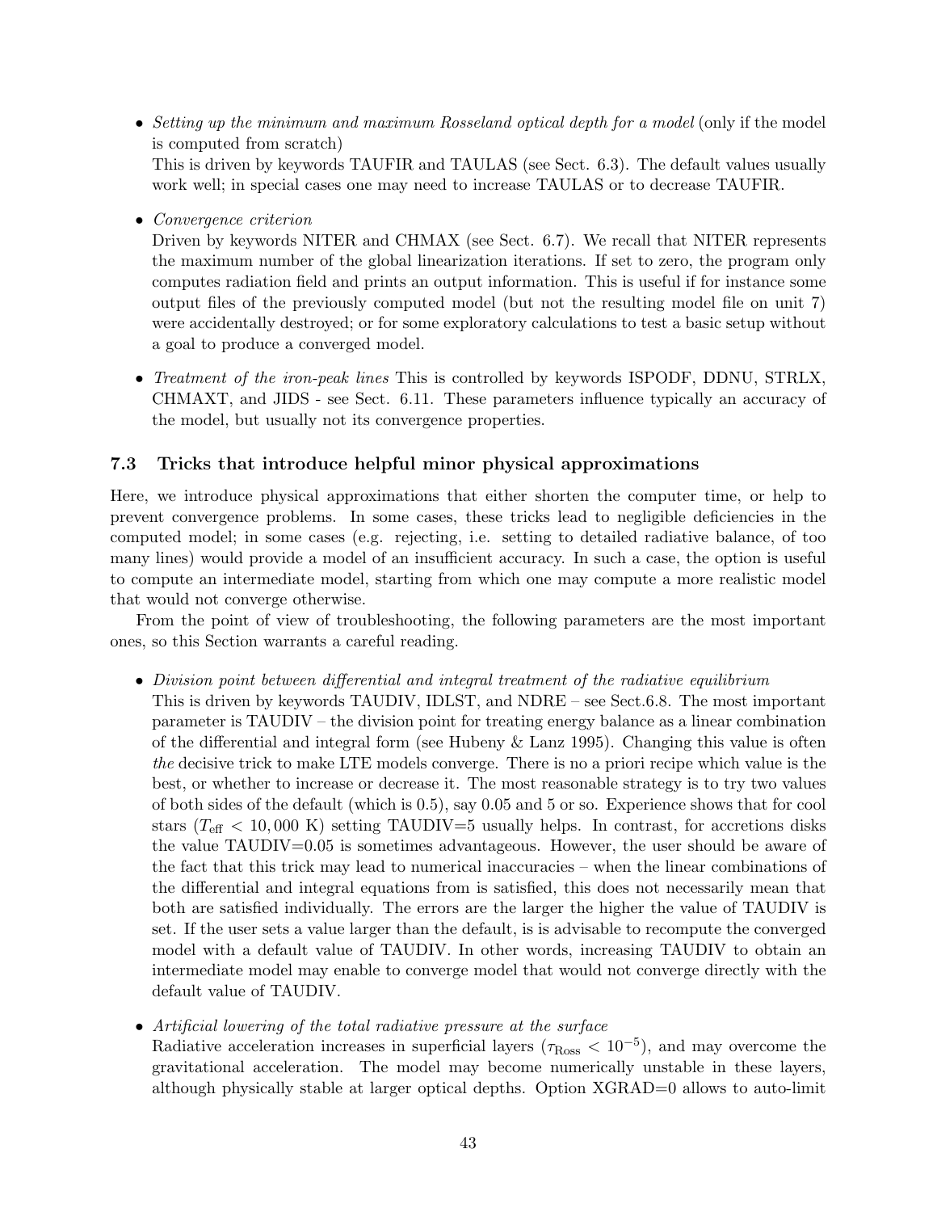- *Setting up the minimum and maximum Rosseland optical depth for a model* (only if the model is computed from scratch)
  This is driven by keywords TAUFIR and TAULAS (see Sect. 6.3). The default values usually work well; in special cases one may need to increase TAULAS or to decrease TAUFIR.

- *Convergence criterion*
  Driven by keywords NITER and CHMAX (see Sect. 6.7). We recall that NITER represents the maximum number of the global linearization iterations. If set to zero, the program only computes radiation field and prints an output information. This is useful if for instance some output files of the previously computed model (but not the resulting model file on unit 7) were accidentally destroyed; or for some exploratory calculations to test a basic setup without a goal to produce a converged model.

- *Treatment of the iron-peak lines* This is controlled by keywords ISPODF, DDNU, STRLX, CHMAXT, and JIDS - see Sect. 6.11. These parameters influence typically an accuracy of the model, but usually not its convergence properties.

### 7.3 Tricks that introduce helpful minor physical approximations

Here, we introduce physical approximations that either shorten the computer time, or help to prevent convergence problems. In some cases, these tricks lead to negligible deficiencies in the computed model; in some cases (e.g. rejecting, i.e. setting to detailed radiative balance, of too many lines) would provide a model of an insufficient accuracy. In such a case, the option is useful to compute an intermediate model, starting from which one may compute a more realistic model that would not converge otherwise.

From the point of view of troubleshooting, the following parameters are the most important ones, so this Section warrants a careful reading.

- *Division point between differential and integral treatment of the radiative equilibrium*
  This is driven by keywords TAUDIV, IDLST, and NDRE – see Sect.6.8. The most important parameter is TAUDIV – the division point for treating energy balance as a linear combination of the differential and integral form (see Hubeny & Lanz 1995). Changing this value is often *the* decisive trick to make LTE models converge. There is no a priori recipe which value is the best, or whether to increase or decrease it. The most reasonable strategy is to try two values of both sides of the default (which is 0.5), say 0.05 and 5 or so. Experience shows that for cool stars ($T_{\rm eff} < 10,000$ K) setting TAUDIV=5 usually helps. In contrast, for accretions disks the value TAUDIV=0.05 is sometimes advantageous. However, the user should be aware of the fact that this trick may lead to numerical inaccuracies – when the linear combinations of the differential and integral equations from is satisfied, this does not necessarily mean that both are satisfied individually. The errors are the larger the higher the value of TAUDIV is set. If the user sets a value larger than the default, is is advisable to recompute the converged model with a default value of TAUDIV. In other words, increasing TAUDIV to obtain an intermediate model may enable to converge model that would not converge directly with the default value of TAUDIV.

- *Artificial lowering of the total radiative pressure at the surface*
  Radiative acceleration increases in superficial layers ($\tau_{\rm Ross} < 10^{-5}$), and may overcome the gravitational acceleration. The model may become numerically unstable in these layers, although physically stable at larger optical depths. Option XGRAD=0 allows to auto-limit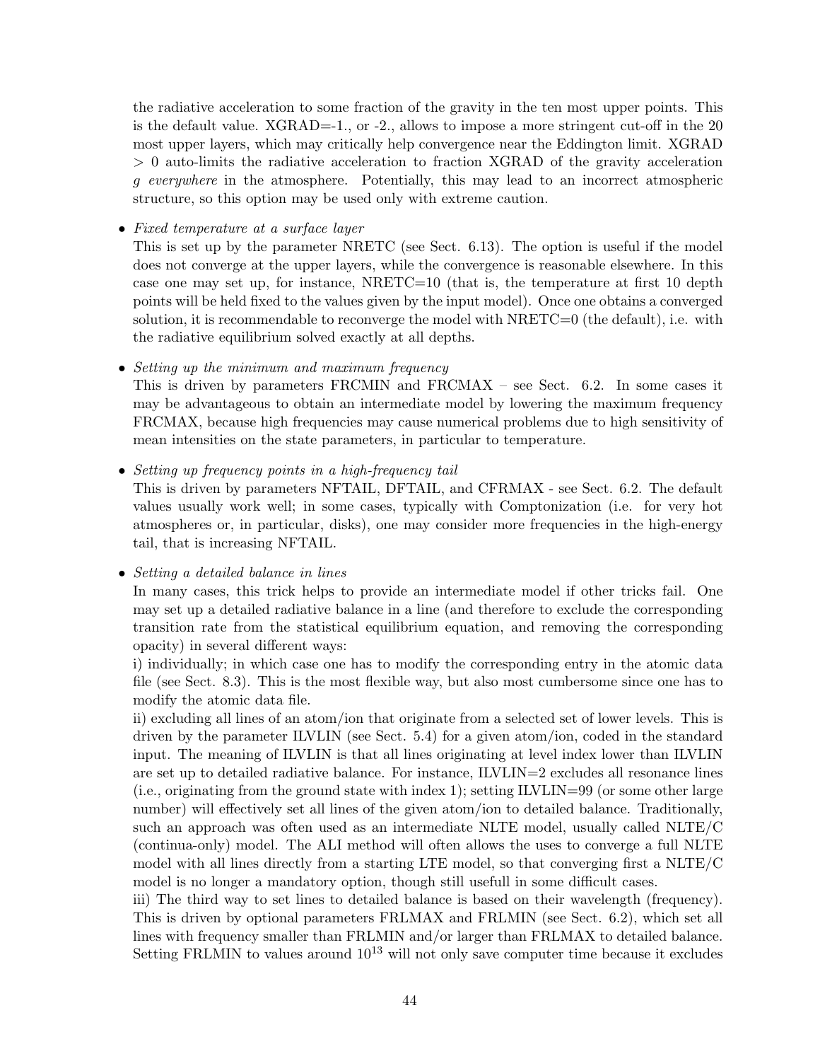the radiative acceleration to some fraction of the gravity in the ten most upper points. This is the default value. XGRAD=-1., or -2., allows to impose a more stringent cut-off in the 20 most upper layers, which may critically help convergence near the Eddington limit. XGRAD $> 0$ auto-limits the radiative acceleration to fraction XGRAD of the gravity acceleration $g$ *everywhere* in the atmosphere. Potentially, this may lead to an incorrect atmospheric structure, so this option may be used only with extreme caution.

- *Fixed temperature at a surface layer*
  This is set up by the parameter NRETC (see Sect. 6.13). The option is useful if the model does not converge at the upper layers, while the convergence is reasonable elsewhere. In this case one may set up, for instance, NRETC=10 (that is, the temperature at first 10 depth points will be held fixed to the values given by the input model). Once one obtains a converged solution, it is recommendable to reconverge the model with NRETC=0 (the default), i.e. with the radiative equilibrium solved exactly at all depths.

- *Setting up the minimum and maximum frequency*
  This is driven by parameters FRCMIN and FRCMAX – see Sect. 6.2. In some cases it may be advantageous to obtain an intermediate model by lowering the maximum frequency FRCMAX, because high frequencies may cause numerical problems due to high sensitivity of mean intensities on the state parameters, in particular to temperature.

- *Setting up frequency points in a high-frequency tail*
  This is driven by parameters NFTAIL, DFTAIL, and CFRMAX - see Sect. 6.2. The default values usually work well; in some cases, typically with Comptonization (i.e. for very hot atmospheres or, in particular, disks), one may consider more frequencies in the high-energy tail, that is increasing NFTAIL.

- *Setting a detailed balance in lines*
  In many cases, this trick helps to provide an intermediate model if other tricks fail. One may set up a detailed radiative balance in a line (and therefore to exclude the corresponding transition rate from the statistical equilibrium equation, and removing the corresponding opacity) in several different ways:
  i) individually; in which case one has to modify the corresponding entry in the atomic data file (see Sect. 8.3). This is the most flexible way, but also most cumbersome since one has to modify the atomic data file.
  ii) excluding all lines of an atom/ion that originate from a selected set of lower levels. This is driven by the parameter ILVLIN (see Sect. 5.4) for a given atom/ion, coded in the standard input. The meaning of ILVLIN is that all lines originating at level index lower than ILVLIN are set up to detailed radiative balance. For instance, ILVLIN=2 excludes all resonance lines (i.e., originating from the ground state with index 1); setting ILVLIN=99 (or some other large number) will effectively set all lines of the given atom/ion to detailed balance. Traditionally, such an approach was often used as an intermediate NLTE model, usually called NLTE/C (continua-only) model. The ALI method will often allows the uses to converge a full NLTE model with all lines directly from a starting LTE model, so that converging first a NLTE/C model is no longer a mandatory option, though still usefull in some difficult cases.
  iii) The third way to set lines to detailed balance is based on their wavelength (frequency). This is driven by optional parameters FRLMAX and FRLMIN (see Sect. 6.2), which set all lines with frequency smaller than FRLMIN and/or larger than FRLMAX to detailed balance. Setting FRLMIN to values around $10^{13}$ will not only save computer time because it excludes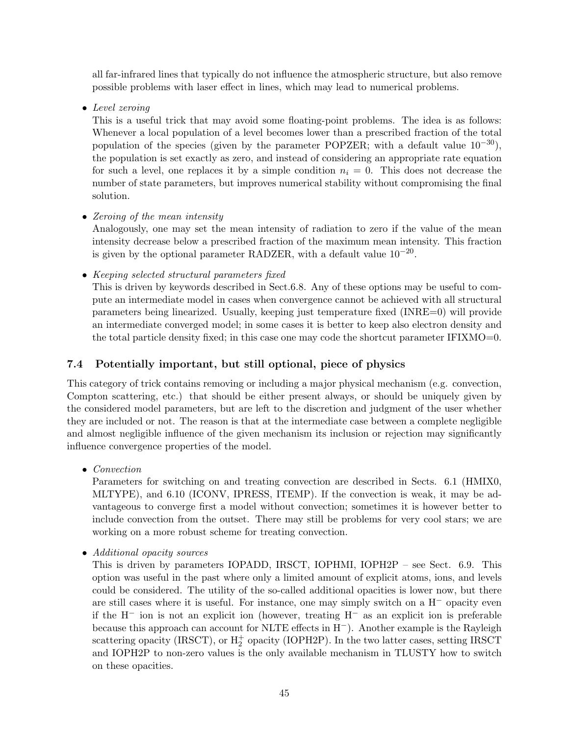all far-infrared lines that typically do not influence the atmospheric structure, but also remove possible problems with laser effect in lines, which may lead to numerical problems.

- *Level zeroing*
  This is a useful trick that may avoid some floating-point problems. The idea is as follows: Whenever a local population of a level becomes lower than a prescribed fraction of the total population of the species (given by the parameter POPZER; with a default value $10^{-30}$), the population is set exactly as zero, and instead of considering an appropriate rate equation for such a level, one replaces it by a simple condition $n_i = 0$. This does not decrease the number of state parameters, but improves numerical stability without compromising the final solution.

- *Zeroing of the mean intensity*
  Analogously, one may set the mean intensity of radiation to zero if the value of the mean intensity decrease below a prescribed fraction of the maximum mean intensity. This fraction is given by the optional parameter RADZER, with a default value $10^{-20}$.

- *Keeping selected structural parameters fixed*
  This is driven by keywords described in Sect.6.8. Any of these options may be useful to compute an intermediate model in cases when convergence cannot be achieved with all structural parameters being linearized. Usually, keeping just temperature fixed (INRE=0) will provide an intermediate converged model; in some cases it is better to keep also electron density and the total particle density fixed; in this case one may code the shortcut parameter IFIXMO=0.

## 7.4 Potentially important, but still optional, piece of physics

This category of trick contains removing or including a major physical mechanism (e.g. convection, Compton scattering, etc.) that should be either present always, or should be uniquely given by the considered model parameters, but are left to the discretion and judgment of the user whether they are included or not. The reason is that at the intermediate case between a complete negligible and almost negligible influence of the given mechanism its inclusion or rejection may significantly influence convergence properties of the model.

- *Convection*
  Parameters for switching on and treating convection are described in Sects. 6.1 (HMIX0, MLTYPE), and 6.10 (ICONV, IPRESS, ITEMP). If the convection is weak, it may be advantageous to converge first a model without convection; sometimes it is however better to include convection from the outset. There may still be problems for very cool stars; we are working on a more robust scheme for treating convection.

- *Additional opacity sources*
  This is driven by parameters IOPADD, IRSCT, IOPHMI, IOPH2P – see Sect. 6.9. This option was useful in the past where only a limited amount of explicit atoms, ions, and levels could be considered. The utility of the so-called additional opacities is lower now, but there are still cases where it is useful. For instance, one may simply switch on a $H^-$ opacity even if the $H^-$ ion is not an explicit ion (however, treating $H^-$ as an explicit ion is preferable because this approach can account for NLTE effects in $H^-$). Another example is the Rayleigh scattering opacity (IRSCT), or $H_2^+$ opacity (IOPH2P). In the two latter cases, setting IRSCT and IOPH2P to non-zero values is the only available mechanism in TLUSTY how to switch on these opacities.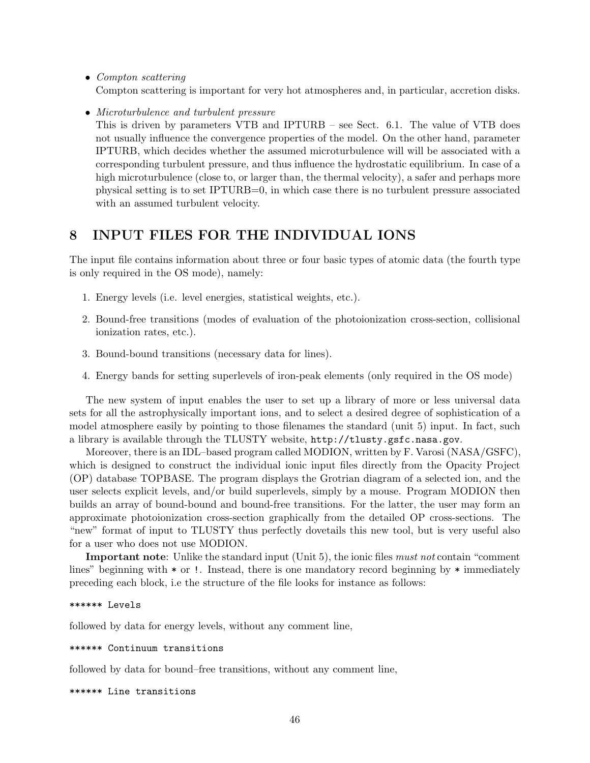- *Compton scattering*
  Compton scattering is important for very hot atmospheres and, in particular, accretion disks.

- *Microturbulence and turbulent pressure*
  This is driven by parameters VTB and IPTURB – see Sect. 6.1. The value of VTB does not usually influence the convergence properties of the model. On the other hand, parameter IPTURB, which decides whether the assumed microturbulence will will be associated with a corresponding turbulent pressure, and thus influence the hydrostatic equilibrium. In case of a high microturbulence (close to, or larger than, the thermal velocity), a safer and perhaps more physical setting is to set IPTURB=0, in which case there is no turbulent pressure associated with an assumed turbulent velocity.

# 8 INPUT FILES FOR THE INDIVIDUAL IONS

The input file contains information about three or four basic types of atomic data (the fourth type is only required in the OS mode), namely:

1. Energy levels (i.e. level energies, statistical weights, etc.).
2. Bound-free transitions (modes of evaluation of the photoionization cross-section, collisional ionization rates, etc.).
3. Bound-bound transitions (necessary data for lines).
4. Energy bands for setting superlevels of iron-peak elements (only required in the OS mode)

The new system of input enables the user to set up a library of more or less universal data sets for all the astrophysically important ions, and to select a desired degree of sophistication of a model atmosphere easily by pointing to those filenames the standard (unit 5) input. In fact, such a library is available through the TLUSTY website, `http://tlusty.gsfc.nasa.gov`.

Moreover, there is an IDL–based program called MODION, written by F. Varosi (NASA/GSFC), which is designed to construct the individual ionic input files directly from the Opacity Project (OP) database TOPBASE. The program displays the Grotrian diagram of a selected ion, and the user selects explicit levels, and/or build superlevels, simply by a mouse. Program MODION then builds an array of bound-bound and bound-free transitions. For the latter, the user may form an approximate photoionization cross-section graphically from the detailed OP cross-sections. The "new" format of input to TLUSTY thus perfectly dovetails this new tool, but is very useful also for a user who does not use MODION.

**Important note**: Unlike the standard input (Unit 5), the ionic files *must not* contain "comment lines" beginning with `*` or `!`. Instead, there is one mandatory record beginning by `*` immediately preceding each block, i.e the structure of the file looks for instance as follows:

```
****** Levels
```

followed by data for energy levels, without any comment line,

```
****** Continuum transitions
```

followed by data for bound–free transitions, without any comment line,

```
****** Line transitions
```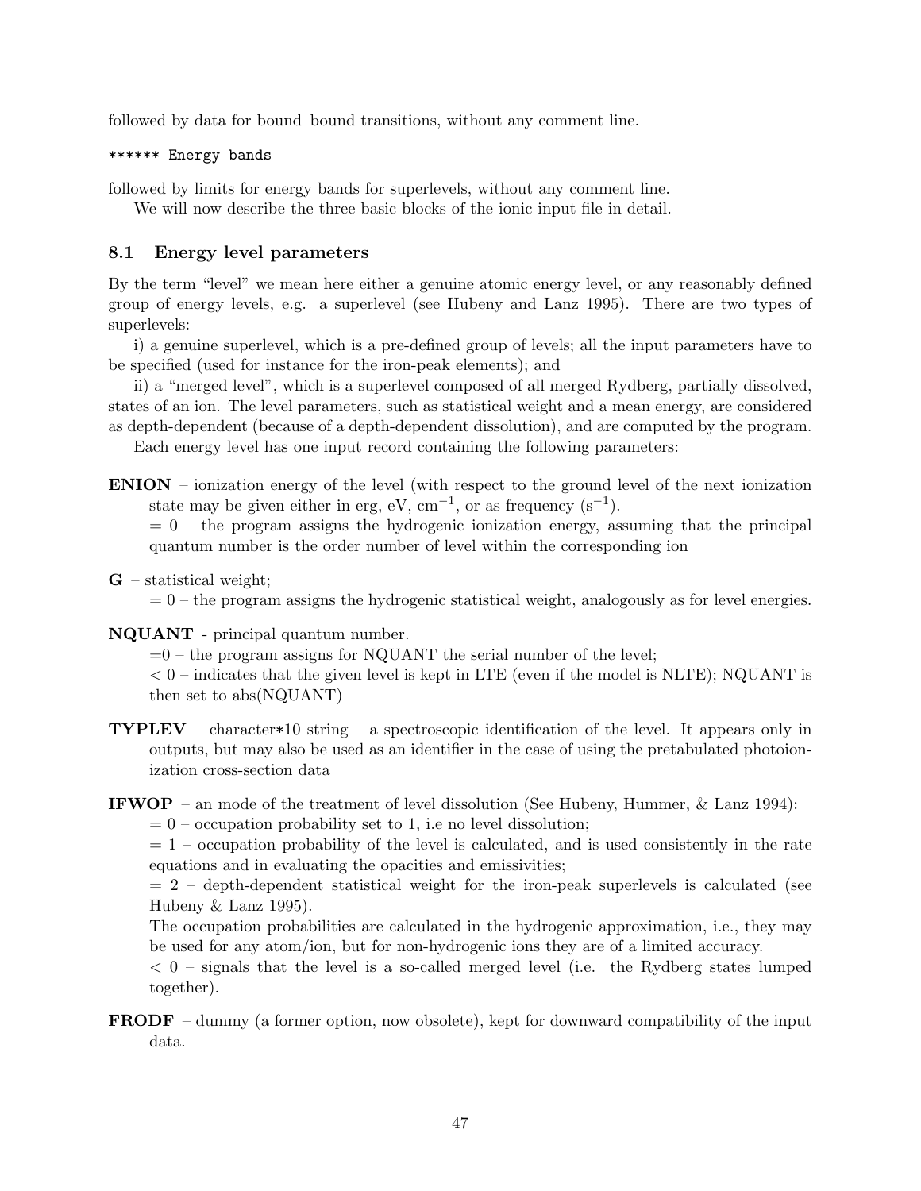followed by data for bound–bound transitions, without any comment line.

```
****** Energy bands
```

followed by limits for energy bands for superlevels, without any comment line.

We will now describe the three basic blocks of the ionic input file in detail.

## 8.1 Energy level parameters

By the term "level" we mean here either a genuine atomic energy level, or any reasonably defined group of energy levels, e.g. a superlevel (see Hubeny and Lanz 1995). There are two types of superlevels:

i) a genuine superlevel, which is a pre-defined group of levels; all the input parameters have to be specified (used for instance for the iron-peak elements); and

ii) a "merged level", which is a superlevel composed of all merged Rydberg, partially dissolved, states of an ion. The level parameters, such as statistical weight and a mean energy, are considered as depth-dependent (because of a depth-dependent dissolution), and are computed by the program.

Each energy level has one input record containing the following parameters:

**ENION** – ionization energy of the level (with respect to the ground level of the next ionization state may be given either in erg, eV, $\text{cm}^{-1}$, or as frequency ($\text{s}^{-1}$).
$= 0$ – the program assigns the hydrogenic ionization energy, assuming that the principal quantum number is the order number of level within the corresponding ion

**G** – statistical weight;
$= 0$ – the program assigns the hydrogenic statistical weight, analogously as for level energies.

**NQUANT** - principal quantum number.
$=0$ – the program assigns for NQUANT the serial number of the level;
$< 0$ – indicates that the given level is kept in LTE (even if the model is NLTE); NQUANT is then set to abs(NQUANT)

**TYPLEV** – character*10 string – a spectroscopic identification of the level. It appears only in outputs, but may also be used as an identifier in the case of using the pretabulated photoionization cross-section data

**IFWOP** – an mode of the treatment of level dissolution (See Hubeny, Hummer, & Lanz 1994):
$= 0$ – occupation probability set to 1, i.e no level dissolution;
$= 1$ – occupation probability of the level is calculated, and is used consistently in the rate equations and in evaluating the opacities and emissivities;
$= 2$ – depth-dependent statistical weight for the iron-peak superlevels is calculated (see Hubeny & Lanz 1995).
The occupation probabilities are calculated in the hydrogenic approximation, i.e., they may be used for any atom/ion, but for non-hydrogenic ions they are of a limited accuracy.
$< 0$ – signals that the level is a so-called merged level (i.e. the Rydberg states lumped together).

**FRODF** – dummy (a former option, now obsolete), kept for downward compatibility of the input data.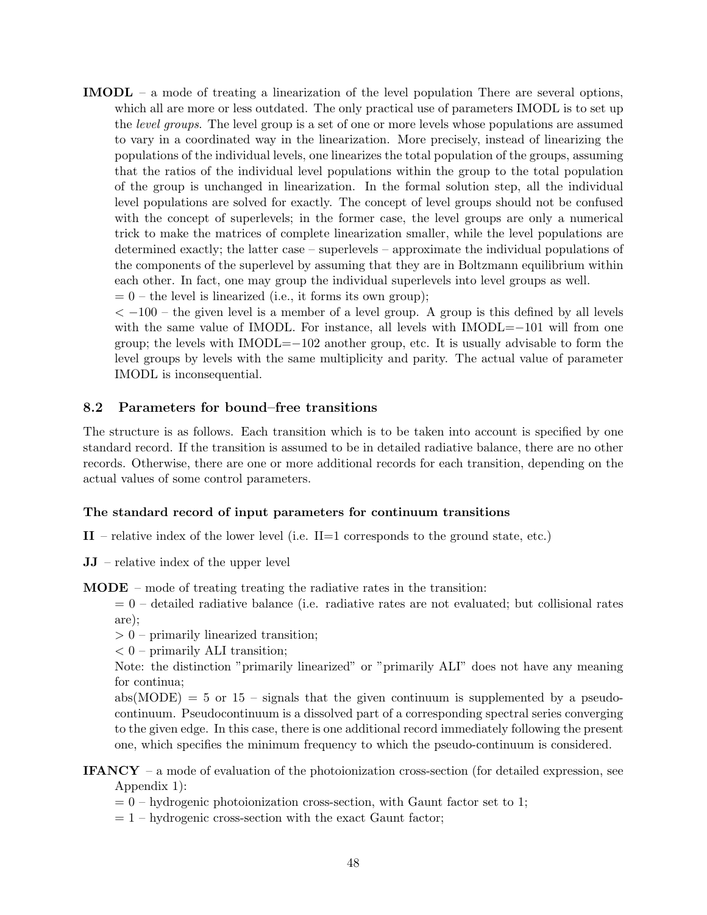**IMODL** – a mode of treating a linearization of the level population There are several options, which all are more or less outdated. The only practical use of parameters IMODL is to set up the *level groups*. The level group is a set of one or more levels whose populations are assumed to vary in a coordinated way in the linearization. More precisely, instead of linearizing the populations of the individual levels, one linearizes the total population of the groups, assuming that the ratios of the individual level populations within the group to the total population of the group is unchanged in linearization. In the formal solution step, all the individual level populations are solved for exactly. The concept of level groups should not be confused with the concept of superlevels; in the former case, the level groups are only a numerical trick to make the matrices of complete linearization smaller, while the level populations are determined exactly; the latter case – superlevels – approximate the individual populations of the components of the superlevel by assuming that they are in Boltzmann equilibrium within each other. In fact, one may group the individual superlevels into level groups as well.

$= 0$ – the level is linearized (i.e., it forms its own group);

$< -100$ – the given level is a member of a level group. A group is this defined by all levels with the same value of IMODL. For instance, all levels with IMODL=$-101$ will from one group; the levels with IMODL=$-102$ another group, etc. It is usually advisable to form the level groups by levels with the same multiplicity and parity. The actual value of parameter IMODL is inconsequential.

## 8.2 Parameters for bound–free transitions

The structure is as follows. Each transition which is to be taken into account is specified by one standard record. If the transition is assumed to be in detailed radiative balance, there are no other records. Otherwise, there are one or more additional records for each transition, depending on the actual values of some control parameters.

### The standard record of input parameters for continuum transitions

**II** – relative index of the lower level (i.e. II=1 corresponds to the ground state, etc.)

**JJ** – relative index of the upper level

**MODE** – mode of treating treating the radiative rates in the transition:

$= 0$ – detailed radiative balance (i.e. radiative rates are not evaluated; but collisional rates are);

$> 0$ – primarily linearized transition;

$< 0$ – primarily ALI transition;

Note: the distinction "primarily linearized" or "primarily ALI" does not have any meaning for continua;

abs(MODE) = 5 or 15 – signals that the given continuum is supplemented by a pseudo-continuum. Pseudocontinuum is a dissolved part of a corresponding spectral series converging to the given edge. In this case, there is one additional record immediately following the present one, which specifies the minimum frequency to which the pseudo-continuum is considered.

**IFANCY** – a mode of evaluation of the photoionization cross-section (for detailed expression, see Appendix 1):

$= 0$ – hydrogenic photoionization cross-section, with Gaunt factor set to 1;

$= 1$ – hydrogenic cross-section with the exact Gaunt factor;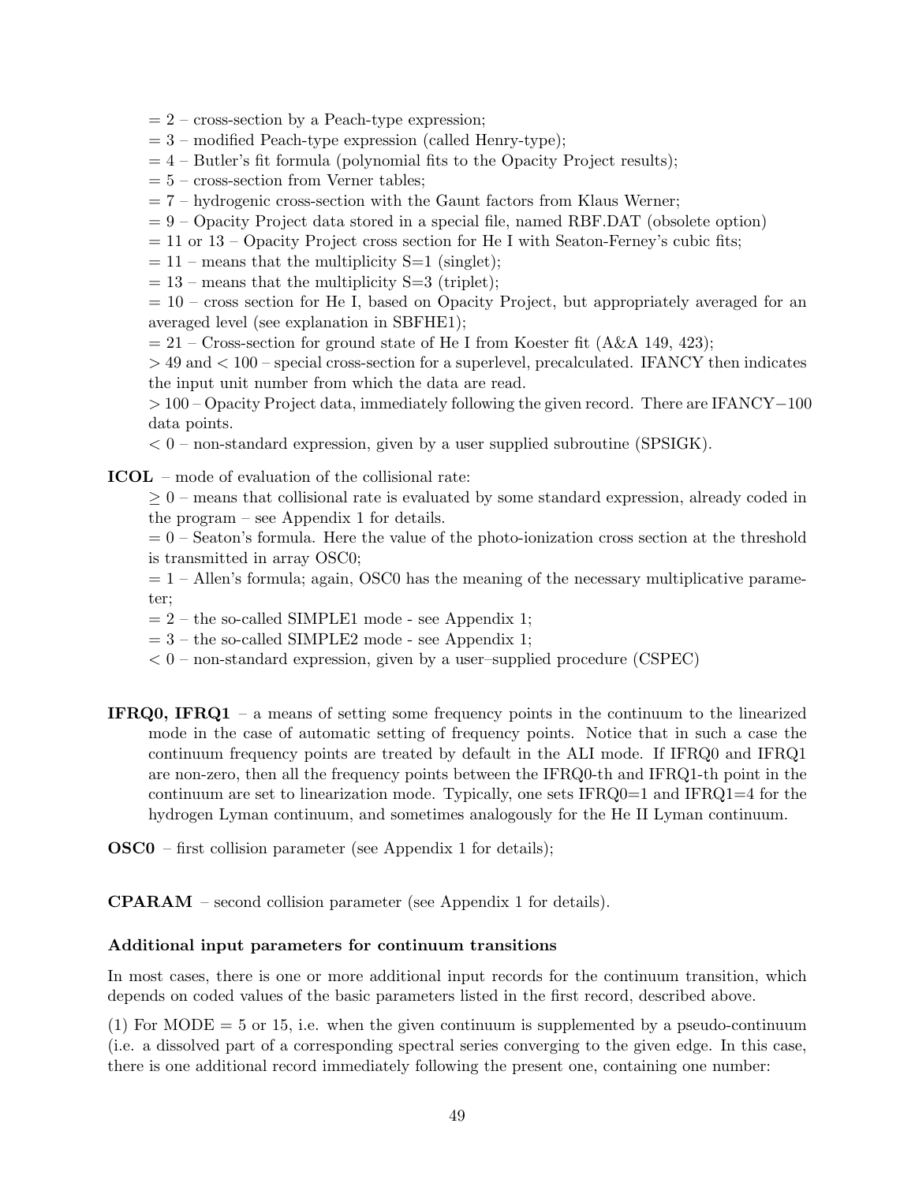= 2 – cross-section by a Peach-type expression;

= 3 – modified Peach-type expression (called Henry-type);

= 4 – Butler's fit formula (polynomial fits to the Opacity Project results);

= 5 – cross-section from Verner tables;

= 7 – hydrogenic cross-section with the Gaunt factors from Klaus Werner;

= 9 – Opacity Project data stored in a special file, named RBF.DAT (obsolete option)

= 11 or 13 – Opacity Project cross section for He I with Seaton-Ferney's cubic fits;

= 11 – means that the multiplicity S=1 (singlet);

= 13 – means that the multiplicity S=3 (triplet);

= 10 – cross section for He I, based on Opacity Project, but appropriately averaged for an averaged level (see explanation in SBFHE1);

= 21 – Cross-section for ground state of He I from Koester fit (A&A 149, 423);

$> 49$ and $< 100$ – special cross-section for a superlevel, precalculated. IFANCY then indicates the input unit number from which the data are read.

$> 100$ – Opacity Project data, immediately following the given record. There are IFANCY$-100$ data points.

$< 0$ – non-standard expression, given by a user supplied subroutine (SPSIGK).

**ICOL** – mode of evaluation of the collisional rate:

$\geq 0$ – means that collisional rate is evaluated by some standard expression, already coded in the program – see Appendix 1 for details.

= 0 – Seaton's formula. Here the value of the photo-ionization cross section at the threshold is transmitted in array OSC0;

= 1 – Allen's formula; again, OSC0 has the meaning of the necessary multiplicative parameter;

= 2 – the so-called SIMPLE1 mode - see Appendix 1;

= 3 – the so-called SIMPLE2 mode - see Appendix 1;

$< 0$ – non-standard expression, given by a user–supplied procedure (CSPEC)

**IFRQ0, IFRQ1** – a means of setting some frequency points in the continuum to the linearized mode in the case of automatic setting of frequency points. Notice that in such a case the continuum frequency points are treated by default in the ALI mode. If IFRQ0 and IFRQ1 are non-zero, then all the frequency points between the IFRQ0-th and IFRQ1-th point in the continuum are set to linearization mode. Typically, one sets IFRQ0=1 and IFRQ1=4 for the hydrogen Lyman continuum, and sometimes analogously for the He II Lyman continuum.

**OSC0** – first collision parameter (see Appendix 1 for details);

**CPARAM** – second collision parameter (see Appendix 1 for details).

#### Additional input parameters for continuum transitions

In most cases, there is one or more additional input records for the continuum transition, which depends on coded values of the basic parameters listed in the first record, described above.

(1) For MODE = 5 or 15, i.e. when the given continuum is supplemented by a pseudo-continuum (i.e. a dissolved part of a corresponding spectral series converging to the given edge. In this case, there is one additional record immediately following the present one, containing one number: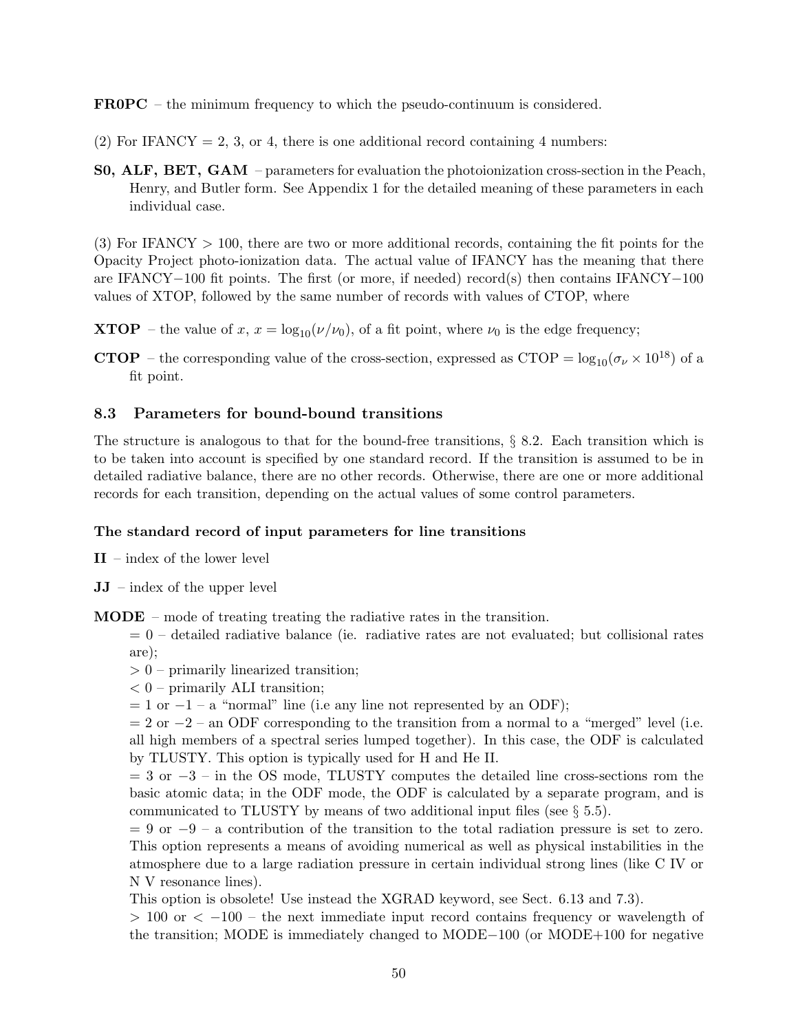**FR0PC** – the minimum frequency to which the pseudo-continuum is considered.

(2) For IFANCY = 2, 3, or 4, there is one additional record containing 4 numbers:

**S0, ALF, BET, GAM** – parameters for evaluation the photoionization cross-section in the Peach, Henry, and Butler form. See Appendix 1 for the detailed meaning of these parameters in each individual case.

(3) For IFANCY > 100, there are two or more additional records, containing the fit points for the Opacity Project photo-ionization data. The actual value of IFANCY has the meaning that there are IFANCY−100 fit points. The first (or more, if needed) record(s) then contains IFANCY−100 values of XTOP, followed by the same number of records with values of CTOP, where

**XTOP** – the value of $x$, $x = \log_{10}(\nu/\nu_0)$, of a fit point, where $\nu_0$ is the edge frequency;

**CTOP** – the corresponding value of the cross-section, expressed as CTOP $= \log_{10}(\sigma_\nu \times 10^{18})$ of a fit point.

### 8.3 Parameters for bound-bound transitions

The structure is analogous to that for the bound-free transitions, § 8.2. Each transition which is to be taken into account is specified by one standard record. If the transition is assumed to be in detailed radiative balance, there are no other records. Otherwise, there are one or more additional records for each transition, depending on the actual values of some control parameters.

**The standard record of input parameters for line transitions**

**II** – index of the lower level

**JJ** – index of the upper level

**MODE** – mode of treating treating the radiative rates in the transition.
= 0 – detailed radiative balance (ie. radiative rates are not evaluated; but collisional rates are);
> 0 – primarily linearized transition;
< 0 – primarily ALI transition;
= 1 or −1 – a "normal" line (i.e any line not represented by an ODF);
= 2 or −2 – an ODF corresponding to the transition from a normal to a "merged" level (i.e. all high members of a spectral series lumped together). In this case, the ODF is calculated by TLUSTY. This option is typically used for H and He II.
= 3 or −3 – in the OS mode, TLUSTY computes the detailed line cross-sections rom the basic atomic data; in the ODF mode, the ODF is calculated by a separate program, and is communicated to TLUSTY by means of two additional input files (see § 5.5).
= 9 or −9 – a contribution of the transition to the total radiation pressure is set to zero. This option represents a means of avoiding numerical as well as physical instabilities in the atmosphere due to a large radiation pressure in certain individual strong lines (like C IV or N V resonance lines).
This option is obsolete! Use instead the XGRAD keyword, see Sect. 6.13 and 7.3).
> 100 or < −100 – the next immediate input record contains frequency or wavelength of the transition; MODE is immediately changed to MODE−100 (or MODE+100 for negative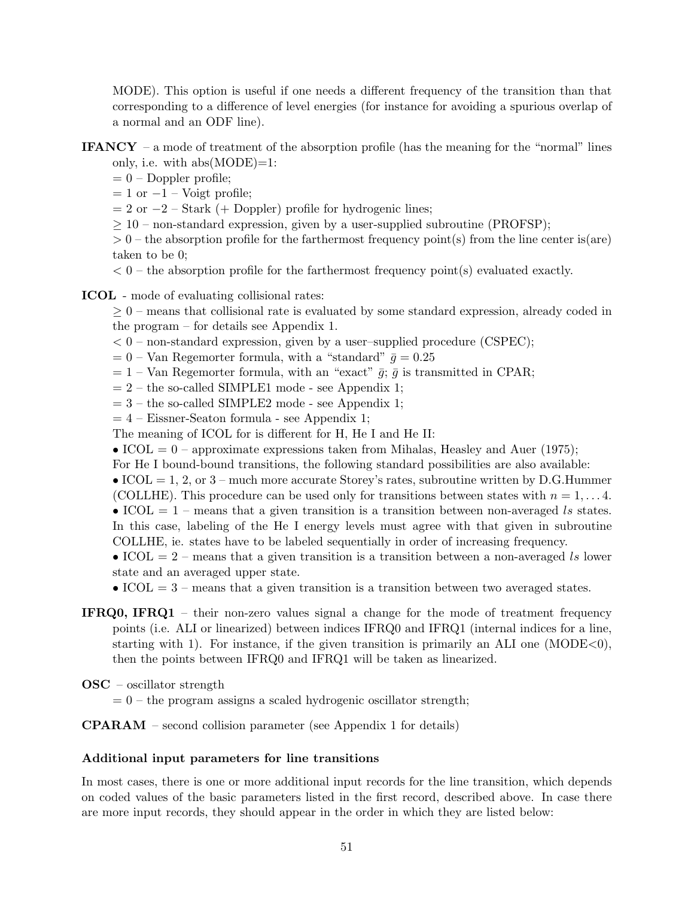MODE). This option is useful if one needs a different frequency of the transition than that corresponding to a difference of level energies (for instance for avoiding a spurious overlap of a normal and an ODF line).

**IFANCY** – a mode of treatment of the absorption profile (has the meaning for the "normal" lines only, i.e. with abs(MODE)=1:

$= 0$ – Doppler profile;
$= 1$ or $-1$ – Voigt profile;
$= 2$ or $-2$ – Stark (+ Doppler) profile for hydrogenic lines;
$\geq 10$ – non-standard expression, given by a user-supplied subroutine (PROFSP);
$> 0$ – the absorption profile for the farthermost frequency point(s) from the line center is(are) taken to be 0;
$< 0$ – the absorption profile for the farthermost frequency point(s) evaluated exactly.

**ICOL** - mode of evaluating collisional rates:

$\geq 0$ – means that collisional rate is evaluated by some standard expression, already coded in the program – for details see Appendix 1.
$< 0$ – non-standard expression, given by a user–supplied procedure (CSPEC);
$= 0$ – Van Regemorter formula, with a "standard" $\bar{g} = 0.25$
$= 1$ – Van Regemorter formula, with an "exact" $\bar{g}$; $\bar{g}$ is transmitted in CPAR;
$= 2$ – the so-called SIMPLE1 mode - see Appendix 1;
$= 3$ – the so-called SIMPLE2 mode - see Appendix 1;
$= 4$ – Eissner-Seaton formula - see Appendix 1;
The meaning of ICOL for is different for H, He I and He II:
• ICOL = 0 – approximate expressions taken from Mihalas, Heasley and Auer (1975);
For He I bound-bound transitions, the following standard possibilities are also available:
• ICOL = 1, 2, or 3 – much more accurate Storey's rates, subroutine written by D.G.Hummer (COLLHE). This procedure can be used only for transitions between states with $n = 1, \ldots 4$.
• ICOL = 1 – means that a given transition is a transition between non-averaged $ls$ states. In this case, labeling of the He I energy levels must agree with that given in subroutine COLLHE, ie. states have to be labeled sequentially in order of increasing frequency.
• ICOL = 2 – means that a given transition is a transition between a non-averaged $ls$ lower state and an averaged upper state.
• ICOL = 3 – means that a given transition is a transition between two averaged states.

**IFRQ0, IFRQ1** – their non-zero values signal a change for the mode of treatment frequency points (i.e. ALI or linearized) between indices IFRQ0 and IFRQ1 (internal indices for a line, starting with 1). For instance, if the given transition is primarily an ALI one (MODE<0), then the points between IFRQ0 and IFRQ1 will be taken as linearized.

**OSC** – oscillator strength

$= 0$ – the program assigns a scaled hydrogenic oscillator strength;

**CPARAM** – second collision parameter (see Appendix 1 for details)

#### Additional input parameters for line transitions

In most cases, there is one or more additional input records for the line transition, which depends on coded values of the basic parameters listed in the first record, described above. In case there are more input records, they should appear in the order in which they are listed below: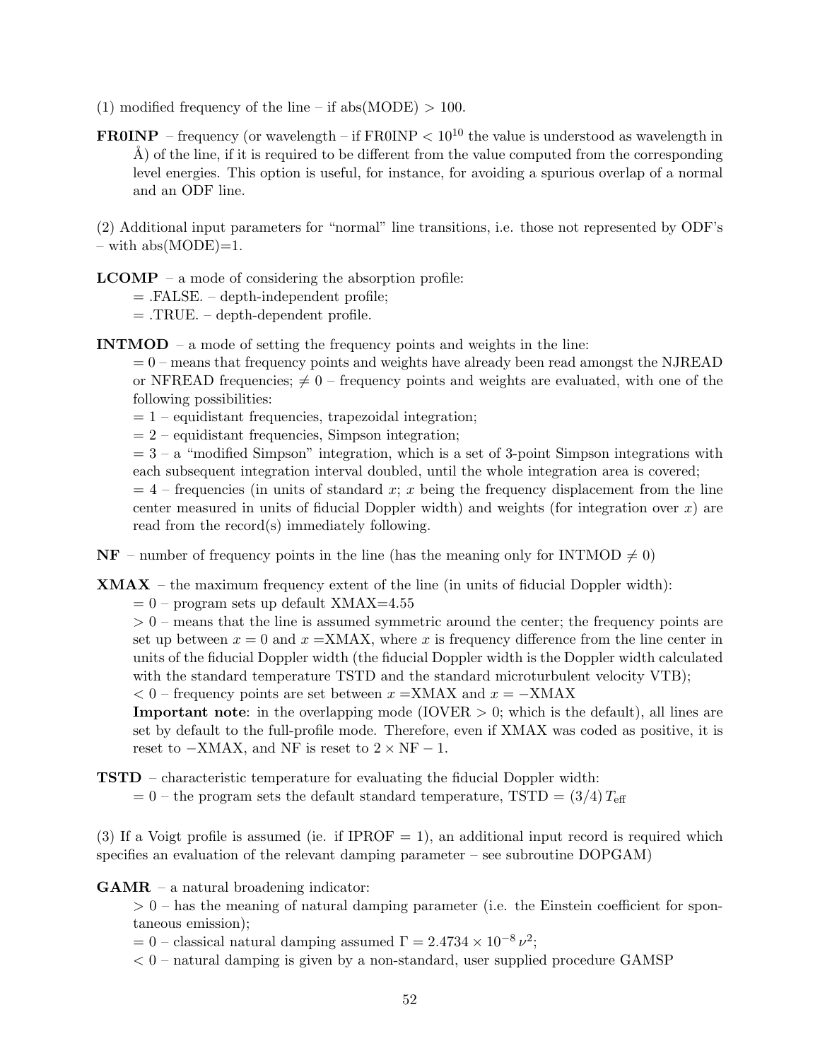(1) modified frequency of the line – if abs(MODE) > 100.

**FR0INP** – frequency (or wavelength – if FR0INP $< 10^{10}$ the value is understood as wavelength in Å) of the line, if it is required to be different from the value computed from the corresponding level energies. This option is useful, for instance, for avoiding a spurious overlap of a normal and an ODF line.

(2) Additional input parameters for "normal" line transitions, i.e. those not represented by ODF's – with abs(MODE)=1.

**LCOMP** – a mode of considering the absorption profile:
= .FALSE. – depth-independent profile;
= .TRUE. – depth-dependent profile.

**INTMOD** – a mode of setting the frequency points and weights in the line:
= 0 – means that frequency points and weights have already been read amongst the NJREAD or NFREAD frequencies; $\neq 0$ – frequency points and weights are evaluated, with one of the following possibilities:
= 1 – equidistant frequencies, trapezoidal integration;
= 2 – equidistant frequencies, Simpson integration;
= 3 – a "modified Simpson" integration, which is a set of 3-point Simpson integrations with each subsequent integration interval doubled, until the whole integration area is covered;
= 4 – frequencies (in units of standard $x$; $x$ being the frequency displacement from the line center measured in units of fiducial Doppler width) and weights (for integration over $x$) are read from the record(s) immediately following.

**NF** – number of frequency points in the line (has the meaning only for INTMOD $\neq 0$)

**XMAX** – the maximum frequency extent of the line (in units of fiducial Doppler width):
= 0 – program sets up default XMAX=4.55
> 0 – means that the line is assumed symmetric around the center; the frequency points are set up between $x = 0$ and $x =$XMAX, where $x$ is frequency difference from the line center in units of the fiducial Doppler width (the fiducial Doppler width is the Doppler width calculated with the standard temperature TSTD and the standard microturbulent velocity VTB);
< 0 – frequency points are set between $x =$XMAX and $x = -$XMAX
**Important note**: in the overlapping mode (IOVER > 0; which is the default), all lines are set by default to the full-profile mode. Therefore, even if XMAX was coded as positive, it is reset to $-$XMAX, and NF is reset to $2 \times \text{NF} - 1$.

**TSTD** – characteristic temperature for evaluating the fiducial Doppler width:
= 0 – the program sets the default standard temperature, TSTD = $(3/4)\, T_{\rm eff}$

(3) If a Voigt profile is assumed (ie. if IPROF = 1), an additional input record is required which specifies an evaluation of the relevant damping parameter – see subroutine DOPGAM)

**GAMR** – a natural broadening indicator:
> 0 – has the meaning of natural damping parameter (i.e. the Einstein coefficient for spontaneous emission);
= 0 – classical natural damping assumed $\Gamma = 2.4734 \times 10^{-8}\, \nu^2$;
< 0 – natural damping is given by a non-standard, user supplied procedure GAMSP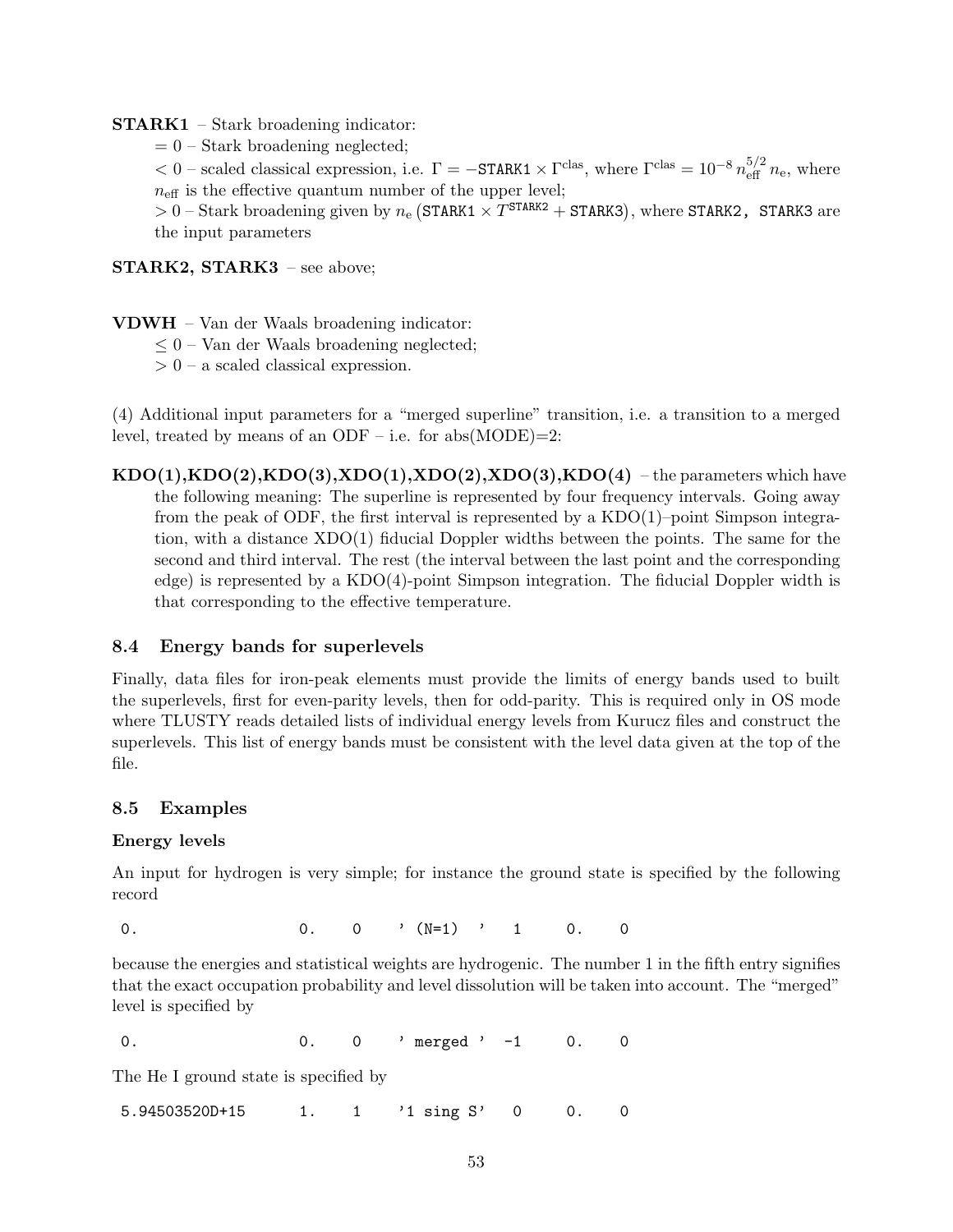**STARK1** – Stark broadening indicator:

= 0 – Stark broadening neglected;

< 0 – scaled classical expression, i.e. $\Gamma = -\texttt{STARK1} \times \Gamma^{\rm clas}$, where $\Gamma^{\rm clas} = 10^{-8}\, n_{\rm eff}^{5/2}\, n_{\rm e}$, where $n_{\rm eff}$ is the effective quantum number of the upper level;

> 0 – Stark broadening given by $n_{\rm e}\left(\texttt{STARK1} \times T^{\texttt{STARK2}} + \texttt{STARK3}\right)$, where `STARK2, STARK3` are the input parameters

**STARK2, STARK3** – see above;

**VDWH** – Van der Waals broadening indicator:

≤ 0 – Van der Waals broadening neglected;

> 0 – a scaled classical expression.

(4) Additional input parameters for a "merged superline" transition, i.e. a transition to a merged level, treated by means of an ODF – i.e. for abs(MODE)=2:

**KDO(1),KDO(2),KDO(3),XDO(1),XDO(2),XDO(3),KDO(4)** – the parameters which have the following meaning: The superline is represented by four frequency intervals. Going away from the peak of ODF, the first interval is represented by a KDO(1)–point Simpson integration, with a distance XDO(1) fiducial Doppler widths between the points. The same for the second and third interval. The rest (the interval between the last point and the corresponding edge) is represented by a KDO(4)-point Simpson integration. The fiducial Doppler width is that corresponding to the effective temperature.

## 8.4 Energy bands for superlevels

Finally, data files for iron-peak elements must provide the limits of energy bands used to built the superlevels, first for even-parity levels, then for odd-parity. This is required only in OS mode where TLUSTY reads detailed lists of individual energy levels from Kurucz files and construct the superlevels. This list of energy bands must be consistent with the level data given at the top of the file.

## 8.5 Examples

### Energy levels

An input for hydrogen is very simple; for instance the ground state is specified by the following record

```
 0.                 0.    0    ' (N=1)  '   1     0.    0
```

because the energies and statistical weights are hydrogenic. The number 1 in the fifth entry signifies that the exact occupation probability and level dissolution will be taken into account. The "merged" level is specified by

```
 0.                 0.    0    ' merged '  -1     0.    0
```

The He I ground state is specified by

```
 5.94503520D+15     1.    1    '1 sing S'   0     0.    0
```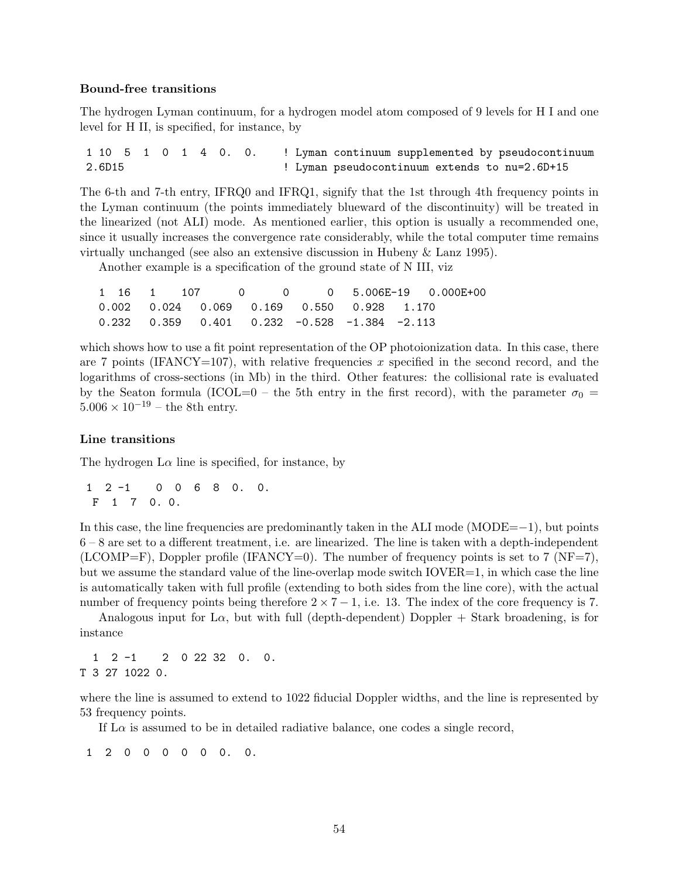**Bound-free transitions**

The hydrogen Lyman continuum, for a hydrogen model atom composed of 9 levels for H I and one level for H II, is specified, for instance, by

```
 1 10  5  1  0  1  4  0.  0.    ! Lyman continuum supplemented by pseudocontinuum
 2.6D15                         ! Lyman pseudocontinuum extends to nu=2.6D+15
```

The 6-th and 7-th entry, IFRQ0 and IFRQ1, signify that the 1st through 4th frequency points in the Lyman continuum (the points immediately blueward of the discontinuity) will be treated in the linearized (not ALI) mode. As mentioned earlier, this option is usually a recommended one, since it usually increases the convergence rate considerably, while the total computer time remains virtually unchanged (see also an extensive discussion in Hubeny & Lanz 1995).

Another example is a specification of the ground state of N III, viz

```
  1  16   1    107      0      0      0   5.006E-19   0.000E+00
  0.002   0.024   0.069   0.169   0.550   0.928   1.170
  0.232   0.359   0.401   0.232  -0.528  -1.384  -2.113
```

which shows how to use a fit point representation of the OP photoionization data. In this case, there are 7 points (IFANCY=107), with relative frequencies $x$ specified in the second record, and the logarithms of cross-sections (in Mb) in the third. Other features: the collisional rate is evaluated by the Seaton formula (ICOL=0 – the 5th entry in the first record), with the parameter $\sigma_0 = 5.006 \times 10^{-19}$ – the 8th entry.

**Line transitions**

The hydrogen L$\alpha$ line is specified, for instance, by

```
 1  2 -1    0  0  6  8  0.  0.
  F  1  7  0. 0.
```

In this case, the line frequencies are predominantly taken in the ALI mode (MODE=$-1$), but points 6 – 8 are set to a different treatment, i.e. are linearized. The line is taken with a depth-independent (LCOMP=F), Doppler profile (IFANCY=0). The number of frequency points is set to 7 (NF=7), but we assume the standard value of the line-overlap mode switch IOVER=1, in which case the line is automatically taken with full profile (extending to both sides from the line core), with the actual number of frequency points being therefore $2 \times 7 - 1$, i.e. 13. The index of the core frequency is 7.

Analogous input for L$\alpha$, but with full (depth-dependent) Doppler + Stark broadening, is for instance

```
  1  2 -1    2  0 22 32  0.  0.
T 3 27 1022 0.
```

where the line is assumed to extend to 1022 fiducial Doppler widths, and the line is represented by 53 frequency points.

If L$\alpha$ is assumed to be in detailed radiative balance, one codes a single record,

```
 1  2  0  0  0  0  0  0.  0.
```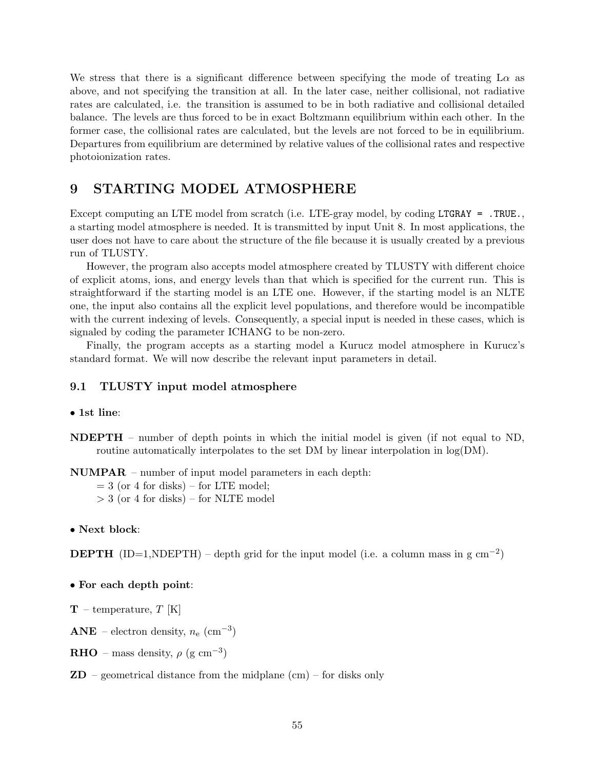We stress that there is a significant difference between specifying the mode of treating L$\alpha$ as above, and not specifying the transition at all. In the later case, neither collisional, not radiative rates are calculated, i.e. the transition is assumed to be in both radiative and collisional detailed balance. The levels are thus forced to be in exact Boltzmann equilibrium within each other. In the former case, the collisional rates are calculated, but the levels are not forced to be in equilibrium. Departures from equilibrium are determined by relative values of the collisional rates and respective photoionization rates.

# 9 STARTING MODEL ATMOSPHERE

Except computing an LTE model from scratch (i.e. LTE-gray model, by coding `LTGRAY = .TRUE.`, a starting model atmosphere is needed. It is transmitted by input Unit 8. In most applications, the user does not have to care about the structure of the file because it is usually created by a previous run of TLUSTY.

However, the program also accepts model atmosphere created by TLUSTY with different choice of explicit atoms, ions, and energy levels than that which is specified for the current run. This is straightforward if the starting model is an LTE one. However, if the starting model is an NLTE one, the input also contains all the explicit level populations, and therefore would be incompatible with the current indexing of levels. Consequently, a special input is needed in these cases, which is signaled by coding the parameter ICHANG to be non-zero.

Finally, the program accepts as a starting model a Kurucz model atmosphere in Kurucz's standard format. We will now describe the relevant input parameters in detail.

## 9.1 TLUSTY input model atmosphere

- **1st line**:

**NDEPTH** – number of depth points in which the initial model is given (if not equal to ND, routine automatically interpolates to the set DM by linear interpolation in log(DM).

**NUMPAR** – number of input model parameters in each depth:
= 3 (or 4 for disks) – for LTE model;
> 3 (or 4 for disks) – for NLTE model

- **Next block**:

**DEPTH** (ID=1,NDEPTH) – depth grid for the input model (i.e. a column mass in g cm$^{-2}$)

- **For each depth point**:

**T** – temperature, $T$ [K]

**ANE** – electron density, $n_{\rm e}$ (cm$^{-3}$)

**RHO** – mass density, $\rho$ (g cm$^{-3}$)

**ZD** – geometrical distance from the midplane (cm) – for disks only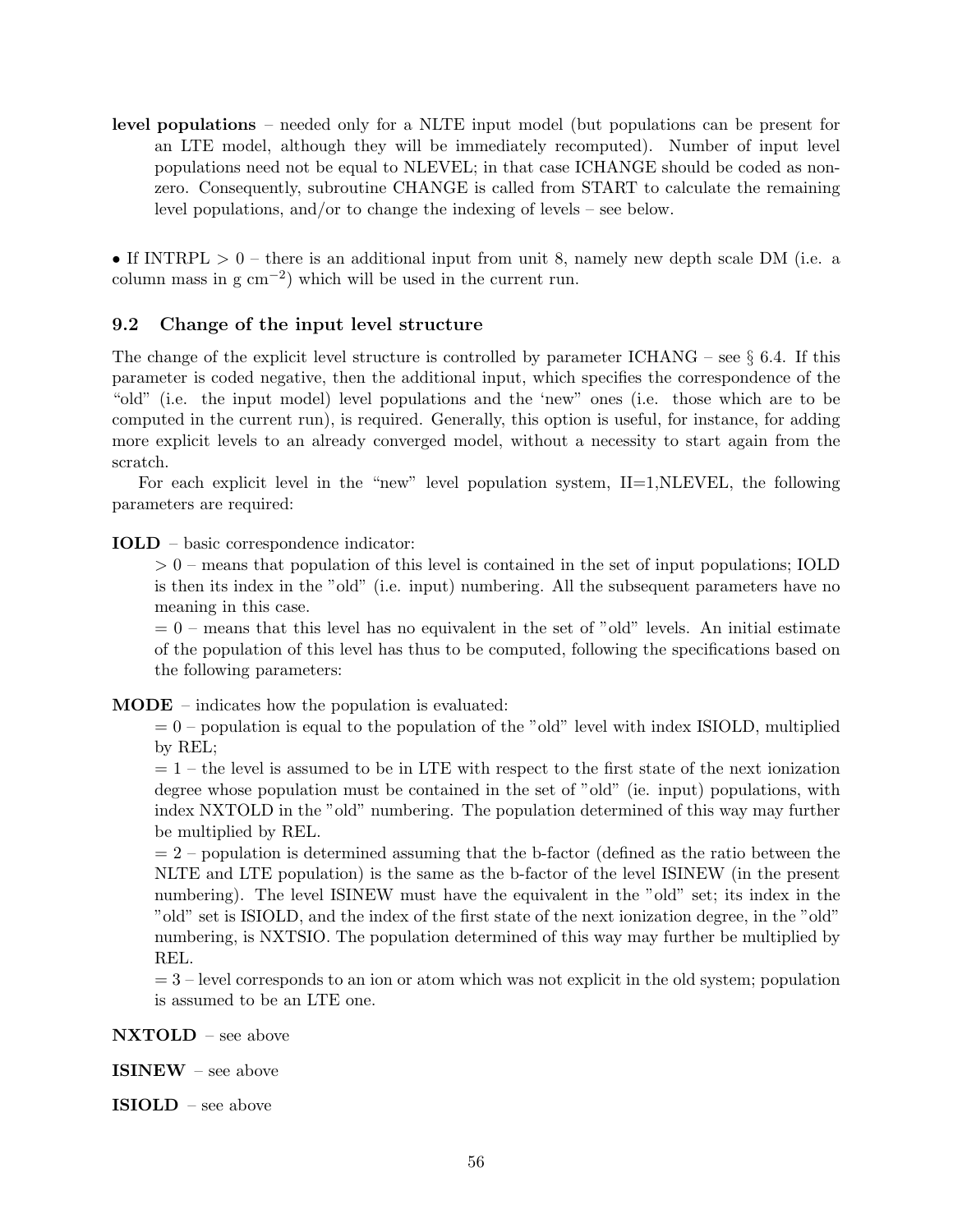**level populations** – needed only for a NLTE input model (but populations can be present for an LTE model, although they will be immediately recomputed). Number of input level populations need not be equal to NLEVEL; in that case ICHANGE should be coded as non-zero. Consequently, subroutine CHANGE is called from START to calculate the remaining level populations, and/or to change the indexing of levels – see below.

• If INTRPL $> 0$ – there is an additional input from unit 8, namely new depth scale DM (i.e. a column mass in g cm$^{-2}$) which will be used in the current run.

### 9.2 Change of the input level structure

The change of the explicit level structure is controlled by parameter ICHANG – see § 6.4. If this parameter is coded negative, then the additional input, which specifies the correspondence of the "old" (i.e. the input model) level populations and the 'new" ones (i.e. those which are to be computed in the current run), is required. Generally, this option is useful, for instance, for adding more explicit levels to an already converged model, without a necessity to start again from the scratch.

For each explicit level in the "new" level population system, II=1,NLEVEL, the following parameters are required:

**IOLD** – basic correspondence indicator:
$> 0$ – means that population of this level is contained in the set of input populations; IOLD is then its index in the "old" (i.e. input) numbering. All the subsequent parameters have no meaning in this case.
$= 0$ – means that this level has no equivalent in the set of "old" levels. An initial estimate of the population of this level has thus to be computed, following the specifications based on the following parameters:

**MODE** – indicates how the population is evaluated:
$= 0$ – population is equal to the population of the "old" level with index ISIOLD, multiplied by REL;
$= 1$ – the level is assumed to be in LTE with respect to the first state of the next ionization degree whose population must be contained in the set of "old" (ie. input) populations, with index NXTOLD in the "old" numbering. The population determined of this way may further be multiplied by REL.
$= 2$ – population is determined assuming that the b-factor (defined as the ratio between the NLTE and LTE population) is the same as the b-factor of the level ISINEW (in the present numbering). The level ISINEW must have the equivalent in the "old" set; its index in the "old" set is ISIOLD, and the index of the first state of the next ionization degree, in the "old" numbering, is NXTSIO. The population determined of this way may further be multiplied by REL.
$= 3$ – level corresponds to an ion or atom which was not explicit in the old system; population is assumed to be an LTE one.

**NXTOLD** – see above

**ISINEW** – see above

**ISIOLD** – see above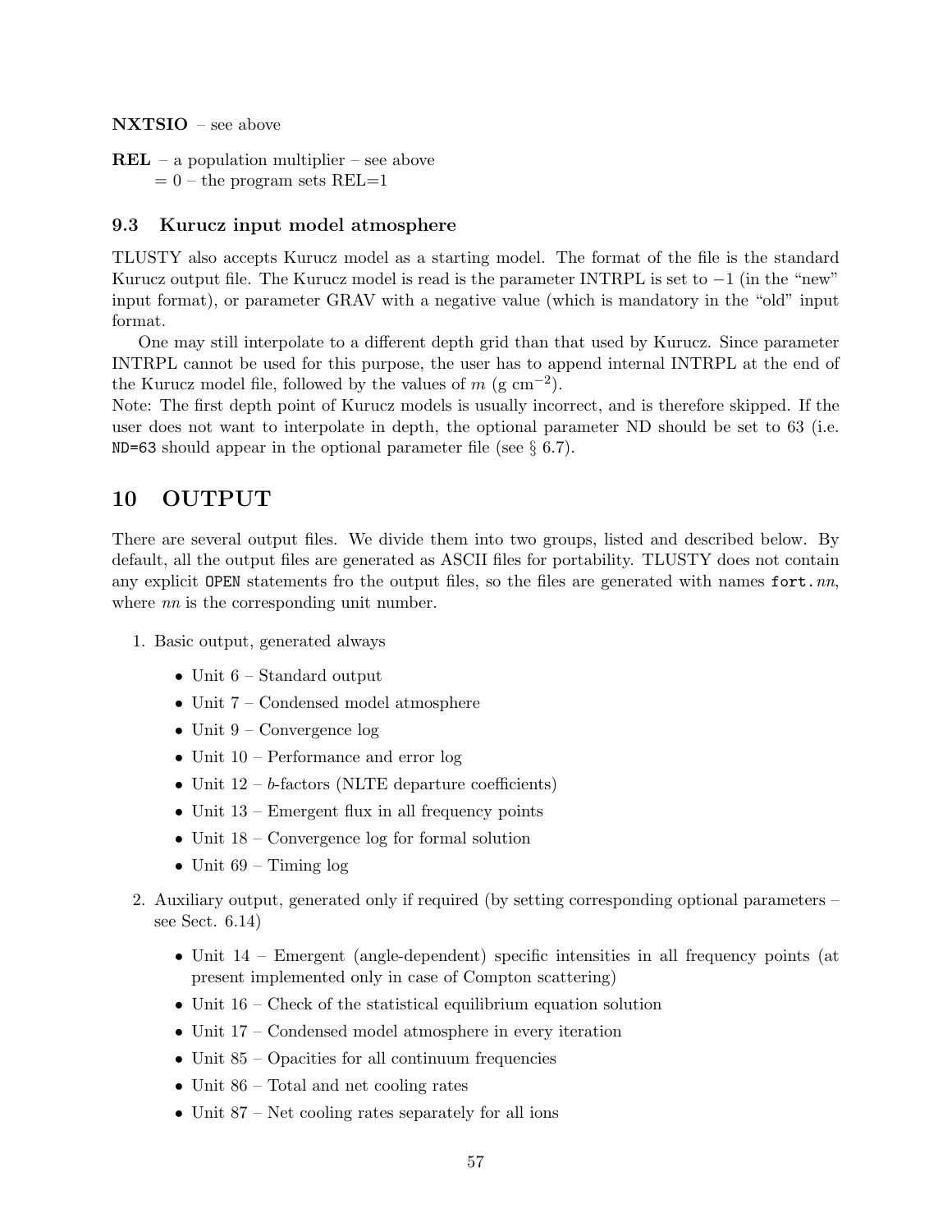**NXTSIO** – see above

**REL** – a population multiplier – see above
= 0 – the program sets REL=1

### 9.3 Kurucz input model atmosphere

TLUSTY also accepts Kurucz model as a starting model. The format of the file is the standard Kurucz output file. The Kurucz model is read is the parameter INTRPL is set to $-1$ (in the "new" input format), or parameter GRAV with a negative value (which is mandatory in the "old" input format.

One may still interpolate to a different depth grid than that used by Kurucz. Since parameter INTRPL cannot be used for this purpose, the user has to append internal INTRPL at the end of the Kurucz model file, followed by the values of $m$ (g cm$^{-2}$).

Note: The first depth point of Kurucz models is usually incorrect, and is therefore skipped. If the user does not want to interpolate in depth, the optional parameter ND should be set to 63 (i.e. `ND=63` should appear in the optional parameter file (see § 6.7).

## 10 OUTPUT

There are several output files. We divide them into two groups, listed and described below. By default, all the output files are generated as ASCII files for portability. TLUSTY does not contain any explicit `OPEN` statements fro the output files, so the files are generated with names `fort.`*nn*, where *nn* is the corresponding unit number.

1. Basic output, generated always
   - Unit 6 – Standard output
   - Unit 7 – Condensed model atmosphere
   - Unit 9 – Convergence log
   - Unit 10 – Performance and error log
   - Unit 12 – $b$-factors (NLTE departure coefficients)
   - Unit 13 – Emergent flux in all frequency points
   - Unit 18 – Convergence log for formal solution
   - Unit 69 – Timing log
2. Auxiliary output, generated only if required (by setting corresponding optional parameters – see Sect. 6.14)
   - Unit 14 – Emergent (angle-dependent) specific intensities in all frequency points (at present implemented only in case of Compton scattering)
   - Unit 16 – Check of the statistical equilibrium equation solution
   - Unit 17 – Condensed model atmosphere in every iteration
   - Unit 85 – Opacities for all continuum frequencies
   - Unit 86 – Total and net cooling rates
   - Unit 87 – Net cooling rates separately for all ions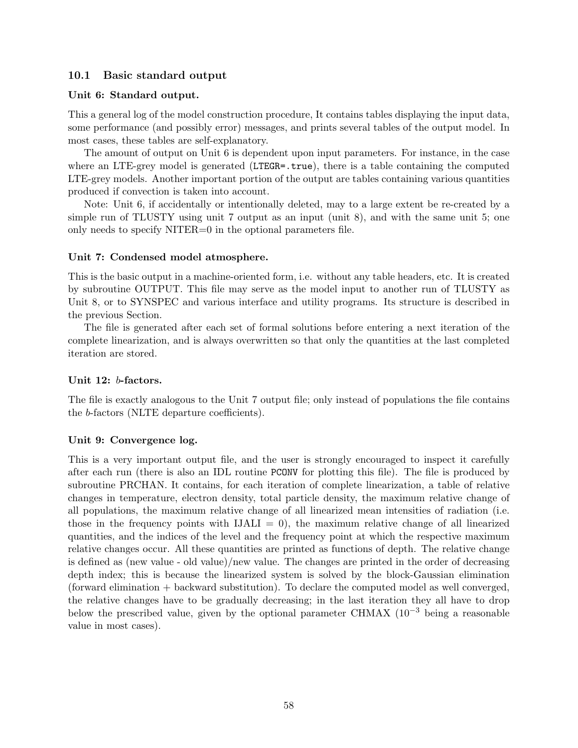## 10.1 Basic standard output

### Unit 6: Standard output.

This a general log of the model construction procedure, It contains tables displaying the input data, some performance (and possibly error) messages, and prints several tables of the output model. In most cases, these tables are self-explanatory.

The amount of output on Unit 6 is dependent upon input parameters. For instance, in the case where an LTE-grey model is generated (`LTEGR=.true`), there is a table containing the computed LTE-grey models. Another important portion of the output are tables containing various quantities produced if convection is taken into account.

Note: Unit 6, if accidentally or intentionally deleted, may to a large extent be re-created by a simple run of TLUSTY using unit 7 output as an input (unit 8), and with the same unit 5; one only needs to specify NITER=0 in the optional parameters file.

### Unit 7: Condensed model atmosphere.

This is the basic output in a machine-oriented form, i.e. without any table headers, etc. It is created by subroutine OUTPUT. This file may serve as the model input to another run of TLUSTY as Unit 8, or to SYNSPEC and various interface and utility programs. Its structure is described in the previous Section.

The file is generated after each set of formal solutions before entering a next iteration of the complete linearization, and is always overwritten so that only the quantities at the last completed iteration are stored.

### Unit 12: *b*-factors.

The file is exactly analogous to the Unit 7 output file; only instead of populations the file contains the *b*-factors (NLTE departure coefficients).

### Unit 9: Convergence log.

This is a very important output file, and the user is strongly encouraged to inspect it carefully after each run (there is also an IDL routine `PCONV` for plotting this file). The file is produced by subroutine PRCHAN. It contains, for each iteration of complete linearization, a table of relative changes in temperature, electron density, total particle density, the maximum relative change of all populations, the maximum relative change of all linearized mean intensities of radiation (i.e. those in the frequency points with IJALI = 0), the maximum relative change of all linearized quantities, and the indices of the level and the frequency point at which the respective maximum relative changes occur. All these quantities are printed as functions of depth. The relative change is defined as (new value - old value)/new value. The changes are printed in the order of decreasing depth index; this is because the linearized system is solved by the block-Gaussian elimination (forward elimination + backward substitution). To declare the computed model as well converged, the relative changes have to be gradually decreasing; in the last iteration they all have to drop below the prescribed value, given by the optional parameter CHMAX ($10^{-3}$ being a reasonable value in most cases).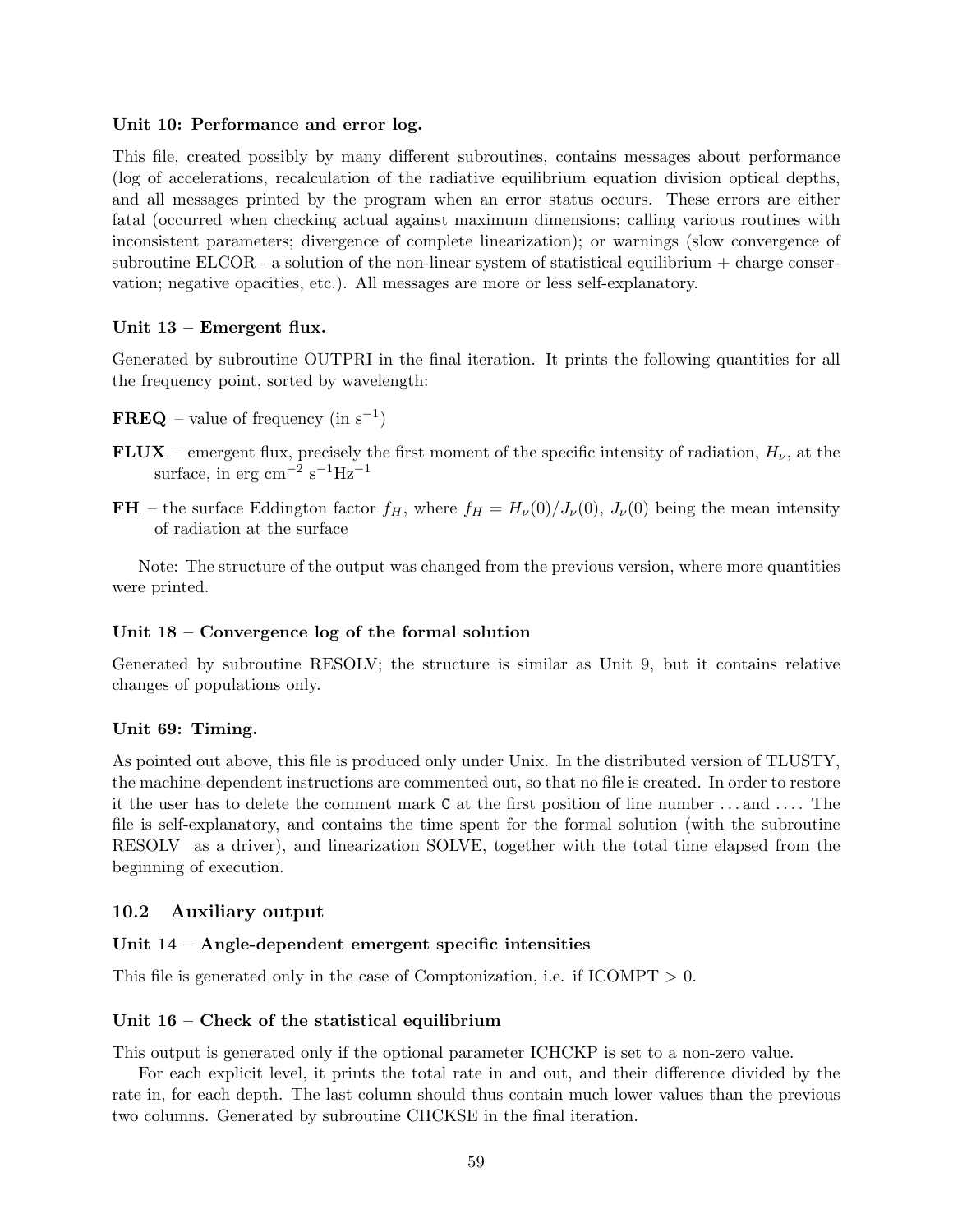**Unit 10: Performance and error log.**

This file, created possibly by many different subroutines, contains messages about performance (log of accelerations, recalculation of the radiative equilibrium equation division optical depths, and all messages printed by the program when an error status occurs. These errors are either fatal (occurred when checking actual against maximum dimensions; calling various routines with inconsistent parameters; divergence of complete linearization); or warnings (slow convergence of subroutine ELCOR - a solution of the non-linear system of statistical equilibrium + charge conservation; negative opacities, etc.). All messages are more or less self-explanatory.

**Unit 13 – Emergent flux.**

Generated by subroutine OUTPRI in the final iteration. It prints the following quantities for all the frequency point, sorted by wavelength:

**FREQ** – value of frequency (in $s^{-1}$)

**FLUX** – emergent flux, precisely the first moment of the specific intensity of radiation, $H_\nu$, at the surface, in erg $cm^{-2}$ $s^{-1}Hz^{-1}$

**FH** – the surface Eddington factor $f_H$, where $f_H = H_\nu(0)/J_\nu(0)$, $J_\nu(0)$ being the mean intensity of radiation at the surface

Note: The structure of the output was changed from the previous version, where more quantities were printed.

**Unit 18 – Convergence log of the formal solution**

Generated by subroutine RESOLV; the structure is similar as Unit 9, but it contains relative changes of populations only.

**Unit 69: Timing.**

As pointed out above, this file is produced only under Unix. In the distributed version of TLUSTY, the machine-dependent instructions are commented out, so that no file is created. In order to restore it the user has to delete the comment mark `C` at the first position of line number ... and .... The file is self-explanatory, and contains the time spent for the formal solution (with the subroutine RESOLV as a driver), and linearization SOLVE, together with the total time elapsed from the beginning of execution.

## 10.2 Auxiliary output

**Unit 14 – Angle-dependent emergent specific intensities**

This file is generated only in the case of Comptonization, i.e. if ICOMPT > 0.

**Unit 16 – Check of the statistical equilibrium**

This output is generated only if the optional parameter ICHCKP is set to a non-zero value.

For each explicit level, it prints the total rate in and out, and their difference divided by the rate in, for each depth. The last column should thus contain much lower values than the previous two columns. Generated by subroutine CHCKSE in the final iteration.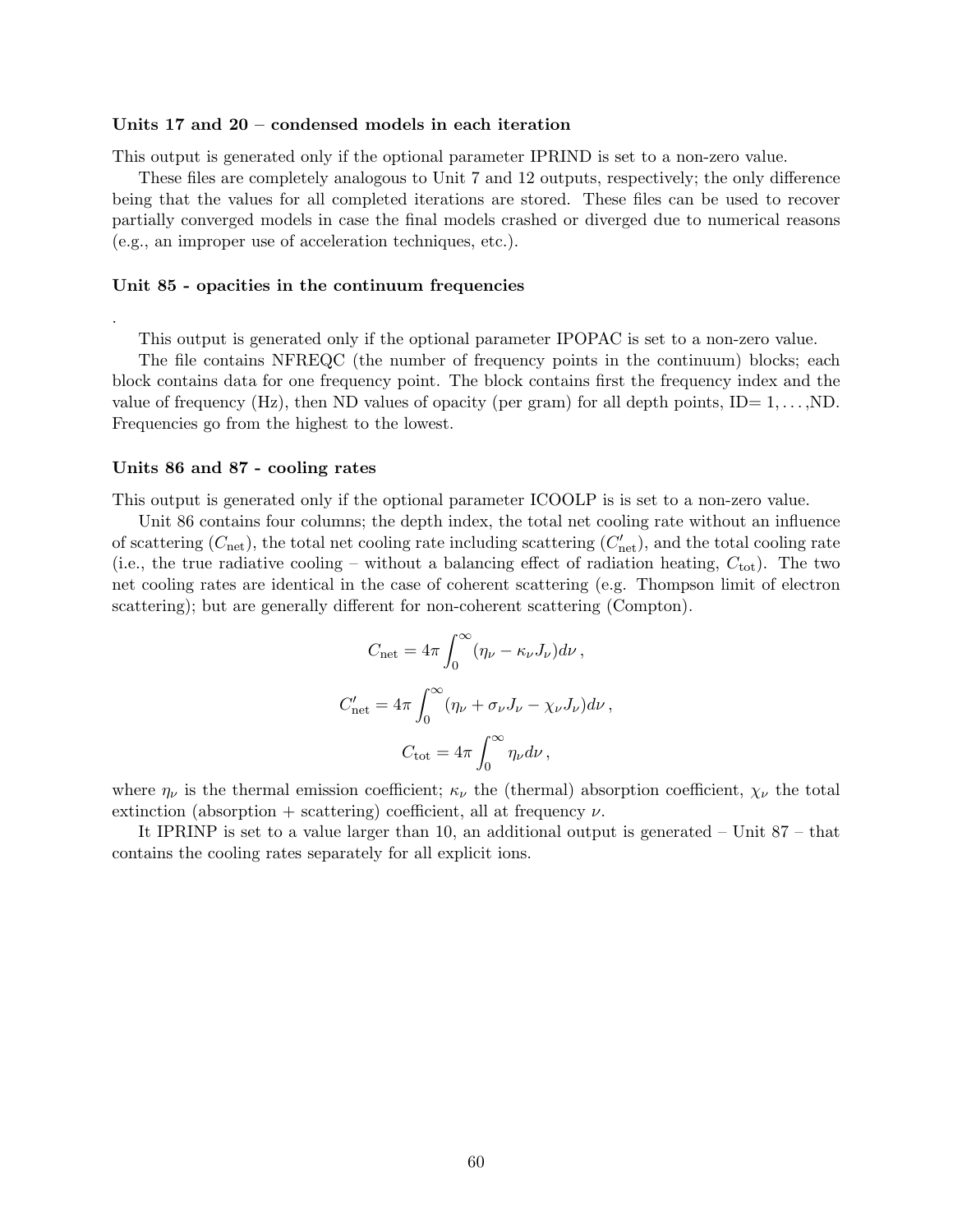### Units 17 and 20 – condensed models in each iteration

This output is generated only if the optional parameter IPRIND is set to a non-zero value.

These files are completely analogous to Unit 7 and 12 outputs, respectively; the only difference being that the values for all completed iterations are stored. These files can be used to recover partially converged models in case the final models crashed or diverged due to numerical reasons (e.g., an improper use of acceleration techniques, etc.).

### Unit 85 - opacities in the continuum frequencies

.

This output is generated only if the optional parameter IPOPAC is set to a non-zero value.

The file contains NFREQC (the number of frequency points in the continuum) blocks; each block contains data for one frequency point. The block contains first the frequency index and the value of frequency (Hz), then ND values of opacity (per gram) for all depth points, ID= $1, \ldots,$ND. Frequencies go from the highest to the lowest.

### Units 86 and 87 - cooling rates

This output is generated only if the optional parameter ICOOLP is is set to a non-zero value.

Unit 86 contains four columns; the depth index, the total net cooling rate without an influence of scattering ($C_{\rm net}$), the total net cooling rate including scattering ($C'_{\rm net}$), and the total cooling rate (i.e., the true radiative cooling – without a balancing effect of radiation heating, $C_{\rm tot}$). The two net cooling rates are identical in the case of coherent scattering (e.g. Thompson limit of electron scattering); but are generally different for non-coherent scattering (Compton).

$$C_{\rm net} = 4\pi \int_0^\infty (\eta_\nu - \kappa_\nu J_\nu) d\nu \,,$$

$$C'_{\rm net} = 4\pi \int_0^\infty (\eta_\nu + \sigma_\nu J_\nu - \chi_\nu J_\nu) d\nu \,,$$

$$C_{\rm tot} = 4\pi \int_0^\infty \eta_\nu d\nu \,,$$

where $\eta_\nu$ is the thermal emission coefficient; $\kappa_\nu$ the (thermal) absorption coefficient, $\chi_\nu$ the total extinction (absorption + scattering) coefficient, all at frequency $\nu$.

It IPRINP is set to a value larger than 10, an additional output is generated – Unit 87 – that contains the cooling rates separately for all explicit ions.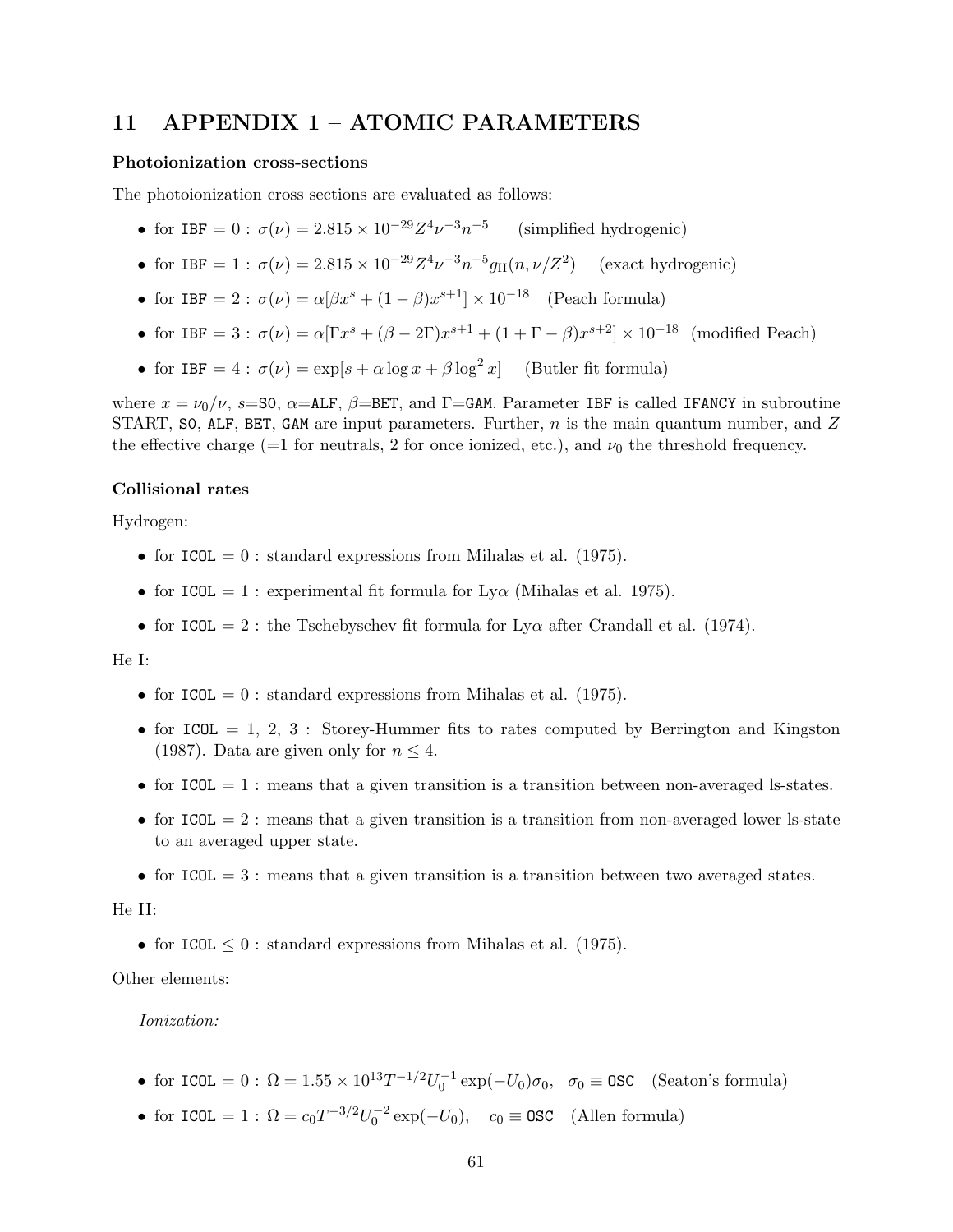# 11 APPENDIX 1 – ATOMIC PARAMETERS

### Photoionization cross-sections

The photoionization cross sections are evaluated as follows:

- for `IBF` $= 0$ : $\sigma(\nu) = 2.815 \times 10^{-29} Z^4 \nu^{-3} n^{-5}$ (simplified hydrogenic)
- for `IBF` $= 1$ : $\sigma(\nu) = 2.815 \times 10^{-29} Z^4 \nu^{-3} n^{-5} g_{\mathrm{II}}(n, \nu/Z^2)$ (exact hydrogenic)
- for `IBF` $= 2$ : $\sigma(\nu) = \alpha[\beta x^s + (1-\beta) x^{s+1}] \times 10^{-18}$ (Peach formula)
- for `IBF` $= 3$ : $\sigma(\nu) = \alpha[\Gamma x^s + (\beta - 2\Gamma) x^{s+1} + (1 + \Gamma - \beta) x^{s+2}] \times 10^{-18}$ (modified Peach)
- for `IBF` $= 4$ : $\sigma(\nu) = \exp[s + \alpha \log x + \beta \log^2 x]$ (Butler fit formula)

where $x = \nu_0/\nu$, $s$=`S0`, $\alpha$=`ALF`, $\beta$=`BET`, and $\Gamma$=`GAM`. Parameter `IBF` is called `IFANCY` in subroutine START, `S0`, `ALF`, `BET`, `GAM` are input parameters. Further, $n$ is the main quantum number, and $Z$ the effective charge (=1 for neutrals, 2 for once ionized, etc.), and $\nu_0$ the threshold frequency.

### Collisional rates

Hydrogen:

- for `ICOL` $= 0$ : standard expressions from Mihalas et al. (1975).
- for `ICOL` $= 1$ : experimental fit formula for Ly$\alpha$ (Mihalas et al. 1975).
- for `ICOL` $= 2$ : the Tschebyschev fit formula for Ly$\alpha$ after Crandall et al. (1974).

He I:

- for `ICOL` $= 0$ : standard expressions from Mihalas et al. (1975).
- for `ICOL` $= 1, 2, 3$ : Storey-Hummer fits to rates computed by Berrington and Kingston (1987). Data are given only for $n \leq 4$.
- for `ICOL` $= 1$ : means that a given transition is a transition between non-averaged ls-states.
- for `ICOL` $= 2$ : means that a given transition is a transition from non-averaged lower ls-state to an averaged upper state.
- for `ICOL` $= 3$ : means that a given transition is a transition between two averaged states.

He II:

- for `ICOL` $\leq 0$ : standard expressions from Mihalas et al. (1975).

Other elements:

*Ionization:*

- for `ICOL` $= 0$ : $\Omega = 1.55 \times 10^{13} T^{-1/2} U_0^{-1} \exp(-U_0) \sigma_0$, $\sigma_0 \equiv$ `OSC` (Seaton's formula)
- for `ICOL` $= 1$ : $\Omega = c_0 T^{-3/2} U_0^{-2} \exp(-U_0)$, $c_0 \equiv$ `OSC` (Allen formula)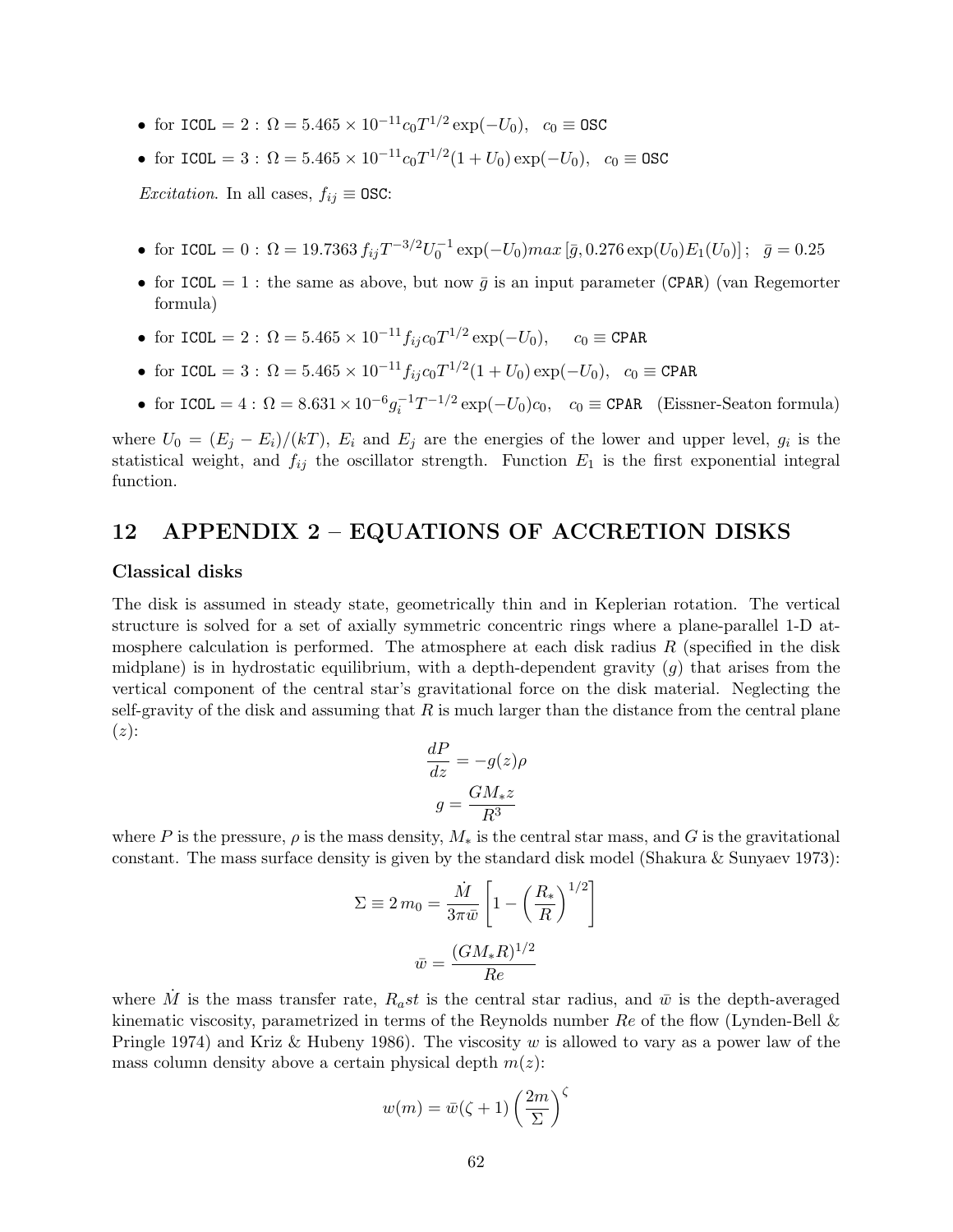- for ICOL = 2 : $\Omega = 5.465 \times 10^{-11} c_0 T^{1/2} \exp(-U_0)$, $\quad c_0 \equiv$ OSC
- for ICOL = 3 : $\Omega = 5.465 \times 10^{-11} c_0 T^{1/2} (1 + U_0) \exp(-U_0)$, $\quad c_0 \equiv$ OSC

*Excitation.* In all cases, $f_{ij} \equiv$ OSC:

- for ICOL = 0 : $\Omega = 19.7363\, f_{ij} T^{-3/2} U_0^{-1} \exp(-U_0) max\left[\bar{g}, 0.276 \exp(U_0) E_1(U_0)\right];\ \ \bar{g} = 0.25$
- for ICOL = 1 : the same as above, but now $\bar{g}$ is an input parameter (CPAR) (van Regemorter formula)
- for ICOL = 2 : $\Omega = 5.465 \times 10^{-11} f_{ij} c_0 T^{1/2} \exp(-U_0)$, $\quad c_0 \equiv$ CPAR
- for ICOL = 3 : $\Omega = 5.465 \times 10^{-11} f_{ij} c_0 T^{1/2} (1 + U_0) \exp(-U_0)$, $\quad c_0 \equiv$ CPAR
- for ICOL = 4 : $\Omega = 8.631 \times 10^{-6} g_i^{-1} T^{-1/2} \exp(-U_0) c_0$, $\quad c_0 \equiv$ CPAR (Eissner-Seaton formula)

where $U_0 = (E_j - E_i)/(kT)$, $E_i$ and $E_j$ are the energies of the lower and upper level, $g_i$ is the statistical weight, and $f_{ij}$ the oscillator strength. Function $E_1$ is the first exponential integral function.

# 12 APPENDIX 2 – EQUATIONS OF ACCRETION DISKS

### Classical disks

The disk is assumed in steady state, geometrically thin and in Keplerian rotation. The vertical structure is solved for a set of axially symmetric concentric rings where a plane-parallel 1-D atmosphere calculation is performed. The atmosphere at each disk radius $R$ (specified in the disk midplane) is in hydrostatic equilibrium, with a depth-dependent gravity ($g$) that arises from the vertical component of the central star's gravitational force on the disk material. Neglecting the self-gravity of the disk and assuming that $R$ is much larger than the distance from the central plane ($z$):

$$\frac{dP}{dz} = -g(z)\rho$$

$$g = \frac{GM_* z}{R^3}$$

where $P$ is the pressure, $\rho$ is the mass density, $M_*$ is the central star mass, and $G$ is the gravitational constant. The mass surface density is given by the standard disk model (Shakura & Sunyaev 1973):

$$\Sigma \equiv 2\, m_0 = \frac{\dot{M}}{3\pi \bar{w}} \left[ 1 - \left( \frac{R_*}{R} \right)^{1/2} \right]$$

$$\bar{w} = \frac{(GM_* R)^{1/2}}{Re}$$

where $\dot{M}$ is the mass transfer rate, $R_ast$ is the central star radius, and $\bar{w}$ is the depth-averaged kinematic viscosity, parametrized in terms of the Reynolds number $Re$ of the flow (Lynden-Bell & Pringle 1974) and Kriz & Hubeny 1986). The viscosity $w$ is allowed to vary as a power law of the mass column density above a certain physical depth $m(z)$:

$$w(m) = \bar{w}(\zeta + 1) \left( \frac{2m}{\Sigma} \right)^{\zeta}$$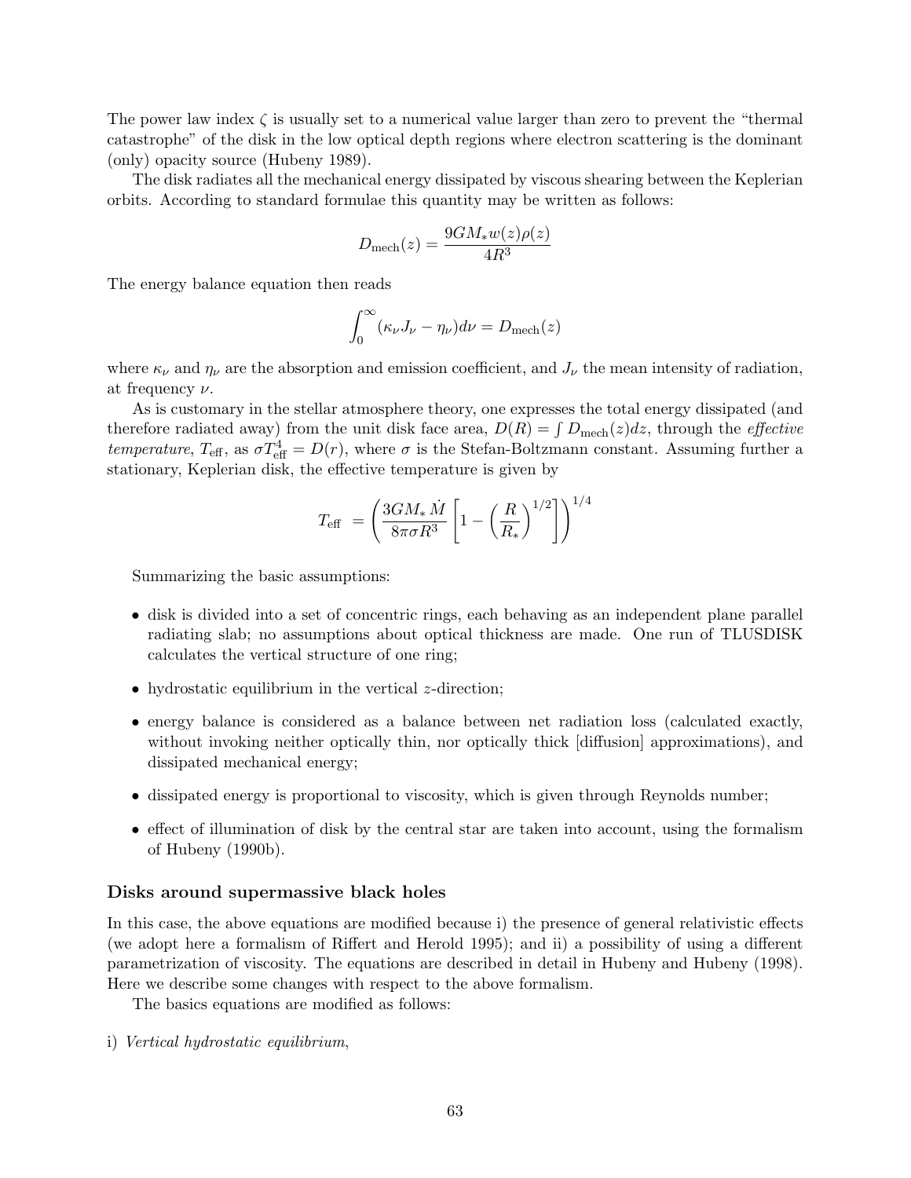The power law index $\zeta$ is usually set to a numerical value larger than zero to prevent the "thermal catastrophe" of the disk in the low optical depth regions where electron scattering is the dominant (only) opacity source (Hubeny 1989).

The disk radiates all the mechanical energy dissipated by viscous shearing between the Keplerian orbits. According to standard formulae this quantity may be written as follows:

$$D_{\rm mech}(z) = \frac{9GM_* w(z)\rho(z)}{4R^3}$$

The energy balance equation then reads

$$\int_0^\infty (\kappa_\nu J_\nu - \eta_\nu) d\nu = D_{\rm mech}(z)$$

where $\kappa_\nu$ and $\eta_\nu$ are the absorption and emission coefficient, and $J_\nu$ the mean intensity of radiation, at frequency $\nu$.

As is customary in the stellar atmosphere theory, one expresses the total energy dissipated (and therefore radiated away) from the unit disk face area, $D(R) = \int D_{\rm mech}(z) dz$, through the *effective temperature*, $T_{\rm eff}$, as $\sigma T_{\rm eff}^4 = D(r)$, where $\sigma$ is the Stefan-Boltzmann constant. Assuming further a stationary, Keplerian disk, the effective temperature is given by

$$T_{\rm eff} = \left( \frac{3GM_* \dot{M}}{8\pi\sigma R^3} \left[ 1 - \left( \frac{R}{R_*} \right)^{1/2} \right] \right)^{1/4}$$

Summarizing the basic assumptions:

- disk is divided into a set of concentric rings, each behaving as an independent plane parallel radiating slab; no assumptions about optical thickness are made. One run of TLUSDISK calculates the vertical structure of one ring;
- hydrostatic equilibrium in the vertical $z$-direction;
- energy balance is considered as a balance between net radiation loss (calculated exactly, without invoking neither optically thin, nor optically thick [diffusion] approximations), and dissipated mechanical energy;
- dissipated energy is proportional to viscosity, which is given through Reynolds number;
- effect of illumination of disk by the central star are taken into account, using the formalism of Hubeny (1990b).

### Disks around supermassive black holes

In this case, the above equations are modified because i) the presence of general relativistic effects (we adopt here a formalism of Riffert and Herold 1995); and ii) a possibility of using a different parametrization of viscosity. The equations are described in detail in Hubeny and Hubeny (1998). Here we describe some changes with respect to the above formalism.

The basics equations are modified as follows:

i) *Vertical hydrostatic equilibrium*,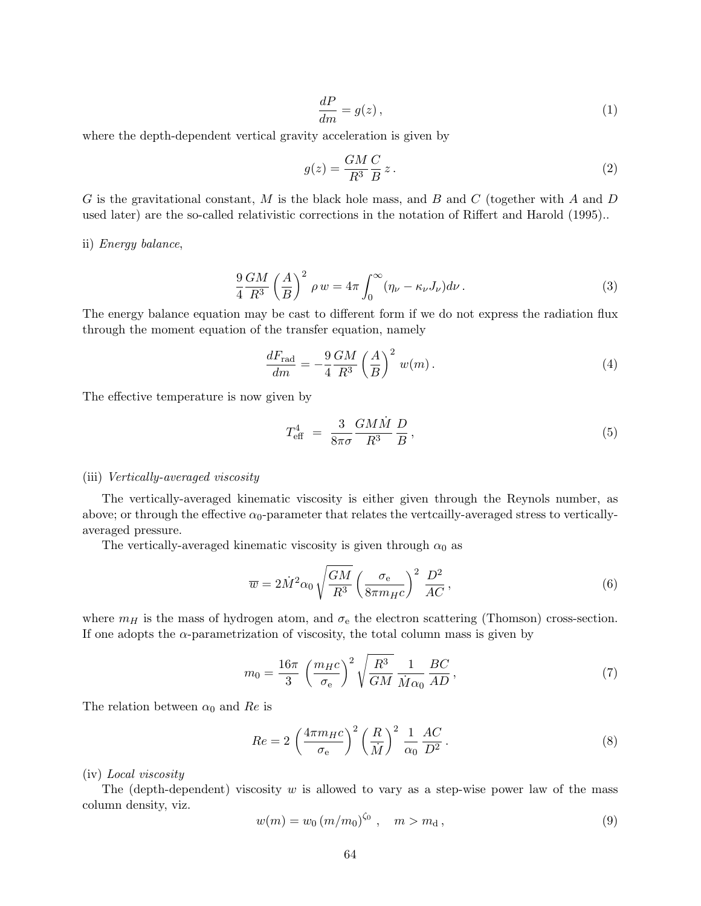$$\frac{dP}{dm} = g(z)\,, \tag{1}$$

where the depth-dependent vertical gravity acceleration is given by

$$g(z) = \frac{GM}{R^3}\frac{C}{B}\,z\,. \tag{2}$$

$G$ is the gravitational constant, $M$ is the black hole mass, and $B$ and $C$ (together with $A$ and $D$ used later) are the so-called relativistic corrections in the notation of Riffert and Harold (1995)..

ii) *Energy balance*,

$$\frac{9}{4}\frac{GM}{R^3}\left(\frac{A}{B}\right)^2 \rho\, w = 4\pi \int_0^\infty (\eta_\nu - \kappa_\nu J_\nu) d\nu\,. \tag{3}$$

The energy balance equation may be cast to different form if we do not express the radiation flux through the moment equation of the transfer equation, namely

$$\frac{dF_{\rm rad}}{dm} = -\frac{9}{4}\frac{GM}{R^3}\left(\frac{A}{B}\right)^2 w(m)\,. \tag{4}$$

The effective temperature is now given by

$$T_{\rm eff}^4 \;=\; \frac{3}{8\pi\sigma}\frac{GM\dot{M}}{R^3}\,\frac{D}{B}\,, \tag{5}$$

(iii) *Vertically-averaged viscosity*

The vertically-averaged kinematic viscosity is either given through the Reynols number, as above; or through the effective $\alpha_0$-parameter that relates the vertcailly-averaged stress to vertically-averaged pressure.

The vertically-averaged kinematic viscosity is given through $\alpha_0$ as

$$\overline{w} = 2\dot{M}^2 \alpha_0 \sqrt{\frac{GM}{R^3}}\left(\frac{\sigma_{\rm e}}{8\pi m_H c}\right)^2 \frac{D^2}{AC}\,, \tag{6}$$

where $m_H$ is the mass of hydrogen atom, and $\sigma_{\rm e}$ the electron scattering (Thomson) cross-section. If one adopts the $\alpha$-parametrization of viscosity, the total column mass is given by

$$m_0 = \frac{16\pi}{3}\left(\frac{m_H c}{\sigma_{\rm e}}\right)^2 \sqrt{\frac{R^3}{GM}}\,\frac{1}{\dot{M}\alpha_0}\,\frac{BC}{AD}\,, \tag{7}$$

The relation between $\alpha_0$ and $Re$ is

$$Re = 2\left(\frac{4\pi m_H c}{\sigma_{\rm e}}\right)^2 \left(\frac{R}{\dot{M}}\right)^2 \frac{1}{\alpha_0}\,\frac{AC}{D^2}\,. \tag{8}$$

(iv) *Local viscosity*

The (depth-dependent) viscosity $w$ is allowed to vary as a step-wise power law of the mass column density, viz.

$$w(m) = w_0\, (m/m_0)^{\zeta_0}\,, \quad m > m_{\rm d}\,, \tag{9}$$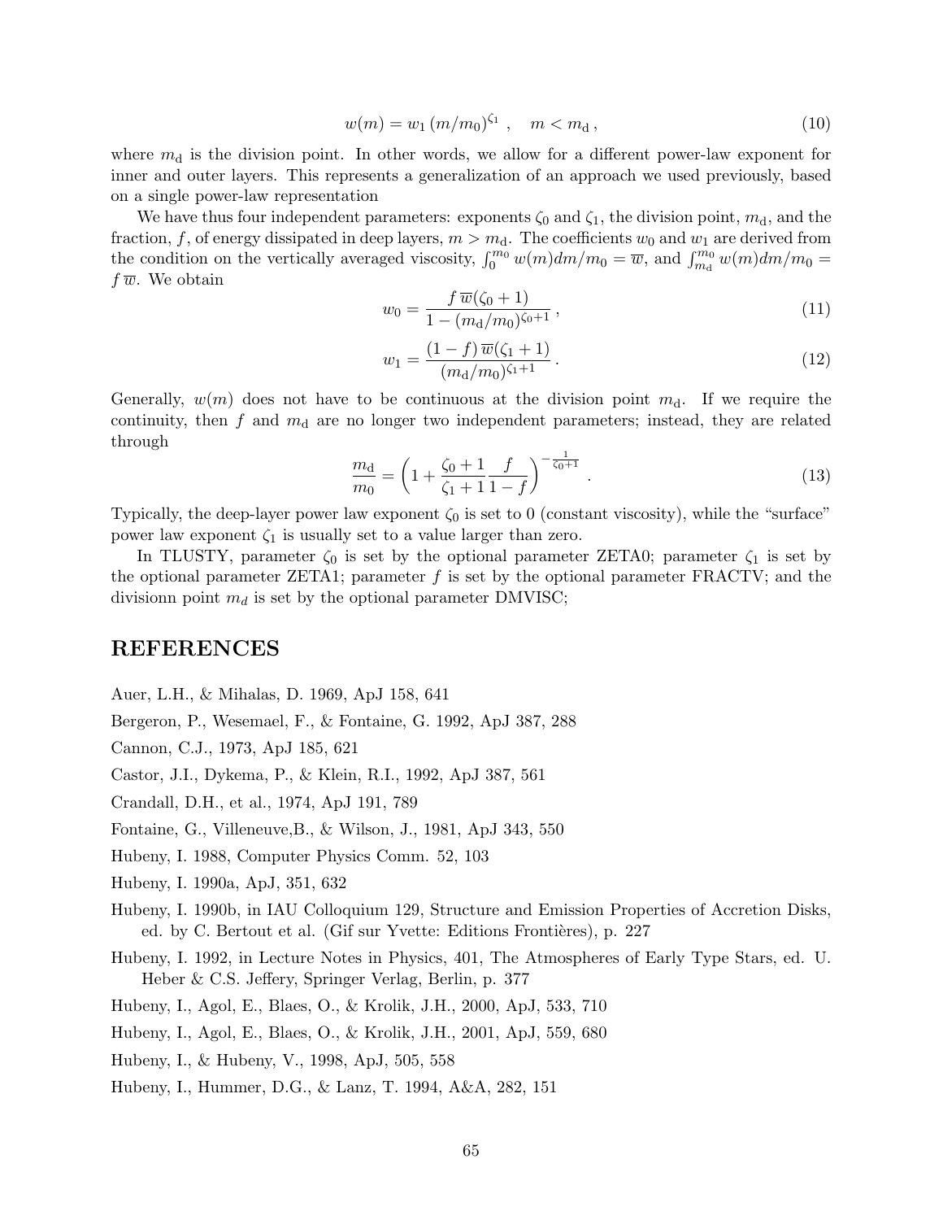$$w(m) = w_1 \, (m/m_0)^{\zeta_1} \;, \quad m < m_{\rm d} \,, \tag{10}$$

where $m_{\rm d}$ is the division point. In other words, we allow for a different power-law exponent for inner and outer layers. This represents a generalization of an approach we used previously, based on a single power-law representation

We have thus four independent parameters: exponents $\zeta_0$ and $\zeta_1$, the division point, $m_{\rm d}$, and the fraction, $f$, of energy dissipated in deep layers, $m > m_{\rm d}$. The coefficients $w_0$ and $w_1$ are derived from the condition on the vertically averaged viscosity, $\int_0^{m_0} w(m)dm/m_0 = \overline{w}$, and $\int_{m_{\rm d}}^{m_0} w(m)dm/m_0 = f\,\overline{w}$. We obtain

$$w_0 = \frac{f\,\overline{w}(\zeta_0+1)}{1-(m_{\rm d}/m_0)^{\zeta_0+1}} \,, \tag{11}$$

$$w_1 = \frac{(1-f)\,\overline{w}(\zeta_1+1)}{(m_{\rm d}/m_0)^{\zeta_1+1}} \,. \tag{12}$$

Generally, $w(m)$ does not have to be continuous at the division point $m_{\rm d}$. If we require the continuity, then $f$ and $m_{\rm d}$ are no longer two independent parameters; instead, they are related through

$$\frac{m_{\rm d}}{m_0} = \left(1 + \frac{\zeta_0+1}{\zeta_1+1}\frac{f}{1-f}\right)^{-\frac{1}{\zeta_0+1}} \,. \tag{13}$$

Typically, the deep-layer power law exponent $\zeta_0$ is set to 0 (constant viscosity), while the "surface" power law exponent $\zeta_1$ is usually set to a value larger than zero.

In TLUSTY, parameter $\zeta_0$ is set by the optional parameter ZETA0; parameter $\zeta_1$ is set by the optional parameter ZETA1; parameter $f$ is set by the optional parameter FRACTV; and the divisionn point $m_d$ is set by the optional parameter DMVISC;

## REFERENCES

Auer, L.H., & Mihalas, D. 1969, ApJ 158, 641

Bergeron, P., Wesemael, F., & Fontaine, G. 1992, ApJ 387, 288

Cannon, C.J., 1973, ApJ 185, 621

Castor, J.I., Dykema, P., & Klein, R.I., 1992, ApJ 387, 561

Crandall, D.H., et al., 1974, ApJ 191, 789

Fontaine, G., Villeneuve,B., & Wilson, J., 1981, ApJ 343, 550

Hubeny, I. 1988, Computer Physics Comm. 52, 103

Hubeny, I. 1990a, ApJ, 351, 632

Hubeny, I. 1990b, in IAU Colloquium 129, Structure and Emission Properties of Accretion Disks, ed. by C. Bertout et al. (Gif sur Yvette: Editions Frontières), p. 227

Hubeny, I. 1992, in Lecture Notes in Physics, 401, The Atmospheres of Early Type Stars, ed. U. Heber & C.S. Jeffery, Springer Verlag, Berlin, p. 377

Hubeny, I., Agol, E., Blaes, O., & Krolik, J.H., 2000, ApJ, 533, 710

Hubeny, I., Agol, E., Blaes, O., & Krolik, J.H., 2001, ApJ, 559, 680

Hubeny, I., & Hubeny, V., 1998, ApJ, 505, 558

Hubeny, I., Hummer, D.G., & Lanz, T. 1994, A&A, 282, 151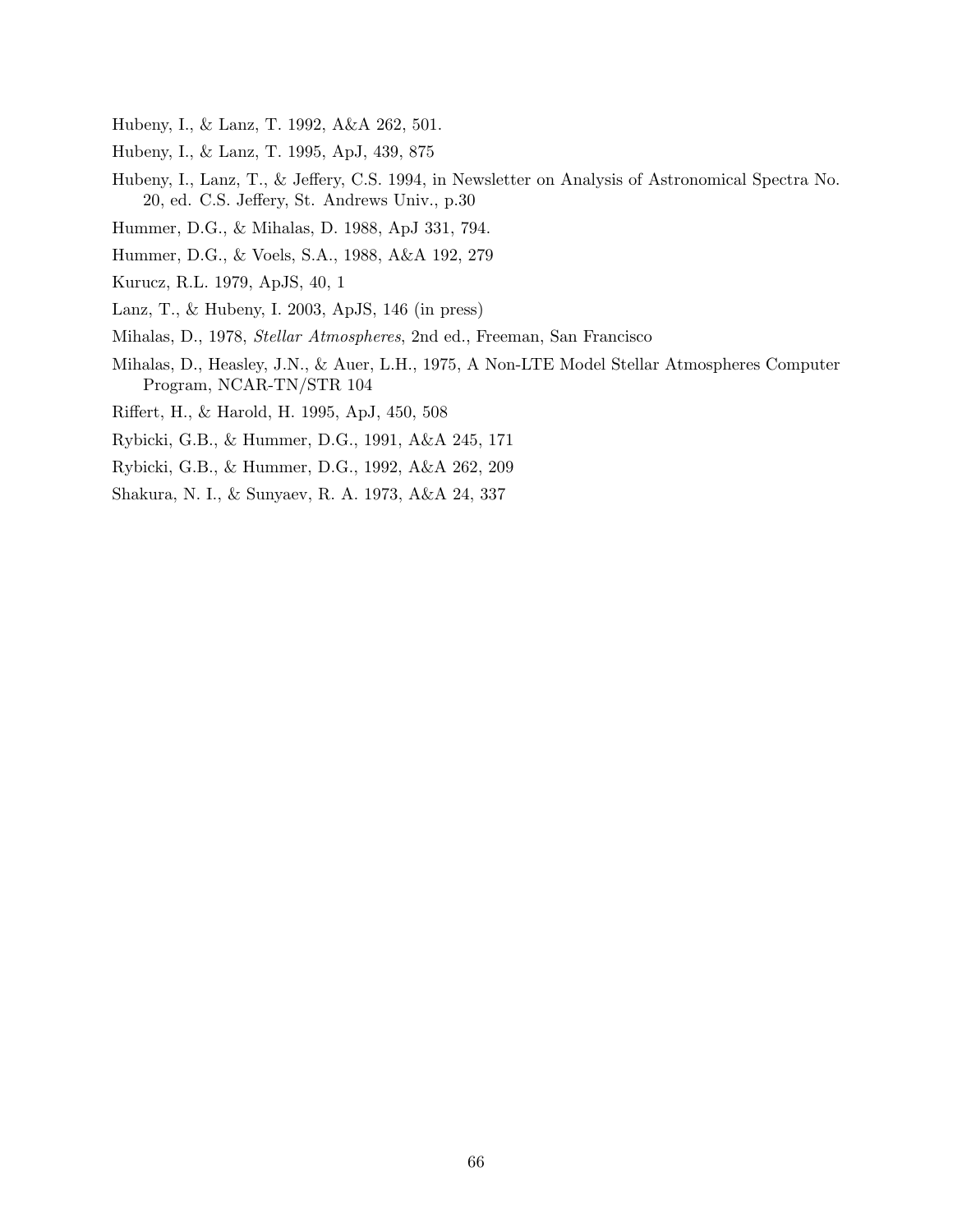Hubeny, I., & Lanz, T. 1992, A&A 262, 501.

Hubeny, I., & Lanz, T. 1995, ApJ, 439, 875

Hubeny, I., Lanz, T., & Jeffery, C.S. 1994, in Newsletter on Analysis of Astronomical Spectra No. 20, ed. C.S. Jeffery, St. Andrews Univ., p.30

Hummer, D.G., & Mihalas, D. 1988, ApJ 331, 794.

Hummer, D.G., & Voels, S.A., 1988, A&A 192, 279

Kurucz, R.L. 1979, ApJS, 40, 1

Lanz, T., & Hubeny, I. 2003, ApJS, 146 (in press)

Mihalas, D., 1978, *Stellar Atmospheres*, 2nd ed., Freeman, San Francisco

Mihalas, D., Heasley, J.N., & Auer, L.H., 1975, A Non-LTE Model Stellar Atmospheres Computer Program, NCAR-TN/STR 104

Riffert, H., & Harold, H. 1995, ApJ, 450, 508

Rybicki, G.B., & Hummer, D.G., 1991, A&A 245, 171

Rybicki, G.B., & Hummer, D.G., 1992, A&A 262, 209

Shakura, N. I., & Sunyaev, R. A. 1973, A&A 24, 337